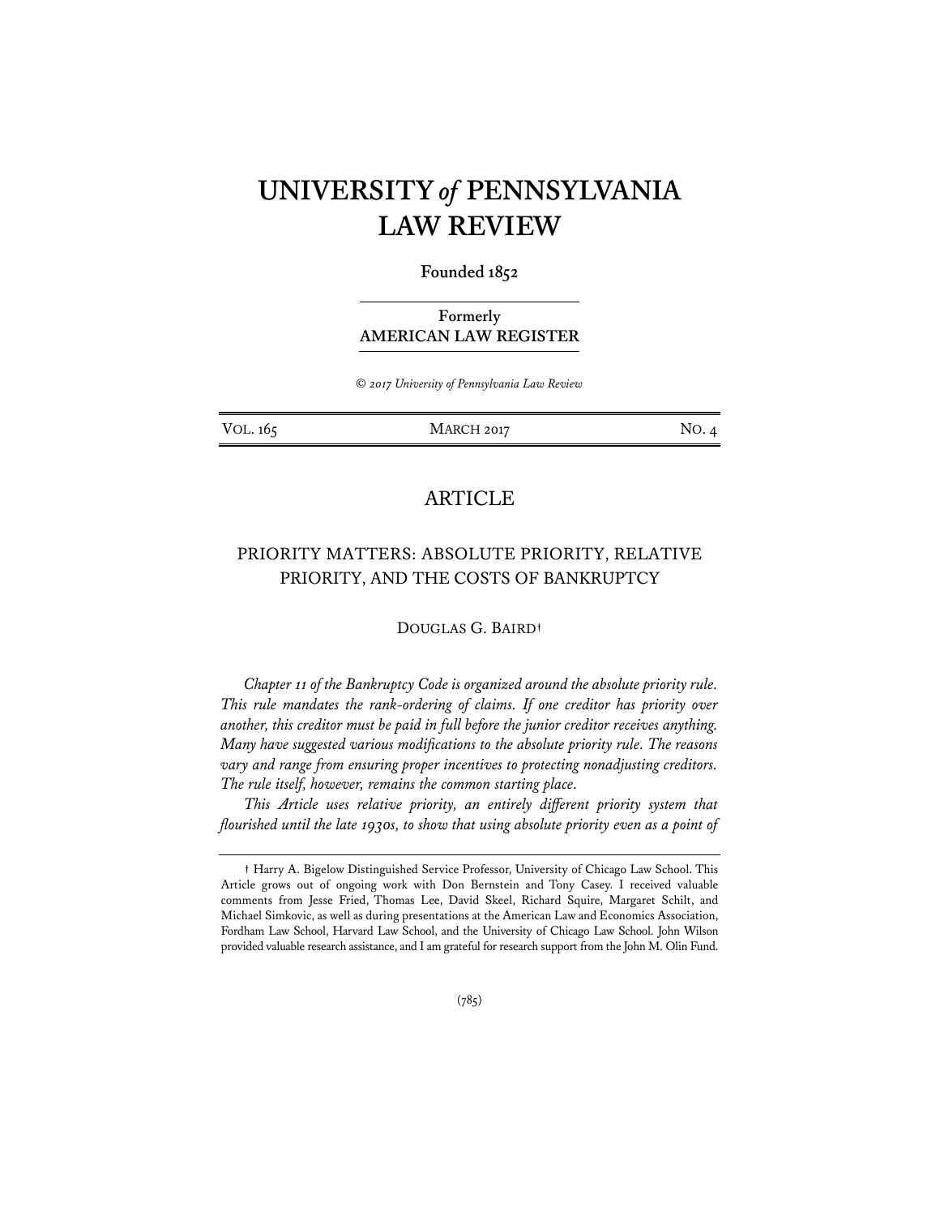# UNIVERSITY *of* PENNSYLVANIA LAW REVIEW

**Founded 1852**

**Formerly**
**AMERICAN LAW REGISTER**

*© 2017 University of Pennsylvania Law Review*

VOL. 165 MARCH 2017 NO. 4

## ARTICLE

### PRIORITY MATTERS: ABSOLUTE PRIORITY, RELATIVE PRIORITY, AND THE COSTS OF BANKRUPTCY

DOUGLAS G. BAIRD†

*Chapter 11 of the Bankruptcy Code is organized around the absolute priority rule. This rule mandates the rank-ordering of claims. If one creditor has priority over another, this creditor must be paid in full before the junior creditor receives anything. Many have suggested various modifications to the absolute priority rule. The reasons vary and range from ensuring proper incentives to protecting nonadjusting creditors. The rule itself, however, remains the common starting place.*

*This Article uses relative priority, an entirely different priority system that flourished until the late 1930s, to show that using absolute priority even as a point of*

† Harry A. Bigelow Distinguished Service Professor, University of Chicago Law School. This Article grows out of ongoing work with Don Bernstein and Tony Casey. I received valuable comments from Jesse Fried, Thomas Lee, David Skeel, Richard Squire, Margaret Schilt, and Michael Simkovic, as well as during presentations at the American Law and Economics Association, Fordham Law School, Harvard Law School, and the University of Chicago Law School. John Wilson provided valuable research assistance, and I am grateful for research support from the John M. Olin Fund.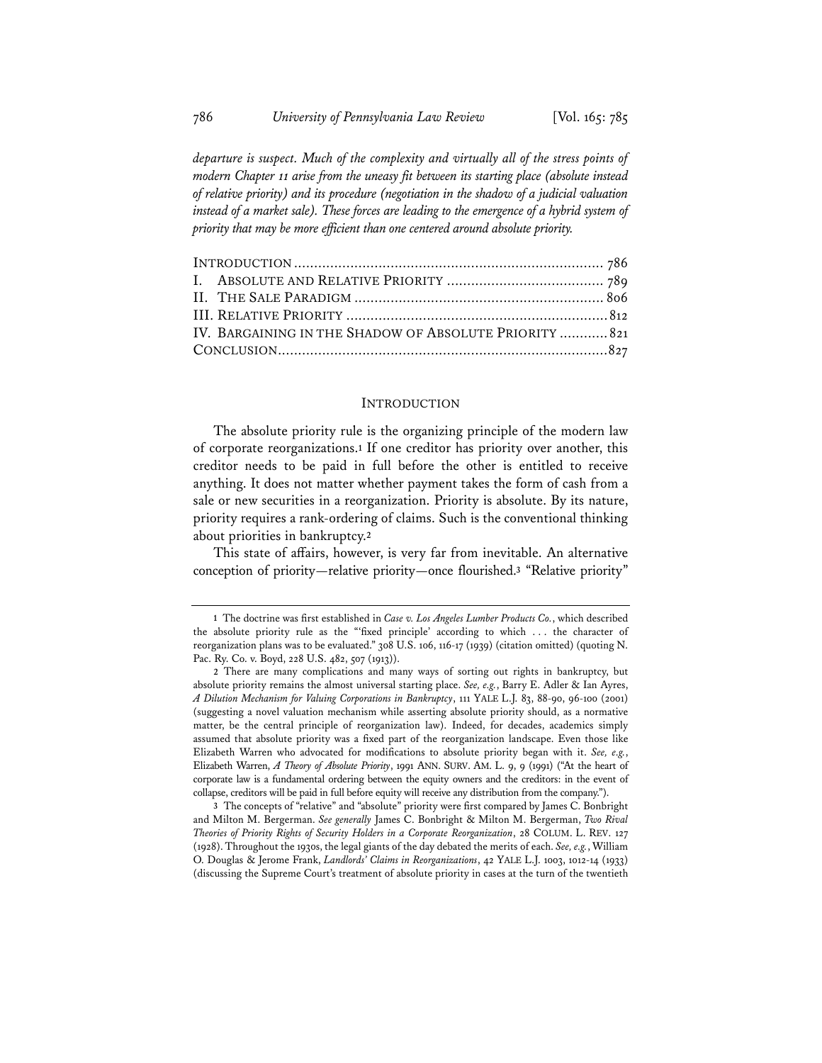*departure is suspect. Much of the complexity and virtually all of the stress points of modern Chapter 11 arise from the uneasy fit between its starting place (absolute instead of relative priority) and its procedure (negotiation in the shadow of a judicial valuation instead of a market sale). These forces are leading to the emergence of a hybrid system of priority that may be more efficient than one centered around absolute priority.*

| | |
|---|---|
| INTRODUCTION | 786 |
| I. ABSOLUTE AND RELATIVE PRIORITY | 789 |
| II. THE SALE PARADIGM | 806 |
| III. RELATIVE PRIORITY | 812 |
| IV. BARGAINING IN THE SHADOW OF ABSOLUTE PRIORITY | 821 |
| CONCLUSION | 827 |

## INTRODUCTION

The absolute priority rule is the organizing principle of the modern law of corporate reorganizations.[1] If one creditor has priority over another, this creditor needs to be paid in full before the other is entitled to receive anything. It does not matter whether payment takes the form of cash from a sale or new securities in a reorganization. Priority is absolute. By its nature, priority requires a rank-ordering of claims. Such is the conventional thinking about priorities in bankruptcy.[2]

This state of affairs, however, is very far from inevitable. An alternative conception of priority—relative priority—once flourished.[3] "Relative priority"

---

[1] The doctrine was first established in *Case v. Los Angeles Lumber Products Co.*, which described the absolute priority rule as the "'fixed principle' according to which . . . the character of reorganization plans was to be evaluated." 308 U.S. 106, 116-17 (1939) (citation omitted) (quoting N. Pac. Ry. Co. v. Boyd, 228 U.S. 482, 507 (1913)).

[2] There are many complications and many ways of sorting out rights in bankruptcy, but absolute priority remains the almost universal starting place. *See, e.g.*, Barry E. Adler & Ian Ayres, *A Dilution Mechanism for Valuing Corporations in Bankruptcy*, 111 YALE L.J. 83, 88-90, 96-100 (2001) (suggesting a novel valuation mechanism while asserting absolute priority should, as a normative matter, be the central principle of reorganization law). Indeed, for decades, academics simply assumed that absolute priority was a fixed part of the reorganization landscape. Even those like Elizabeth Warren who advocated for modifications to absolute priority began with it. *See, e.g.*, Elizabeth Warren, *A Theory of Absolute Priority*, 1991 ANN. SURV. AM. L. 9, 9 (1991) ("At the heart of corporate law is a fundamental ordering between the equity owners and the creditors: in the event of collapse, creditors will be paid in full before equity will receive any distribution from the company.").

[3] The concepts of "relative" and "absolute" priority were first compared by James C. Bonbright and Milton M. Bergerman. *See generally* James C. Bonbright & Milton M. Bergerman, *Two Rival Theories of Priority Rights of Security Holders in a Corporate Reorganization*, 28 COLUM. L. REV. 127 (1928). Throughout the 1930s, the legal giants of the day debated the merits of each. *See, e.g.*, William O. Douglas & Jerome Frank, *Landlords' Claims in Reorganizations*, 42 YALE L.J. 1003, 1012-14 (1933) (discussing the Supreme Court's treatment of absolute priority in cases at the turn of the twentieth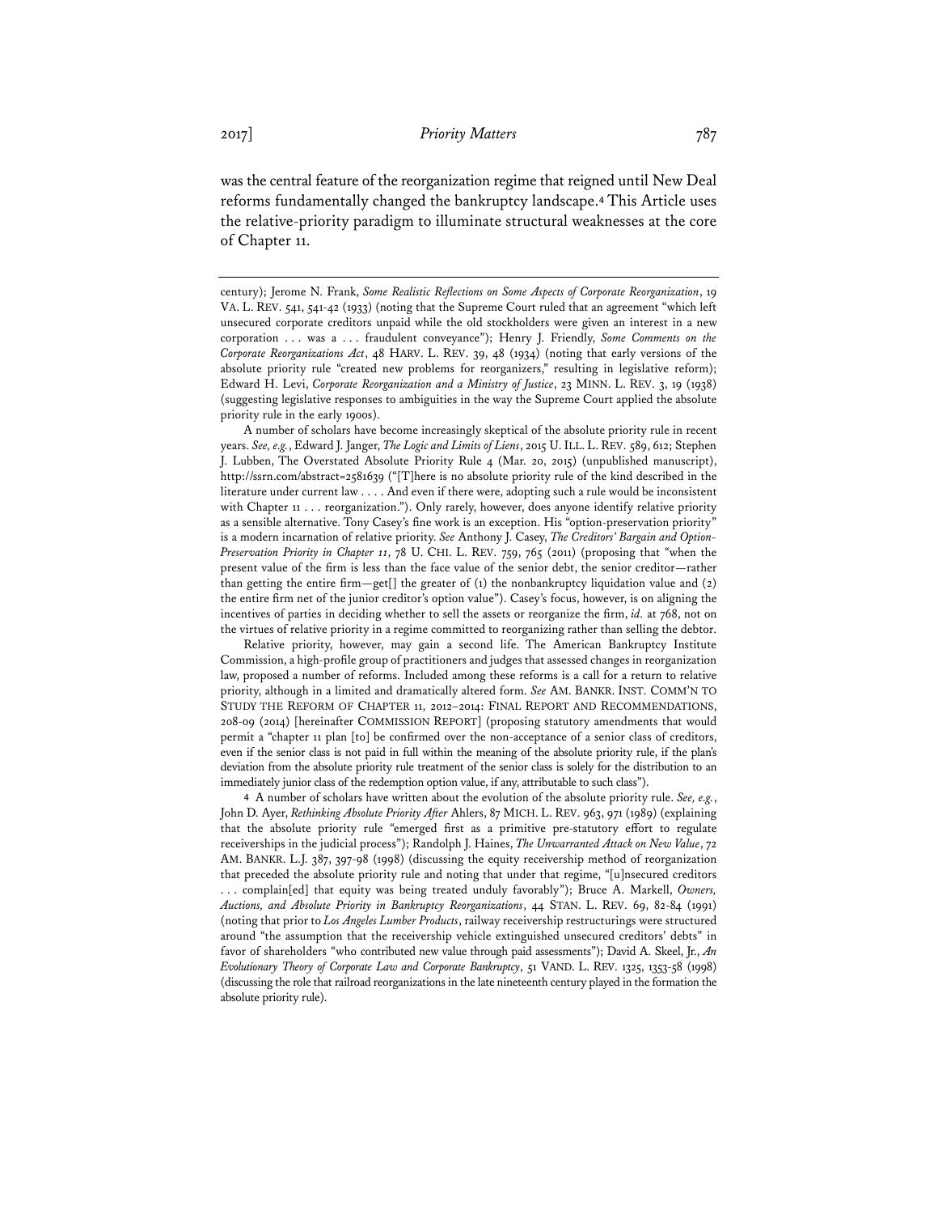was the central feature of the reorganization regime that reigned until New Deal reforms fundamentally changed the bankruptcy landscape.[4] This Article uses the relative-priority paradigm to illuminate structural weaknesses at the core of Chapter 11.

---

century); Jerome N. Frank, *Some Realistic Reflections on Some Aspects of Corporate Reorganization*, 19 VA. L. REV. 541, 541-42 (1933) (noting that the Supreme Court ruled that an agreement "which left unsecured corporate creditors unpaid while the old stockholders were given an interest in a new corporation . . . was a . . . fraudulent conveyance"); Henry J. Friendly, *Some Comments on the Corporate Reorganizations Act*, 48 HARV. L. REV. 39, 48 (1934) (noting that early versions of the absolute priority rule "created new problems for reorganizers," resulting in legislative reform); Edward H. Levi, *Corporate Reorganization and a Ministry of Justice*, 23 MINN. L. REV. 3, 19 (1938) (suggesting legislative responses to ambiguities in the way the Supreme Court applied the absolute priority rule in the early 1900s).

A number of scholars have become increasingly skeptical of the absolute priority rule in recent years. *See, e.g.*, Edward J. Janger, *The Logic and Limits of Liens*, 2015 U. ILL. L. REV. 589, 612; Stephen J. Lubben, The Overstated Absolute Priority Rule 4 (Mar. 20, 2015) (unpublished manuscript), http://ssrn.com/abstract=2581639 ("[T]here is no absolute priority rule of the kind described in the literature under current law . . . . And even if there were, adopting such a rule would be inconsistent with Chapter 11 . . . reorganization."). Only rarely, however, does anyone identify relative priority as a sensible alternative. Tony Casey's fine work is an exception. His "option-preservation priority" is a modern incarnation of relative priority. *See* Anthony J. Casey, *The Creditors' Bargain and Option-Preservation Priority in Chapter 11*, 78 U. CHI. L. REV. 759, 765 (2011) (proposing that "when the present value of the firm is less than the face value of the senior debt, the senior creditor—rather than getting the entire firm—get[] the greater of (1) the nonbankruptcy liquidation value and (2) the entire firm net of the junior creditor's option value"). Casey's focus, however, is on aligning the incentives of parties in deciding whether to sell the assets or reorganize the firm, *id.* at 768, not on the virtues of relative priority in a regime committed to reorganizing rather than selling the debtor.

Relative priority, however, may gain a second life. The American Bankruptcy Institute Commission, a high-profile group of practitioners and judges that assessed changes in reorganization law, proposed a number of reforms. Included among these reforms is a call for a return to relative priority, although in a limited and dramatically altered form. *See* AM. BANKR. INST. COMM'N TO STUDY THE REFORM OF CHAPTER 11, 2012–2014: FINAL REPORT AND RECOMMENDATIONS, 208-09 (2014) [hereinafter COMMISSION REPORT] (proposing statutory amendments that would permit a "chapter 11 plan [to] be confirmed over the non-acceptance of a senior class of creditors, even if the senior class is not paid in full within the meaning of the absolute priority rule, if the plan's deviation from the absolute priority rule treatment of the senior class is solely for the distribution to an immediately junior class of the redemption option value, if any, attributable to such class").

4 A number of scholars have written about the evolution of the absolute priority rule. *See, e.g.*, John D. Ayer, *Rethinking Absolute Priority After* Ahlers, 87 MICH. L. REV. 963, 971 (1989) (explaining that the absolute priority rule "emerged first as a primitive pre-statutory effort to regulate receiverships in the judicial process"); Randolph J. Haines, *The Unwarranted Attack on New Value*, 72 AM. BANKR. L.J. 387, 397-98 (1998) (discussing the equity receivership method of reorganization that preceded the absolute priority rule and noting that under that regime, "[u]nsecured creditors . . . complain[ed] that equity was being treated unduly favorably"); Bruce A. Markell, *Owners, Auctions, and Absolute Priority in Bankruptcy Reorganizations*, 44 STAN. L. REV. 69, 82-84 (1991) (noting that prior to *Los Angeles Lumber Products*, railway receivership restructurings were structured around "the assumption that the receivership vehicle extinguished unsecured creditors' debts" in favor of shareholders "who contributed new value through paid assessments"); David A. Skeel, Jr., *An Evolutionary Theory of Corporate Law and Corporate Bankruptcy*, 51 VAND. L. REV. 1325, 1353-58 (1998) (discussing the role that railroad reorganizations in the late nineteenth century played in the formation the absolute priority rule).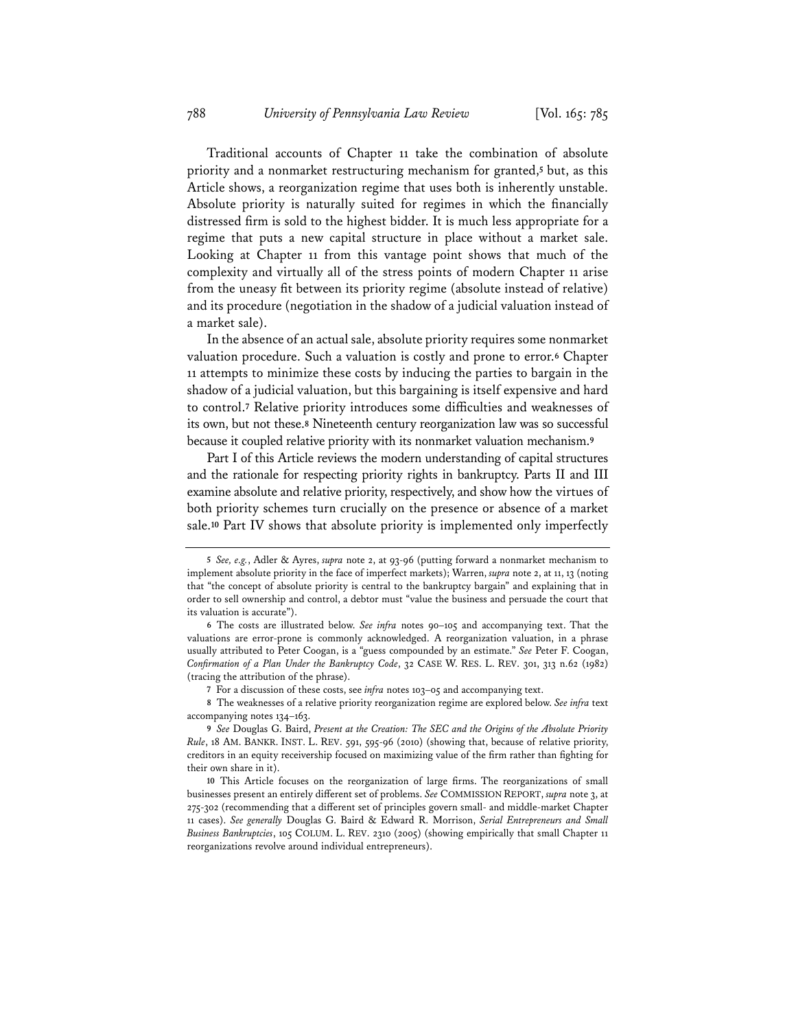Traditional accounts of Chapter 11 take the combination of absolute priority and a nonmarket restructuring mechanism for granted,[5] but, as this Article shows, a reorganization regime that uses both is inherently unstable. Absolute priority is naturally suited for regimes in which the financially distressed firm is sold to the highest bidder. It is much less appropriate for a regime that puts a new capital structure in place without a market sale. Looking at Chapter 11 from this vantage point shows that much of the complexity and virtually all of the stress points of modern Chapter 11 arise from the uneasy fit between its priority regime (absolute instead of relative) and its procedure (negotiation in the shadow of a judicial valuation instead of a market sale).

In the absence of an actual sale, absolute priority requires some nonmarket valuation procedure. Such a valuation is costly and prone to error.[6] Chapter 11 attempts to minimize these costs by inducing the parties to bargain in the shadow of a judicial valuation, but this bargaining is itself expensive and hard to control.[7] Relative priority introduces some difficulties and weaknesses of its own, but not these.[8] Nineteenth century reorganization law was so successful because it coupled relative priority with its nonmarket valuation mechanism.[9]

Part I of this Article reviews the modern understanding of capital structures and the rationale for respecting priority rights in bankruptcy. Parts II and III examine absolute and relative priority, respectively, and show how the virtues of both priority schemes turn crucially on the presence or absence of a market sale.[10] Part IV shows that absolute priority is implemented only imperfectly

---

5 *See, e.g.*, Adler & Ayres, *supra* note 2, at 93-96 (putting forward a nonmarket mechanism to implement absolute priority in the face of imperfect markets); Warren, *supra* note 2, at 11, 13 (noting that "the concept of absolute priority is central to the bankruptcy bargain" and explaining that in order to sell ownership and control, a debtor must "value the business and persuade the court that its valuation is accurate").

6 The costs are illustrated below. *See infra* notes 90–105 and accompanying text. That the valuations are error-prone is commonly acknowledged. A reorganization valuation, in a phrase usually attributed to Peter Coogan, is a "guess compounded by an estimate." *See* Peter F. Coogan, *Confirmation of a Plan Under the Bankruptcy Code*, 32 CASE W. RES. L. REV. 301, 313 n.62 (1982) (tracing the attribution of the phrase).

7 For a discussion of these costs, see *infra* notes 103–05 and accompanying text.

8 The weaknesses of a relative priority reorganization regime are explored below. *See infra* text accompanying notes 134–163.

9 *See* Douglas G. Baird, *Present at the Creation: The SEC and the Origins of the Absolute Priority Rule*, 18 AM. BANKR. INST. L. REV. 591, 595-96 (2010) (showing that, because of relative priority, creditors in an equity receivership focused on maximizing value of the firm rather than fighting for their own share in it).

10 This Article focuses on the reorganization of large firms. The reorganizations of small businesses present an entirely different set of problems. *See* COMMISSION REPORT, *supra* note 3, at 275-302 (recommending that a different set of principles govern small- and middle-market Chapter 11 cases). *See generally* Douglas G. Baird & Edward R. Morrison, *Serial Entrepreneurs and Small Business Bankruptcies*, 105 COLUM. L. REV. 2310 (2005) (showing empirically that small Chapter 11 reorganizations revolve around individual entrepreneurs).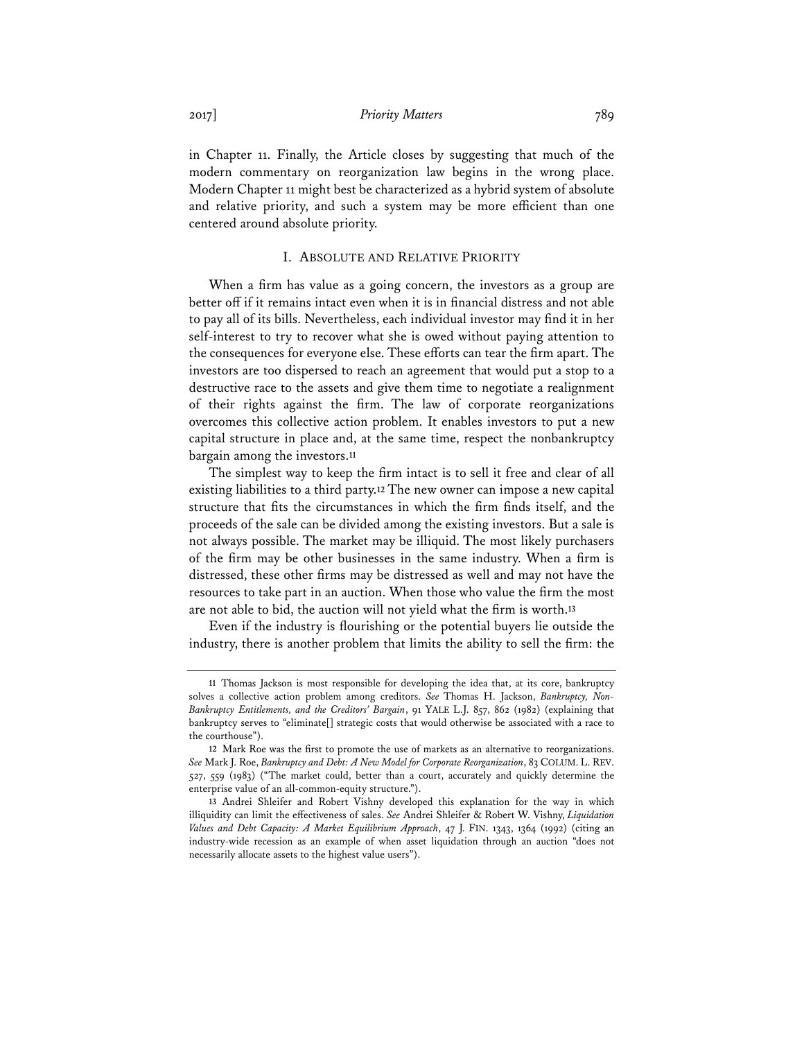in Chapter 11. Finally, the Article closes by suggesting that much of the modern commentary on reorganization law begins in the wrong place. Modern Chapter 11 might best be characterized as a hybrid system of absolute and relative priority, and such a system may be more efficient than one centered around absolute priority.

## I. Absolute and Relative Priority

When a firm has value as a going concern, the investors as a group are better off if it remains intact even when it is in financial distress and not able to pay all of its bills. Nevertheless, each individual investor may find it in her self-interest to try to recover what she is owed without paying attention to the consequences for everyone else. These efforts can tear the firm apart. The investors are too dispersed to reach an agreement that would put a stop to a destructive race to the assets and give them time to negotiate a realignment of their rights against the firm. The law of corporate reorganizations overcomes this collective action problem. It enables investors to put a new capital structure in place and, at the same time, respect the nonbankruptcy bargain among the investors.[11]

The simplest way to keep the firm intact is to sell it free and clear of all existing liabilities to a third party.[12] The new owner can impose a new capital structure that fits the circumstances in which the firm finds itself, and the proceeds of the sale can be divided among the existing investors. But a sale is not always possible. The market may be illiquid. The most likely purchasers of the firm may be other businesses in the same industry. When a firm is distressed, these other firms may be distressed as well and may not have the resources to take part in an auction. When those who value the firm the most are not able to bid, the auction will not yield what the firm is worth.[13]

Even if the industry is flourishing or the potential buyers lie outside the industry, there is another problem that limits the ability to sell the firm: the

---

11 Thomas Jackson is most responsible for developing the idea that, at its core, bankruptcy solves a collective action problem among creditors. *See* Thomas H. Jackson, *Bankruptcy, Non-Bankruptcy Entitlements, and the Creditors' Bargain*, 91 YALE L.J. 857, 862 (1982) (explaining that bankruptcy serves to "eliminate[] strategic costs that would otherwise be associated with a race to the courthouse").

12 Mark Roe was the first to promote the use of markets as an alternative to reorganizations. *See* Mark J. Roe, *Bankruptcy and Debt: A New Model for Corporate Reorganization*, 83 COLUM. L. REV. 527, 559 (1983) ("The market could, better than a court, accurately and quickly determine the enterprise value of an all-common-equity structure.").

13 Andrei Shleifer and Robert Vishny developed this explanation for the way in which illiquidity can limit the effectiveness of sales. *See* Andrei Shleifer & Robert W. Vishny, *Liquidation Values and Debt Capacity: A Market Equilibrium Approach*, 47 J. FIN. 1343, 1364 (1992) (citing an industry-wide recession as an example of when asset liquidation through an auction "does not necessarily allocate assets to the highest value users").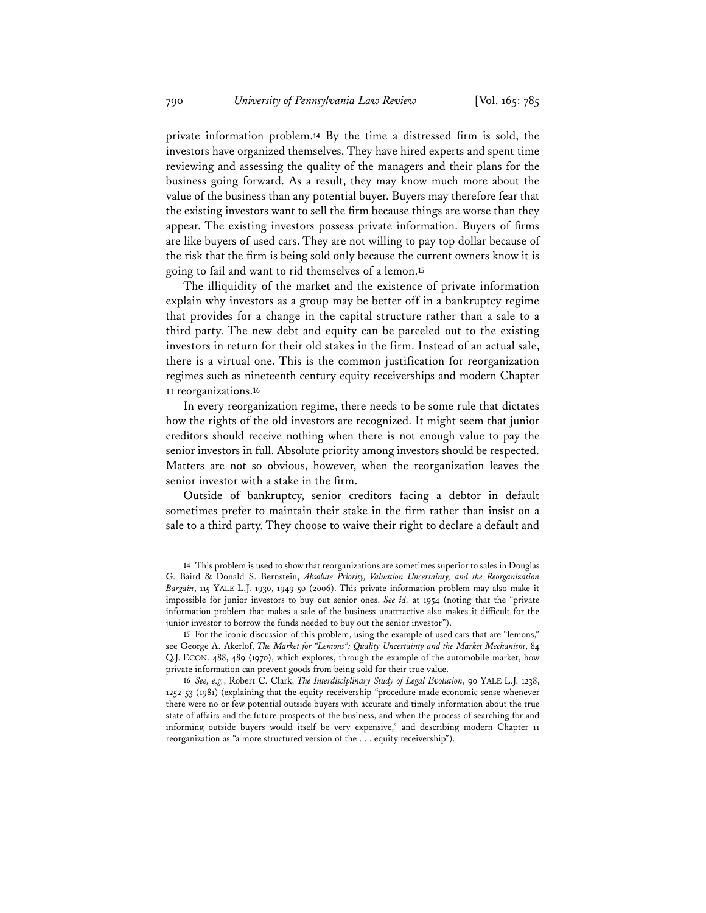private information problem.[14] By the time a distressed firm is sold, the investors have organized themselves. They have hired experts and spent time reviewing and assessing the quality of the managers and their plans for the business going forward. As a result, they may know much more about the value of the business than any potential buyer. Buyers may therefore fear that the existing investors want to sell the firm because things are worse than they appear. The existing investors possess private information. Buyers of firms are like buyers of used cars. They are not willing to pay top dollar because of the risk that the firm is being sold only because the current owners know it is going to fail and want to rid themselves of a lemon.[15]

The illiquidity of the market and the existence of private information explain why investors as a group may be better off in a bankruptcy regime that provides for a change in the capital structure rather than a sale to a third party. The new debt and equity can be parceled out to the existing investors in return for their old stakes in the firm. Instead of an actual sale, there is a virtual one. This is the common justification for reorganization regimes such as nineteenth century equity receiverships and modern Chapter 11 reorganizations.[16]

In every reorganization regime, there needs to be some rule that dictates how the rights of the old investors are recognized. It might seem that junior creditors should receive nothing when there is not enough value to pay the senior investors in full. Absolute priority among investors should be respected. Matters are not so obvious, however, when the reorganization leaves the senior investor with a stake in the firm.

Outside of bankruptcy, senior creditors facing a debtor in default sometimes prefer to maintain their stake in the firm rather than insist on a sale to a third party. They choose to waive their right to declare a default and

---

14 This problem is used to show that reorganizations are sometimes superior to sales in Douglas G. Baird & Donald S. Bernstein, *Absolute Priority, Valuation Uncertainty, and the Reorganization Bargain*, 115 YALE L.J. 1930, 1949-50 (2006). This private information problem may also make it impossible for junior investors to buy out senior ones. *See id.* at 1954 (noting that the "private information problem that makes a sale of the business unattractive also makes it difficult for the junior investor to borrow the funds needed to buy out the senior investor").

15 For the iconic discussion of this problem, using the example of used cars that are "lemons," see George A. Akerlof, *The Market for "Lemons": Quality Uncertainty and the Market Mechanism*, 84 Q.J. ECON. 488, 489 (1970), which explores, through the example of the automobile market, how private information can prevent goods from being sold for their true value.

16 *See, e.g.*, Robert C. Clark, *The Interdisciplinary Study of Legal Evolution*, 90 YALE L.J. 1238, 1252-53 (1981) (explaining that the equity receivership "procedure made economic sense whenever there were no or few potential outside buyers with accurate and timely information about the true state of affairs and the future prospects of the business, and when the process of searching for and informing outside buyers would itself be very expensive," and describing modern Chapter 11 reorganization as "a more structured version of the . . . equity receivership").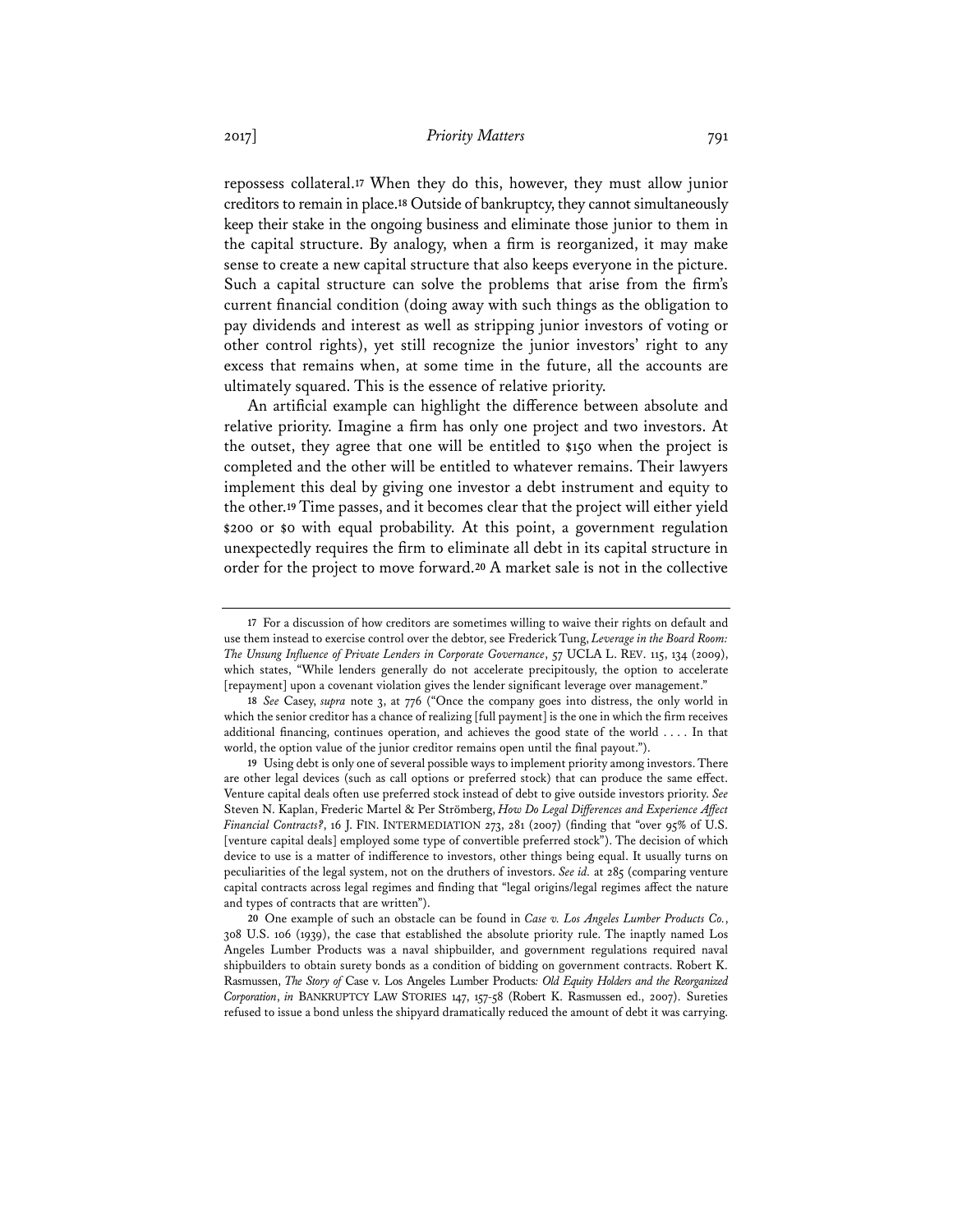repossess collateral.[17] When they do this, however, they must allow junior creditors to remain in place.[18] Outside of bankruptcy, they cannot simultaneously keep their stake in the ongoing business and eliminate those junior to them in the capital structure. By analogy, when a firm is reorganized, it may make sense to create a new capital structure that also keeps everyone in the picture. Such a capital structure can solve the problems that arise from the firm's current financial condition (doing away with such things as the obligation to pay dividends and interest as well as stripping junior investors of voting or other control rights), yet still recognize the junior investors' right to any excess that remains when, at some time in the future, all the accounts are ultimately squared. This is the essence of relative priority.

An artificial example can highlight the difference between absolute and relative priority. Imagine a firm has only one project and two investors. At the outset, they agree that one will be entitled to $150 when the project is completed and the other will be entitled to whatever remains. Their lawyers implement this deal by giving one investor a debt instrument and equity to the other.[19] Time passes, and it becomes clear that the project will either yield $200 or $0 with equal probability. At this point, a government regulation unexpectedly requires the firm to eliminate all debt in its capital structure in order for the project to move forward.[20] A market sale is not in the collective

---

17 For a discussion of how creditors are sometimes willing to waive their rights on default and use them instead to exercise control over the debtor, see Frederick Tung, *Leverage in the Board Room: The Unsung Influence of Private Lenders in Corporate Governance*, 57 UCLA L. REV. 115, 134 (2009), which states, "While lenders generally do not accelerate precipitously, the option to accelerate [repayment] upon a covenant violation gives the lender significant leverage over management."

18 *See* Casey, *supra* note 3, at 776 ("Once the company goes into distress, the only world in which the senior creditor has a chance of realizing [full payment] is the one in which the firm receives additional financing, continues operation, and achieves the good state of the world . . . . In that world, the option value of the junior creditor remains open until the final payout.").

19 Using debt is only one of several possible ways to implement priority among investors. There are other legal devices (such as call options or preferred stock) that can produce the same effect. Venture capital deals often use preferred stock instead of debt to give outside investors priority. *See* Steven N. Kaplan, Frederic Martel & Per Strömberg, *How Do Legal Differences and Experience Affect Financial Contracts?*, 16 J. FIN. INTERMEDIATION 273, 281 (2007) (finding that "over 95% of U.S. [venture capital deals] employed some type of convertible preferred stock"). The decision of which device to use is a matter of indifference to investors, other things being equal. It usually turns on peculiarities of the legal system, not on the druthers of investors. *See id.* at 285 (comparing venture capital contracts across legal regimes and finding that "legal origins/legal regimes affect the nature and types of contracts that are written").

20 One example of such an obstacle can be found in *Case v. Los Angeles Lumber Products Co.*, 308 U.S. 106 (1939), the case that established the absolute priority rule. The inaptly named Los Angeles Lumber Products was a naval shipbuilder, and government regulations required naval shipbuilders to obtain surety bonds as a condition of bidding on government contracts. Robert K. Rasmussen, *The Story of* Case v. Los Angeles Lumber Products*: Old Equity Holders and the Reorganized Corporation*, *in* BANKRUPTCY LAW STORIES 147, 157-58 (Robert K. Rasmussen ed., 2007). Sureties refused to issue a bond unless the shipyard dramatically reduced the amount of debt it was carrying.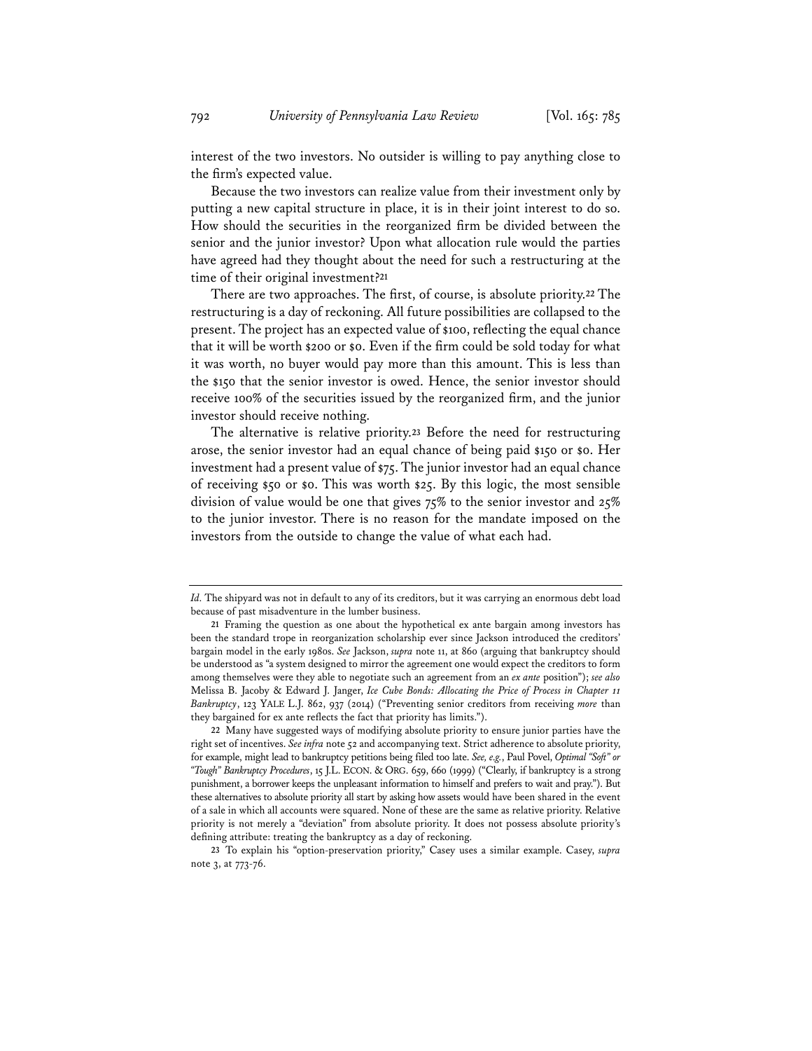interest of the two investors. No outsider is willing to pay anything close to the firm's expected value.

Because the two investors can realize value from their investment only by putting a new capital structure in place, it is in their joint interest to do so. How should the securities in the reorganized firm be divided between the senior and the junior investor? Upon what allocation rule would the parties have agreed had they thought about the need for such a restructuring at the time of their original investment?[21]

There are two approaches. The first, of course, is absolute priority.[22] The restructuring is a day of reckoning. All future possibilities are collapsed to the present. The project has an expected value of $100, reflecting the equal chance that it will be worth $200 or $0. Even if the firm could be sold today for what it was worth, no buyer would pay more than this amount. This is less than the $150 that the senior investor is owed. Hence, the senior investor should receive 100% of the securities issued by the reorganized firm, and the junior investor should receive nothing.

The alternative is relative priority.[23] Before the need for restructuring arose, the senior investor had an equal chance of being paid $150 or $0. Her investment had a present value of $75. The junior investor had an equal chance of receiving $50 or $0. This was worth $25. By this logic, the most sensible division of value would be one that gives 75% to the senior investor and 25% to the junior investor. There is no reason for the mandate imposed on the investors from the outside to change the value of what each had.

---

*Id.* The shipyard was not in default to any of its creditors, but it was carrying an enormous debt load because of past misadventure in the lumber business.

21 Framing the question as one about the hypothetical ex ante bargain among investors has been the standard trope in reorganization scholarship ever since Jackson introduced the creditors' bargain model in the early 1980s. *See* Jackson, *supra* note 11, at 860 (arguing that bankruptcy should be understood as "a system designed to mirror the agreement one would expect the creditors to form among themselves were they able to negotiate such an agreement from an *ex ante* position"); *see also* Melissa B. Jacoby & Edward J. Janger, *Ice Cube Bonds: Allocating the Price of Process in Chapter 11 Bankruptcy*, 123 YALE L.J. 862, 937 (2014) ("Preventing senior creditors from receiving *more* than they bargained for ex ante reflects the fact that priority has limits.").

22 Many have suggested ways of modifying absolute priority to ensure junior parties have the right set of incentives. *See infra* note 52 and accompanying text. Strict adherence to absolute priority, for example, might lead to bankruptcy petitions being filed too late. *See, e.g.*, Paul Povel, *Optimal "Soft" or "Tough" Bankruptcy Procedures*, 15 J.L. ECON. & ORG. 659, 660 (1999) ("Clearly, if bankruptcy is a strong punishment, a borrower keeps the unpleasant information to himself and prefers to wait and pray."). But these alternatives to absolute priority all start by asking how assets would have been shared in the event of a sale in which all accounts were squared. None of these are the same as relative priority. Relative priority is not merely a "deviation" from absolute priority. It does not possess absolute priority's defining attribute: treating the bankruptcy as a day of reckoning.

23 To explain his "option-preservation priority," Casey uses a similar example. Casey, *supra* note 3, at 773-76.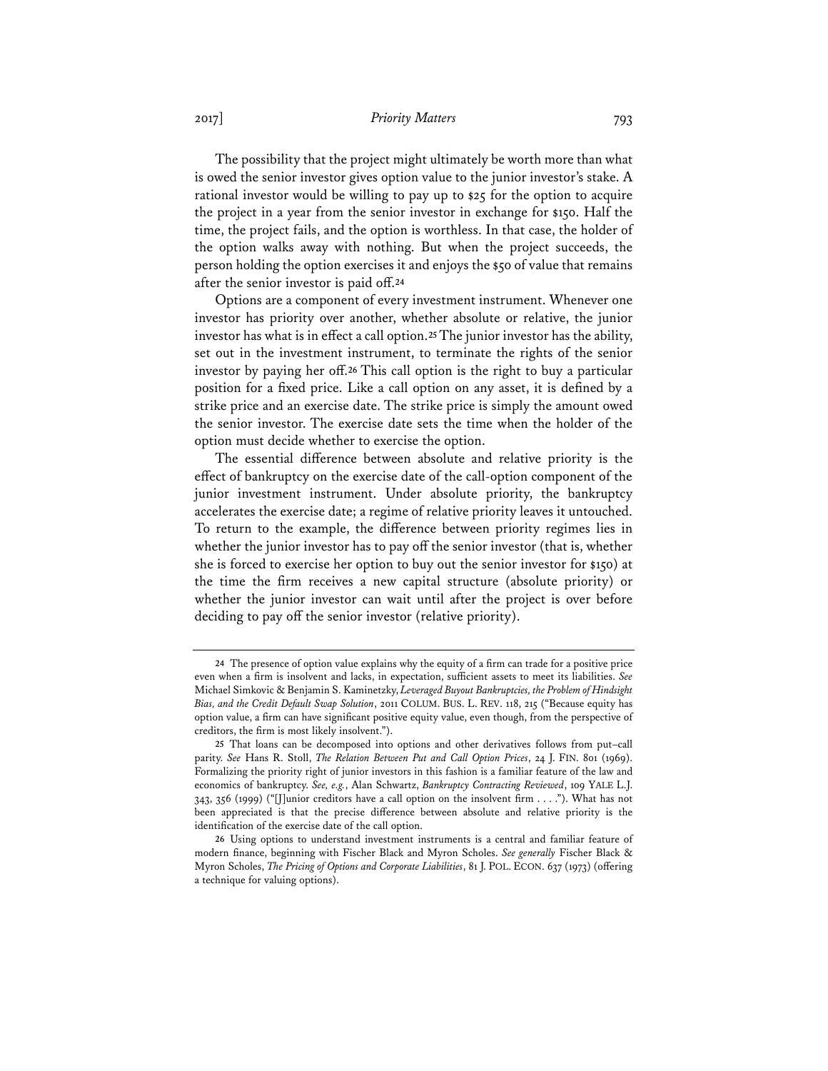The possibility that the project might ultimately be worth more than what is owed the senior investor gives option value to the junior investor's stake. A rational investor would be willing to pay up to $25 for the option to acquire the project in a year from the senior investor in exchange for $150. Half the time, the project fails, and the option is worthless. In that case, the holder of the option walks away with nothing. But when the project succeeds, the person holding the option exercises it and enjoys the $50 of value that remains after the senior investor is paid off.[24]

Options are a component of every investment instrument. Whenever one investor has priority over another, whether absolute or relative, the junior investor has what is in effect a call option.[25] The junior investor has the ability, set out in the investment instrument, to terminate the rights of the senior investor by paying her off.[26] This call option is the right to buy a particular position for a fixed price. Like a call option on any asset, it is defined by a strike price and an exercise date. The strike price is simply the amount owed the senior investor. The exercise date sets the time when the holder of the option must decide whether to exercise the option.

The essential difference between absolute and relative priority is the effect of bankruptcy on the exercise date of the call-option component of the junior investment instrument. Under absolute priority, the bankruptcy accelerates the exercise date; a regime of relative priority leaves it untouched. To return to the example, the difference between priority regimes lies in whether the junior investor has to pay off the senior investor (that is, whether she is forced to exercise her option to buy out the senior investor for $150) at the time the firm receives a new capital structure (absolute priority) or whether the junior investor can wait until after the project is over before deciding to pay off the senior investor (relative priority).

---

24 The presence of option value explains why the equity of a firm can trade for a positive price even when a firm is insolvent and lacks, in expectation, sufficient assets to meet its liabilities. *See* Michael Simkovic & Benjamin S. Kaminetzky, *Leveraged Buyout Bankruptcies, the Problem of Hindsight Bias, and the Credit Default Swap Solution*, 2011 COLUM. BUS. L. REV. 118, 215 ("Because equity has option value, a firm can have significant positive equity value, even though, from the perspective of creditors, the firm is most likely insolvent.").

25 That loans can be decomposed into options and other derivatives follows from put–call parity. *See* Hans R. Stoll, *The Relation Between Put and Call Option Prices*, 24 J. FIN. 801 (1969). Formalizing the priority right of junior investors in this fashion is a familiar feature of the law and economics of bankruptcy. *See, e.g.*, Alan Schwartz, *Bankruptcy Contracting Reviewed*, 109 YALE L.J. 343, 356 (1999) ("[J]unior creditors have a call option on the insolvent firm . . . ."). What has not been appreciated is that the precise difference between absolute and relative priority is the identification of the exercise date of the call option.

26 Using options to understand investment instruments is a central and familiar feature of modern finance, beginning with Fischer Black and Myron Scholes. *See generally* Fischer Black & Myron Scholes, *The Pricing of Options and Corporate Liabilities*, 81 J. POL. ECON. 637 (1973) (offering a technique for valuing options).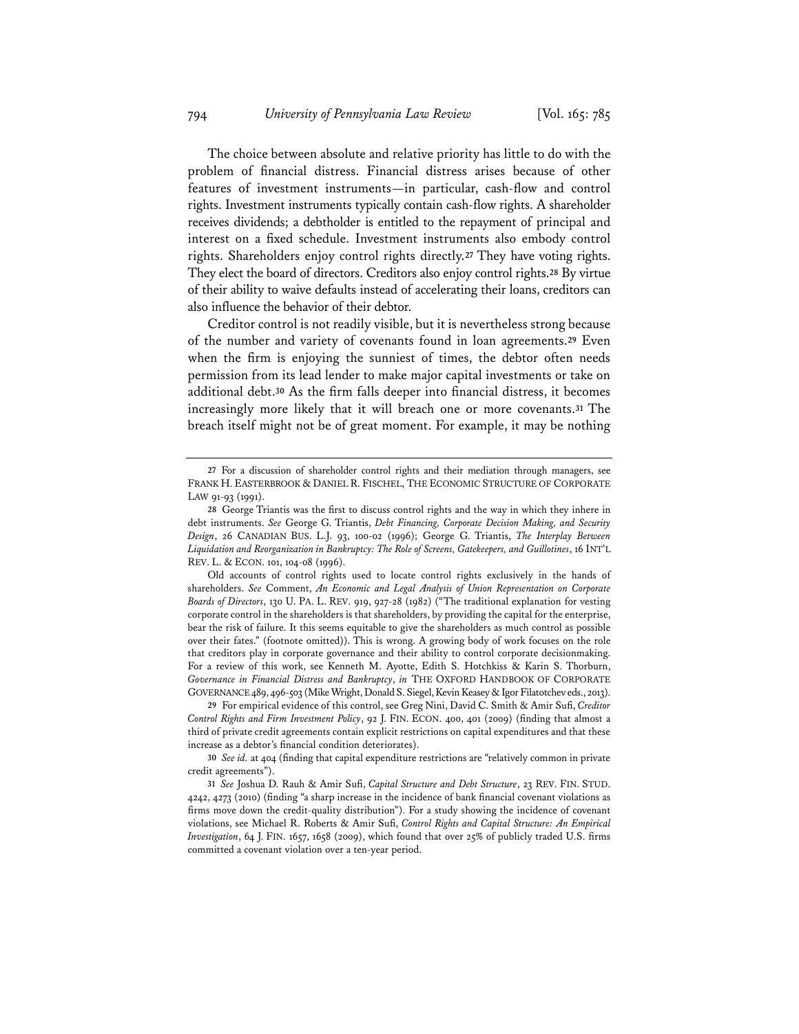The choice between absolute and relative priority has little to do with the problem of financial distress. Financial distress arises because of other features of investment instruments—in particular, cash-flow and control rights. Investment instruments typically contain cash-flow rights. A shareholder receives dividends; a debtholder is entitled to the repayment of principal and interest on a fixed schedule. Investment instruments also embody control rights. Shareholders enjoy control rights directly.[27] They have voting rights. They elect the board of directors. Creditors also enjoy control rights.[28] By virtue of their ability to waive defaults instead of accelerating their loans, creditors can also influence the behavior of their debtor.

Creditor control is not readily visible, but it is nevertheless strong because of the number and variety of covenants found in loan agreements.[29] Even when the firm is enjoying the sunniest of times, the debtor often needs permission from its lead lender to make major capital investments or take on additional debt.[30] As the firm falls deeper into financial distress, it becomes increasingly more likely that it will breach one or more covenants.[31] The breach itself might not be of great moment. For example, it may be nothing

---

27 For a discussion of shareholder control rights and their mediation through managers, see FRANK H. EASTERBROOK & DANIEL R. FISCHEL, THE ECONOMIC STRUCTURE OF CORPORATE LAW 91-93 (1991).

28 George Triantis was the first to discuss control rights and the way in which they inhere in debt instruments. *See* George G. Triantis, *Debt Financing, Corporate Decision Making, and Security Design*, 26 CANADIAN BUS. L.J. 93, 100-02 (1996); George G. Triantis, *The Interplay Between Liquidation and Reorganization in Bankruptcy: The Role of Screens, Gatekeepers, and Guillotines*, 16 INT'L REV. L. & ECON. 101, 104-08 (1996).

Old accounts of control rights used to locate control rights exclusively in the hands of shareholders. *See* Comment, *An Economic and Legal Analysis of Union Representation on Corporate Boards of Directors*, 130 U. PA. L. REV. 919, 927-28 (1982) ("The traditional explanation for vesting corporate control in the shareholders is that shareholders, by providing the capital for the enterprise, bear the risk of failure. It this seems equitable to give the shareholders as much control as possible over their fates." (footnote omitted)). This is wrong. A growing body of work focuses on the role that creditors play in corporate governance and their ability to control corporate decisionmaking. For a review of this work, see Kenneth M. Ayotte, Edith S. Hotchkiss & Karin S. Thorburn, *Governance in Financial Distress and Bankruptcy*, *in* THE OXFORD HANDBOOK OF CORPORATE GOVERNANCE 489, 496-503 (Mike Wright, Donald S. Siegel, Kevin Keasey & Igor Filatotchev eds., 2013).

29 For empirical evidence of this control, see Greg Nini, David C. Smith & Amir Sufi, *Creditor Control Rights and Firm Investment Policy*, 92 J. FIN. ECON. 400, 401 (2009) (finding that almost a third of private credit agreements contain explicit restrictions on capital expenditures and that these increase as a debtor's financial condition deteriorates).

30 *See id.* at 404 (finding that capital expenditure restrictions are "relatively common in private credit agreements").

31 *See* Joshua D. Rauh & Amir Sufi, *Capital Structure and Debt Structure*, 23 REV. FIN. STUD. 4242, 4273 (2010) (finding "a sharp increase in the incidence of bank financial covenant violations as firms move down the credit-quality distribution"). For a study showing the incidence of covenant violations, see Michael R. Roberts & Amir Sufi, *Control Rights and Capital Structure: An Empirical Investigation*, 64 J. FIN. 1657, 1658 (2009), which found that over 25% of publicly traded U.S. firms committed a covenant violation over a ten-year period.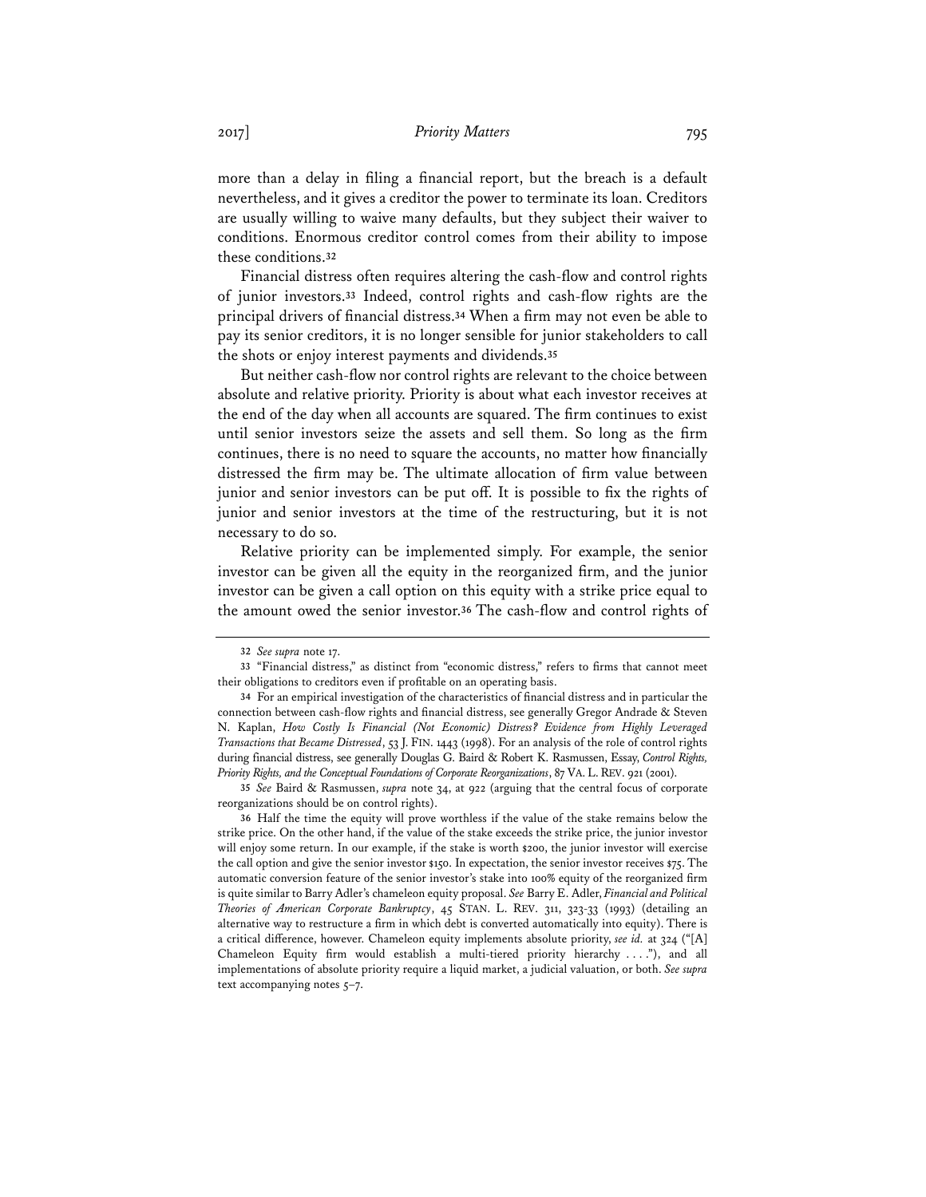more than a delay in filing a financial report, but the breach is a default nevertheless, and it gives a creditor the power to terminate its loan. Creditors are usually willing to waive many defaults, but they subject their waiver to conditions. Enormous creditor control comes from their ability to impose these conditions.[32]

Financial distress often requires altering the cash-flow and control rights of junior investors.[33] Indeed, control rights and cash-flow rights are the principal drivers of financial distress.[34] When a firm may not even be able to pay its senior creditors, it is no longer sensible for junior stakeholders to call the shots or enjoy interest payments and dividends.[35]

But neither cash-flow nor control rights are relevant to the choice between absolute and relative priority. Priority is about what each investor receives at the end of the day when all accounts are squared. The firm continues to exist until senior investors seize the assets and sell them. So long as the firm continues, there is no need to square the accounts, no matter how financially distressed the firm may be. The ultimate allocation of firm value between junior and senior investors can be put off. It is possible to fix the rights of junior and senior investors at the time of the restructuring, but it is not necessary to do so.

Relative priority can be implemented simply. For example, the senior investor can be given all the equity in the reorganized firm, and the junior investor can be given a call option on this equity with a strike price equal to the amount owed the senior investor.[36] The cash-flow and control rights of

---

32 *See supra* note 17.

33 "Financial distress," as distinct from "economic distress," refers to firms that cannot meet their obligations to creditors even if profitable on an operating basis.

34 For an empirical investigation of the characteristics of financial distress and in particular the connection between cash-flow rights and financial distress, see generally Gregor Andrade & Steven N. Kaplan, *How Costly Is Financial (Not Economic) Distress? Evidence from Highly Leveraged Transactions that Became Distressed*, 53 J. FIN. 1443 (1998). For an analysis of the role of control rights during financial distress, see generally Douglas G. Baird & Robert K. Rasmussen, Essay, *Control Rights, Priority Rights, and the Conceptual Foundations of Corporate Reorganizations*, 87 VA. L. REV. 921 (2001).

35 *See* Baird & Rasmussen, *supra* note 34, at 922 (arguing that the central focus of corporate reorganizations should be on control rights).

36 Half the time the equity will prove worthless if the value of the stake remains below the strike price. On the other hand, if the value of the stake exceeds the strike price, the junior investor will enjoy some return. In our example, if the stake is worth $200, the junior investor will exercise the call option and give the senior investor $150. In expectation, the senior investor receives $75. The automatic conversion feature of the senior investor's stake into 100% equity of the reorganized firm is quite similar to Barry Adler's chameleon equity proposal. *See* Barry E. Adler, *Financial and Political Theories of American Corporate Bankruptcy*, 45 STAN. L. REV. 311, 323-33 (1993) (detailing an alternative way to restructure a firm in which debt is converted automatically into equity). There is a critical difference, however. Chameleon equity implements absolute priority, *see id.* at 324 ("[A] Chameleon Equity firm would establish a multi-tiered priority hierarchy . . . ."), and all implementations of absolute priority require a liquid market, a judicial valuation, or both. *See supra* text accompanying notes 5–7.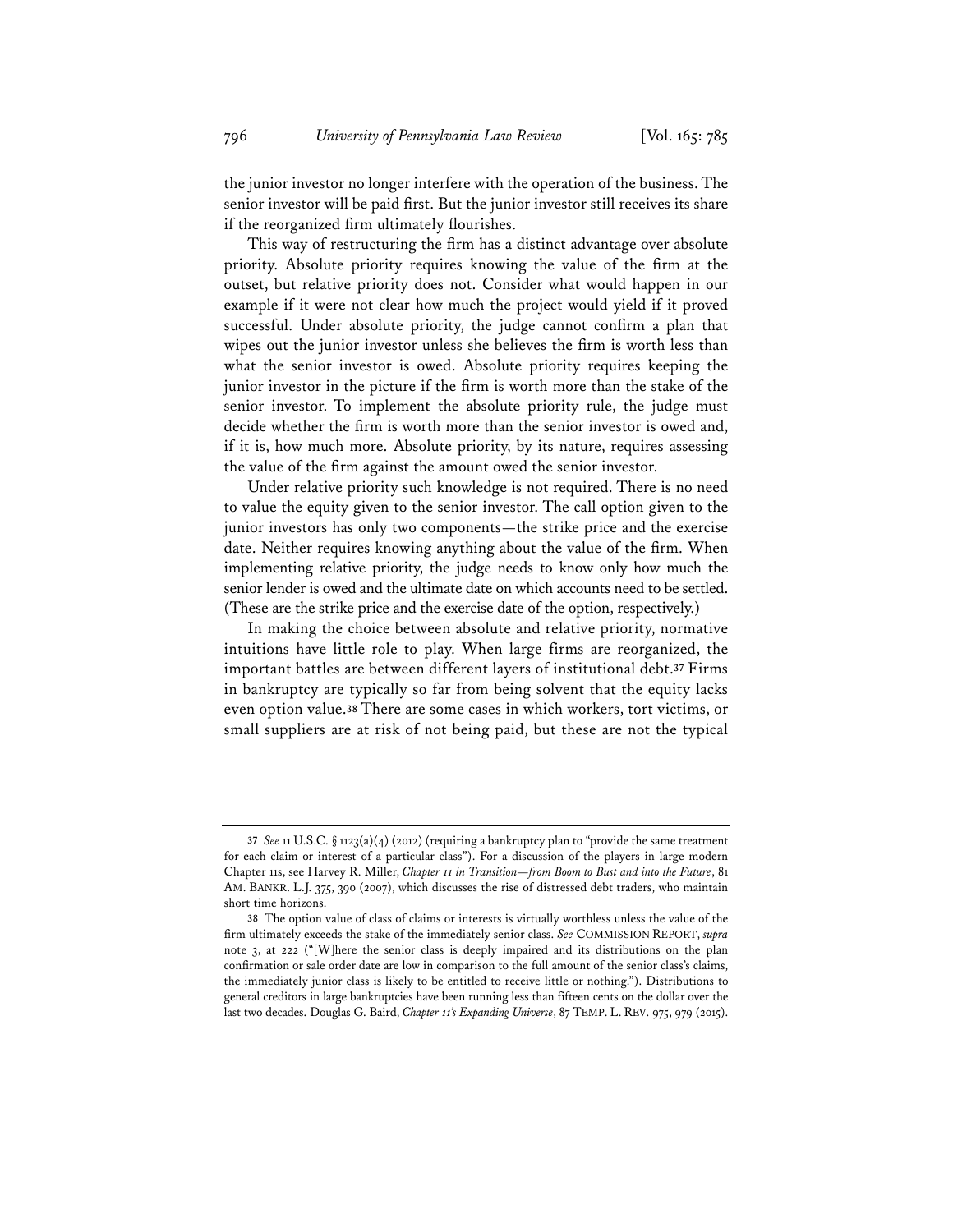the junior investor no longer interfere with the operation of the business. The senior investor will be paid first. But the junior investor still receives its share if the reorganized firm ultimately flourishes.

This way of restructuring the firm has a distinct advantage over absolute priority. Absolute priority requires knowing the value of the firm at the outset, but relative priority does not. Consider what would happen in our example if it were not clear how much the project would yield if it proved successful. Under absolute priority, the judge cannot confirm a plan that wipes out the junior investor unless she believes the firm is worth less than what the senior investor is owed. Absolute priority requires keeping the junior investor in the picture if the firm is worth more than the stake of the senior investor. To implement the absolute priority rule, the judge must decide whether the firm is worth more than the senior investor is owed and, if it is, how much more. Absolute priority, by its nature, requires assessing the value of the firm against the amount owed the senior investor.

Under relative priority such knowledge is not required. There is no need to value the equity given to the senior investor. The call option given to the junior investors has only two components—the strike price and the exercise date. Neither requires knowing anything about the value of the firm. When implementing relative priority, the judge needs to know only how much the senior lender is owed and the ultimate date on which accounts need to be settled. (These are the strike price and the exercise date of the option, respectively.)

In making the choice between absolute and relative priority, normative intuitions have little role to play. When large firms are reorganized, the important battles are between different layers of institutional debt.[37] Firms in bankruptcy are typically so far from being solvent that the equity lacks even option value.[38] There are some cases in which workers, tort victims, or small suppliers are at risk of not being paid, but these are not the typical

---

[37] *See* 11 U.S.C. § 1123(a)(4) (2012) (requiring a bankruptcy plan to "provide the same treatment for each claim or interest of a particular class"). For a discussion of the players in large modern Chapter 11s, see Harvey R. Miller, *Chapter 11 in Transition—from Boom to Bust and into the Future*, 81 AM. BANKR. L.J. 375, 390 (2007), which discusses the rise of distressed debt traders, who maintain short time horizons.

[38] The option value of class of claims or interests is virtually worthless unless the value of the firm ultimately exceeds the stake of the immediately senior class. *See* COMMISSION REPORT, *supra* note 3, at 222 ("[W]here the senior class is deeply impaired and its distributions on the plan confirmation or sale order date are low in comparison to the full amount of the senior class's claims, the immediately junior class is likely to be entitled to receive little or nothing."). Distributions to general creditors in large bankruptcies have been running less than fifteen cents on the dollar over the last two decades. Douglas G. Baird, *Chapter 11's Expanding Universe*, 87 TEMP. L. REV. 975, 979 (2015).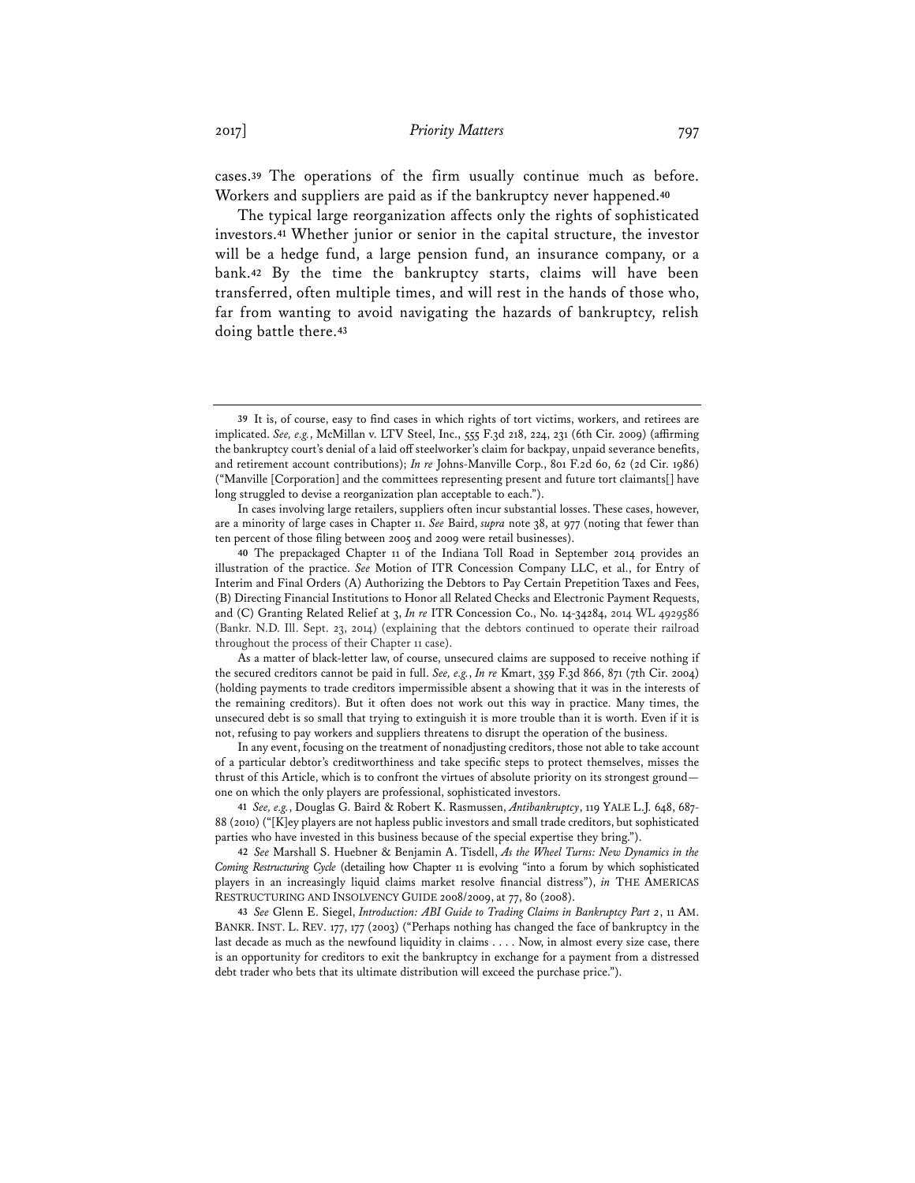cases.[39] The operations of the firm usually continue much as before. Workers and suppliers are paid as if the bankruptcy never happened.[40]

The typical large reorganization affects only the rights of sophisticated investors.[41] Whether junior or senior in the capital structure, the investor will be a hedge fund, a large pension fund, an insurance company, or a bank.[42] By the time the bankruptcy starts, claims will have been transferred, often multiple times, and will rest in the hands of those who, far from wanting to avoid navigating the hazards of bankruptcy, relish doing battle there.[43]

---

39 It is, of course, easy to find cases in which rights of tort victims, workers, and retirees are implicated. *See, e.g.*, McMillan v. LTV Steel, Inc., 555 F.3d 218, 224, 231 (6th Cir. 2009) (affirming the bankruptcy court's denial of a laid off steelworker's claim for backpay, unpaid severance benefits, and retirement account contributions); *In re* Johns-Manville Corp., 801 F.2d 60, 62 (2d Cir. 1986) ("Manville [Corporation] and the committees representing present and future tort claimants[] have long struggled to devise a reorganization plan acceptable to each.").

In cases involving large retailers, suppliers often incur substantial losses. These cases, however, are a minority of large cases in Chapter 11. *See* Baird, *supra* note 38, at 977 (noting that fewer than ten percent of those filing between 2005 and 2009 were retail businesses).

40 The prepackaged Chapter 11 of the Indiana Toll Road in September 2014 provides an illustration of the practice. *See* Motion of ITR Concession Company LLC, et al., for Entry of Interim and Final Orders (A) Authorizing the Debtors to Pay Certain Prepetition Taxes and Fees, (B) Directing Financial Institutions to Honor all Related Checks and Electronic Payment Requests, and (C) Granting Related Relief at 3, *In re* ITR Concession Co., No. 14-34284, 2014 WL 4929586 (Bankr. N.D. Ill. Sept. 23, 2014) (explaining that the debtors continued to operate their railroad throughout the process of their Chapter 11 case).

As a matter of black-letter law, of course, unsecured claims are supposed to receive nothing if the secured creditors cannot be paid in full. *See, e.g.*, *In re* Kmart, 359 F.3d 866, 871 (7th Cir. 2004) (holding payments to trade creditors impermissible absent a showing that it was in the interests of the remaining creditors). But it often does not work out this way in practice. Many times, the unsecured debt is so small that trying to extinguish it is more trouble than it is worth. Even if it is not, refusing to pay workers and suppliers threatens to disrupt the operation of the business.

In any event, focusing on the treatment of nonadjusting creditors, those not able to take account of a particular debtor's creditworthiness and take specific steps to protect themselves, misses the thrust of this Article, which is to confront the virtues of absolute priority on its strongest ground—one on which the only players are professional, sophisticated investors.

41 *See, e.g.*, Douglas G. Baird & Robert K. Rasmussen, *Antibankruptcy*, 119 YALE L.J. 648, 687-88 (2010) ("[K]ey players are not hapless public investors and small trade creditors, but sophisticated parties who have invested in this business because of the special expertise they bring.").

42 *See* Marshall S. Huebner & Benjamin A. Tisdell, *As the Wheel Turns: New Dynamics in the Coming Restructuring Cycle* (detailing how Chapter 11 is evolving "into a forum by which sophisticated players in an increasingly liquid claims market resolve financial distress"), *in* THE AMERICAS RESTRUCTURING AND INSOLVENCY GUIDE 2008/2009, at 77, 80 (2008).

43 *See* Glenn E. Siegel, *Introduction: ABI Guide to Trading Claims in Bankruptcy Part 2*, 11 AM. BANKR. INST. L. REV. 177, 177 (2003) ("Perhaps nothing has changed the face of bankruptcy in the last decade as much as the newfound liquidity in claims . . . . Now, in almost every size case, there is an opportunity for creditors to exit the bankruptcy in exchange for a payment from a distressed debt trader who bets that its ultimate distribution will exceed the purchase price.").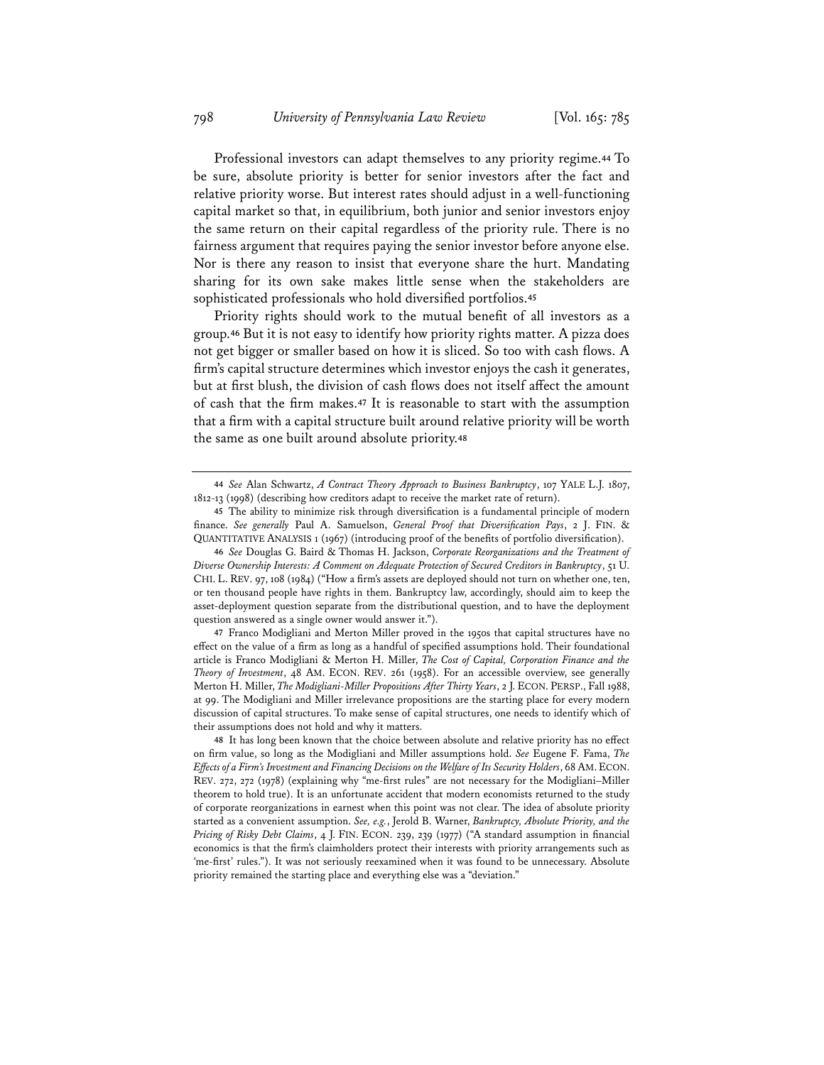Professional investors can adapt themselves to any priority regime.[44] To be sure, absolute priority is better for senior investors after the fact and relative priority worse. But interest rates should adjust in a well-functioning capital market so that, in equilibrium, both junior and senior investors enjoy the same return on their capital regardless of the priority rule. There is no fairness argument that requires paying the senior investor before anyone else. Nor is there any reason to insist that everyone share the hurt. Mandating sharing for its own sake makes little sense when the stakeholders are sophisticated professionals who hold diversified portfolios.[45]

Priority rights should work to the mutual benefit of all investors as a group.[46] But it is not easy to identify how priority rights matter. A pizza does not get bigger or smaller based on how it is sliced. So too with cash flows. A firm's capital structure determines which investor enjoys the cash it generates, but at first blush, the division of cash flows does not itself affect the amount of cash that the firm makes.[47] It is reasonable to start with the assumption that a firm with a capital structure built around relative priority will be worth the same as one built around absolute priority.[48]

---

44 *See* Alan Schwartz, *A Contract Theory Approach to Business Bankruptcy*, 107 YALE L.J. 1807, 1812-13 (1998) (describing how creditors adapt to receive the market rate of return).

45 The ability to minimize risk through diversification is a fundamental principle of modern finance. *See generally* Paul A. Samuelson, *General Proof that Diversification Pays*, 2 J. FIN. & QUANTITATIVE ANALYSIS 1 (1967) (introducing proof of the benefits of portfolio diversification).

46 *See* Douglas G. Baird & Thomas H. Jackson, *Corporate Reorganizations and the Treatment of Diverse Ownership Interests: A Comment on Adequate Protection of Secured Creditors in Bankruptcy*, 51 U. CHI. L. REV. 97, 108 (1984) ("How a firm's assets are deployed should not turn on whether one, ten, or ten thousand people have rights in them. Bankruptcy law, accordingly, should aim to keep the asset-deployment question separate from the distributional question, and to have the deployment question answered as a single owner would answer it.").

47 Franco Modigliani and Merton Miller proved in the 1950s that capital structures have no effect on the value of a firm as long as a handful of specified assumptions hold. Their foundational article is Franco Modigliani & Merton H. Miller, *The Cost of Capital, Corporation Finance and the Theory of Investment*, 48 AM. ECON. REV. 261 (1958). For an accessible overview, see generally Merton H. Miller, *The Modigliani-Miller Propositions After Thirty Years*, 2 J. ECON. PERSP., Fall 1988, at 99. The Modigliani and Miller irrelevance propositions are the starting place for every modern discussion of capital structures. To make sense of capital structures, one needs to identify which of their assumptions does not hold and why it matters.

48 It has long been known that the choice between absolute and relative priority has no effect on firm value, so long as the Modigliani and Miller assumptions hold. *See* Eugene F. Fama, *The Effects of a Firm's Investment and Financing Decisions on the Welfare of Its Security Holders*, 68 AM. ECON. REV. 272, 272 (1978) (explaining why "me-first rules" are not necessary for the Modigliani–Miller theorem to hold true). It is an unfortunate accident that modern economists returned to the study of corporate reorganizations in earnest when this point was not clear. The idea of absolute priority started as a convenient assumption. *See, e.g.*, Jerold B. Warner, *Bankruptcy, Absolute Priority, and the Pricing of Risky Debt Claims*, 4 J. FIN. ECON. 239, 239 (1977) ("A standard assumption in financial economics is that the firm's claimholders protect their interests with priority arrangements such as 'me-first' rules."). It was not seriously reexamined when it was found to be unnecessary. Absolute priority remained the starting place and everything else was a "deviation."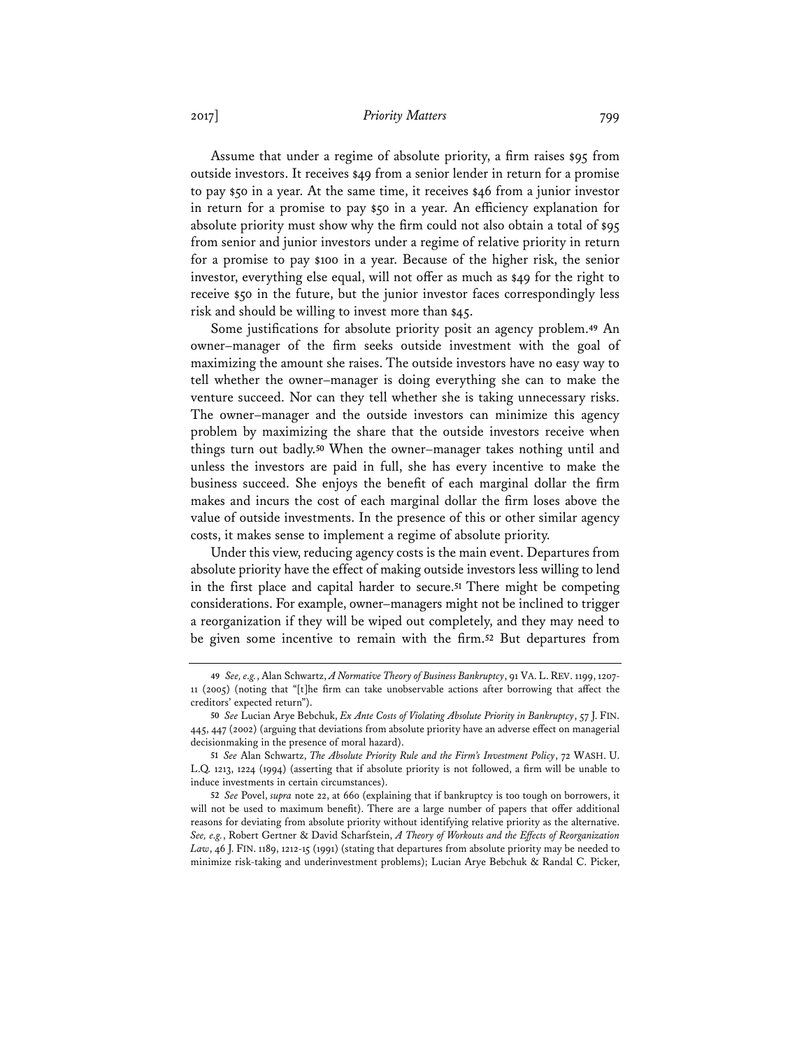Assume that under a regime of absolute priority, a firm raises $95 from outside investors. It receives $49 from a senior lender in return for a promise to pay $50 in a year. At the same time, it receives $46 from a junior investor in return for a promise to pay $50 in a year. An efficiency explanation for absolute priority must show why the firm could not also obtain a total of $95 from senior and junior investors under a regime of relative priority in return for a promise to pay $100 in a year. Because of the higher risk, the senior investor, everything else equal, will not offer as much as $49 for the right to receive $50 in the future, but the junior investor faces correspondingly less risk and should be willing to invest more than $45.

Some justifications for absolute priority posit an agency problem.[49] An owner–manager of the firm seeks outside investment with the goal of maximizing the amount she raises. The outside investors have no easy way to tell whether the owner–manager is doing everything she can to make the venture succeed. Nor can they tell whether she is taking unnecessary risks. The owner–manager and the outside investors can minimize this agency problem by maximizing the share that the outside investors receive when things turn out badly.[50] When the owner–manager takes nothing until and unless the investors are paid in full, she has every incentive to make the business succeed. She enjoys the benefit of each marginal dollar the firm makes and incurs the cost of each marginal dollar the firm loses above the value of outside investments. In the presence of this or other similar agency costs, it makes sense to implement a regime of absolute priority.

Under this view, reducing agency costs is the main event. Departures from absolute priority have the effect of making outside investors less willing to lend in the first place and capital harder to secure.[51] There might be competing considerations. For example, owner–managers might not be inclined to trigger a reorganization if they will be wiped out completely, and they may need to be given some incentive to remain with the firm.[52] But departures from

---

[49] *See, e.g.*, Alan Schwartz, *A Normative Theory of Business Bankruptcy*, 91 VA. L. REV. 1199, 1207-11 (2005) (noting that "[t]he firm can take unobservable actions after borrowing that affect the creditors' expected return").

[50] *See* Lucian Arye Bebchuk, *Ex Ante Costs of Violating Absolute Priority in Bankruptcy*, 57 J. FIN. 445, 447 (2002) (arguing that deviations from absolute priority have an adverse effect on managerial decisionmaking in the presence of moral hazard).

[51] *See* Alan Schwartz, *The Absolute Priority Rule and the Firm's Investment Policy*, 72 WASH. U. L.Q. 1213, 1224 (1994) (asserting that if absolute priority is not followed, a firm will be unable to induce investments in certain circumstances).

[52] *See* Povel, *supra* note 22, at 660 (explaining that if bankruptcy is too tough on borrowers, it will not be used to maximum benefit). There are a large number of papers that offer additional reasons for deviating from absolute priority without identifying relative priority as the alternative. *See, e.g.*, Robert Gertner & David Scharfstein, *A Theory of Workouts and the Effects of Reorganization Law*, 46 J. FIN. 1189, 1212-15 (1991) (stating that departures from absolute priority may be needed to minimize risk-taking and underinvestment problems); Lucian Arye Bebchuk & Randal C. Picker,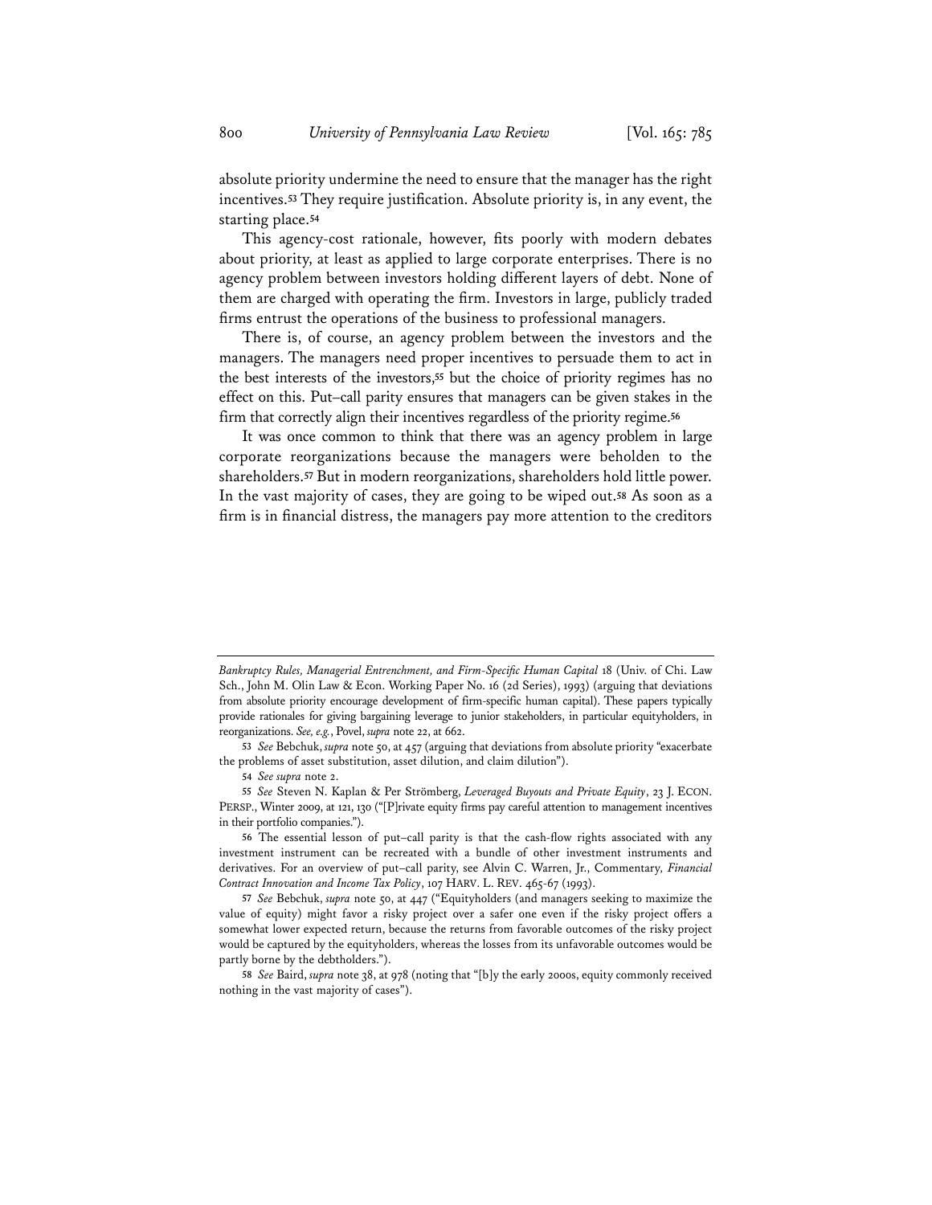absolute priority undermine the need to ensure that the manager has the right incentives.[53] They require justification. Absolute priority is, in any event, the starting place.[54]

This agency-cost rationale, however, fits poorly with modern debates about priority, at least as applied to large corporate enterprises. There is no agency problem between investors holding different layers of debt. None of them are charged with operating the firm. Investors in large, publicly traded firms entrust the operations of the business to professional managers.

There is, of course, an agency problem between the investors and the managers. The managers need proper incentives to persuade them to act in the best interests of the investors,[55] but the choice of priority regimes has no effect on this. Put–call parity ensures that managers can be given stakes in the firm that correctly align their incentives regardless of the priority regime.[56]

It was once common to think that there was an agency problem in large corporate reorganizations because the managers were beholden to the shareholders.[57] But in modern reorganizations, shareholders hold little power. In the vast majority of cases, they are going to be wiped out.[58] As soon as a firm is in financial distress, the managers pay more attention to the creditors

---

*Bankruptcy Rules, Managerial Entrenchment, and Firm-Specific Human Capital* 18 (Univ. of Chi. Law Sch., John M. Olin Law & Econ. Working Paper No. 16 (2d Series), 1993) (arguing that deviations from absolute priority encourage development of firm-specific human capital). These papers typically provide rationales for giving bargaining leverage to junior stakeholders, in particular equityholders, in reorganizations. *See, e.g.*, Povel, *supra* note 22, at 662.

53 *See* Bebchuk, *supra* note 50, at 457 (arguing that deviations from absolute priority "exacerbate the problems of asset substitution, asset dilution, and claim dilution").

54 *See supra* note 2.

55 *See* Steven N. Kaplan & Per Strömberg, *Leveraged Buyouts and Private Equity*, 23 J. ECON. PERSP., Winter 2009, at 121, 130 ("[P]rivate equity firms pay careful attention to management incentives in their portfolio companies.").

56 The essential lesson of put–call parity is that the cash-flow rights associated with any investment instrument can be recreated with a bundle of other investment instruments and derivatives. For an overview of put–call parity, see Alvin C. Warren, Jr., Commentary, *Financial Contract Innovation and Income Tax Policy*, 107 HARV. L. REV. 465-67 (1993).

57 *See* Bebchuk, *supra* note 50, at 447 ("Equityholders (and managers seeking to maximize the value of equity) might favor a risky project over a safer one even if the risky project offers a somewhat lower expected return, because the returns from favorable outcomes of the risky project would be captured by the equityholders, whereas the losses from its unfavorable outcomes would be partly borne by the debtholders.").

58 *See* Baird, *supra* note 38, at 978 (noting that "[b]y the early 2000s, equity commonly received nothing in the vast majority of cases").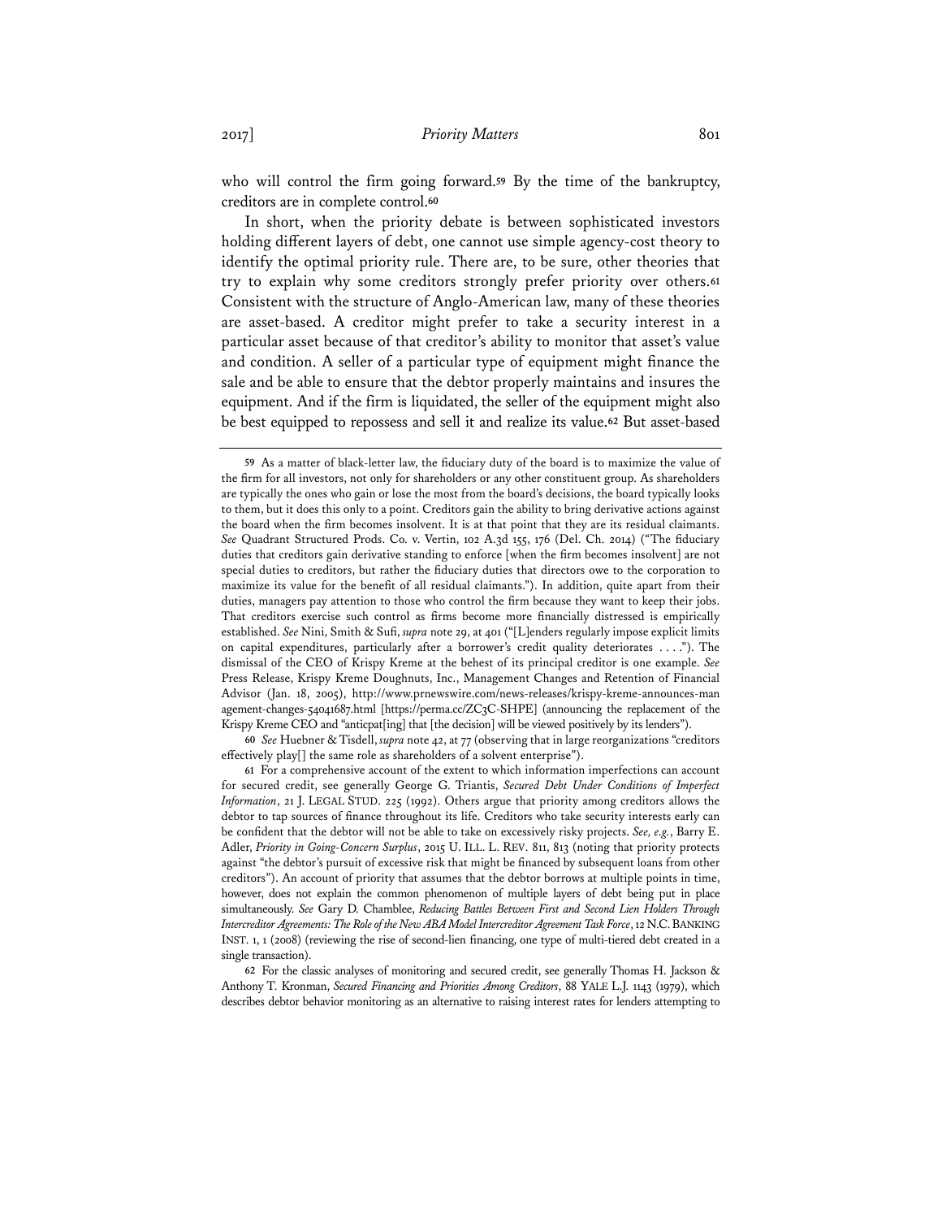who will control the firm going forward.[59] By the time of the bankruptcy, creditors are in complete control.[60]

In short, when the priority debate is between sophisticated investors holding different layers of debt, one cannot use simple agency-cost theory to identify the optimal priority rule. There are, to be sure, other theories that try to explain why some creditors strongly prefer priority over others.[61] Consistent with the structure of Anglo-American law, many of these theories are asset-based. A creditor might prefer to take a security interest in a particular asset because of that creditor's ability to monitor that asset's value and condition. A seller of a particular type of equipment might finance the sale and be able to ensure that the debtor properly maintains and insures the equipment. And if the firm is liquidated, the seller of the equipment might also be best equipped to repossess and sell it and realize its value.[62] But asset-based

---

[59] As a matter of black-letter law, the fiduciary duty of the board is to maximize the value of the firm for all investors, not only for shareholders or any other constituent group. As shareholders are typically the ones who gain or lose the most from the board's decisions, the board typically looks to them, but it does this only to a point. Creditors gain the ability to bring derivative actions against the board when the firm becomes insolvent. It is at that point that they are its residual claimants. *See* Quadrant Structured Prods. Co. v. Vertin, 102 A.3d 155, 176 (Del. Ch. 2014) ("The fiduciary duties that creditors gain derivative standing to enforce [when the firm becomes insolvent] are not special duties to creditors, but rather the fiduciary duties that directors owe to the corporation to maximize its value for the benefit of all residual claimants."). In addition, quite apart from their duties, managers pay attention to those who control the firm because they want to keep their jobs. That creditors exercise such control as firms become more financially distressed is empirically established. *See* Nini, Smith & Sufi, *supra* note 29, at 401 ("[L]enders regularly impose explicit limits on capital expenditures, particularly after a borrower's credit quality deteriorates . . . ."). The dismissal of the CEO of Krispy Kreme at the behest of its principal creditor is one example. *See* Press Release, Krispy Kreme Doughnuts, Inc., Management Changes and Retention of Financial Advisor (Jan. 18, 2005), http://www.prnewswire.com/news-releases/krispy-kreme-announces-management-changes-54041687.html [https://perma.cc/ZC3C-SHPE] (announcing the replacement of the Krispy Kreme CEO and "anticpat[ing] that [the decision] will be viewed positively by its lenders").

[60] *See* Huebner & Tisdell, *supra* note 42, at 77 (observing that in large reorganizations "creditors effectively play[] the same role as shareholders of a solvent enterprise").

[61] For a comprehensive account of the extent to which information imperfections can account for secured credit, see generally George G. Triantis, *Secured Debt Under Conditions of Imperfect Information*, 21 J. LEGAL STUD. 225 (1992). Others argue that priority among creditors allows the debtor to tap sources of finance throughout its life. Creditors who take security interests early can be confident that the debtor will not be able to take on excessively risky projects. *See, e.g.*, Barry E. Adler, *Priority in Going-Concern Surplus*, 2015 U. ILL. L. REV. 811, 813 (noting that priority protects against "the debtor's pursuit of excessive risk that might be financed by subsequent loans from other creditors"). An account of priority that assumes that the debtor borrows at multiple points in time, however, does not explain the common phenomenon of multiple layers of debt being put in place simultaneously. *See* Gary D. Chamblee, *Reducing Battles Between First and Second Lien Holders Through Intercreditor Agreements: The Role of the New ABA Model Intercreditor Agreement Task Force*, 12 N.C. BANKING INST. 1, 1 (2008) (reviewing the rise of second-lien financing, one type of multi-tiered debt created in a single transaction).

[62] For the classic analyses of monitoring and secured credit, see generally Thomas H. Jackson & Anthony T. Kronman, *Secured Financing and Priorities Among Creditors*, 88 YALE L.J. 1143 (1979), which describes debtor behavior monitoring as an alternative to raising interest rates for lenders attempting to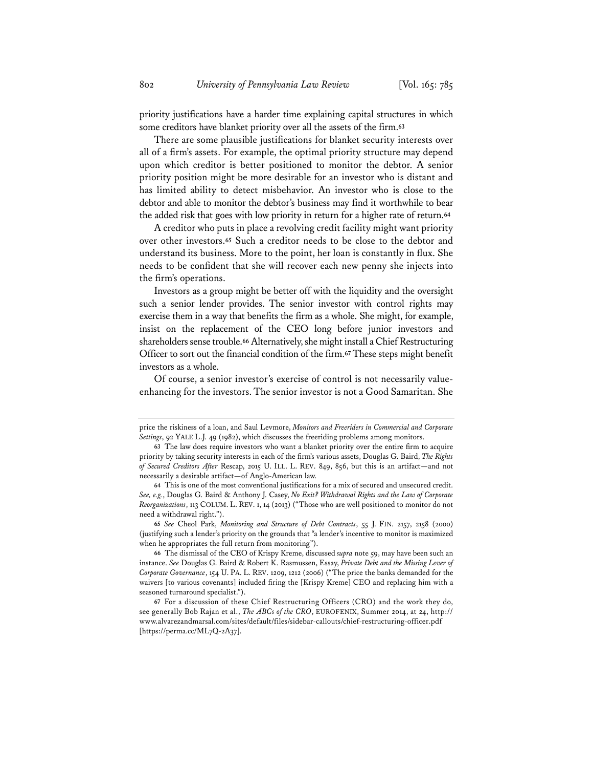priority justifications have a harder time explaining capital structures in which some creditors have blanket priority over all the assets of the firm.[63]

There are some plausible justifications for blanket security interests over all of a firm's assets. For example, the optimal priority structure may depend upon which creditor is better positioned to monitor the debtor. A senior priority position might be more desirable for an investor who is distant and has limited ability to detect misbehavior. An investor who is close to the debtor and able to monitor the debtor's business may find it worthwhile to bear the added risk that goes with low priority in return for a higher rate of return.[64]

A creditor who puts in place a revolving credit facility might want priority over other investors.[65] Such a creditor needs to be close to the debtor and understand its business. More to the point, her loan is constantly in flux. She needs to be confident that she will recover each new penny she injects into the firm's operations.

Investors as a group might be better off with the liquidity and the oversight such a senior lender provides. The senior investor with control rights may exercise them in a way that benefits the firm as a whole. She might, for example, insist on the replacement of the CEO long before junior investors and shareholders sense trouble.[66] Alternatively, she might install a Chief Restructuring Officer to sort out the financial condition of the firm.[67] These steps might benefit investors as a whole.

Of course, a senior investor's exercise of control is not necessarily value-enhancing for the investors. The senior investor is not a Good Samaritan. She

---

price the riskiness of a loan, and Saul Levmore, *Monitors and Freeriders in Commercial and Corporate Settings*, 92 YALE L.J. 49 (1982), which discusses the freeriding problems among monitors.

63 The law does require investors who want a blanket priority over the entire firm to acquire priority by taking security interests in each of the firm's various assets, Douglas G. Baird, *The Rights of Secured Creditors After* Rescap, 2015 U. ILL. L. REV. 849, 856, but this is an artifact—and not necessarily a desirable artifact—of Anglo-American law.

64 This is one of the most conventional justifications for a mix of secured and unsecured credit. *See, e.g.*, Douglas G. Baird & Anthony J. Casey, *No Exit? Withdrawal Rights and the Law of Corporate Reorganizations*, 113 COLUM. L. REV. 1, 14 (2013) ("Those who are well positioned to monitor do not need a withdrawal right.").

65 *See* Cheol Park, *Monitoring and Structure of Debt Contracts*, 55 J. FIN. 2157, 2158 (2000) (justifying such a lender's priority on the grounds that "a lender's incentive to monitor is maximized when he appropriates the full return from monitoring").

66 The dismissal of the CEO of Krispy Kreme, discussed *supra* note 59, may have been such an instance. *See* Douglas G. Baird & Robert K. Rasmussen, Essay, *Private Debt and the Missing Lever of Corporate Governance*, 154 U. PA. L. REV. 1209, 1212 (2006) ("The price the banks demanded for the waivers [to various covenants] included firing the [Krispy Kreme] CEO and replacing him with a seasoned turnaround specialist.").

67 For a discussion of these Chief Restructuring Officers (CRO) and the work they do, see generally Bob Rajan et al., *The ABCs of the CRO*, EUROFENIX, Summer 2014, at 24, http://www.alvarezandmarsal.com/sites/default/files/sidebar-callouts/chief-restructuring-officer.pdf [https://perma.cc/ML7Q-2A37].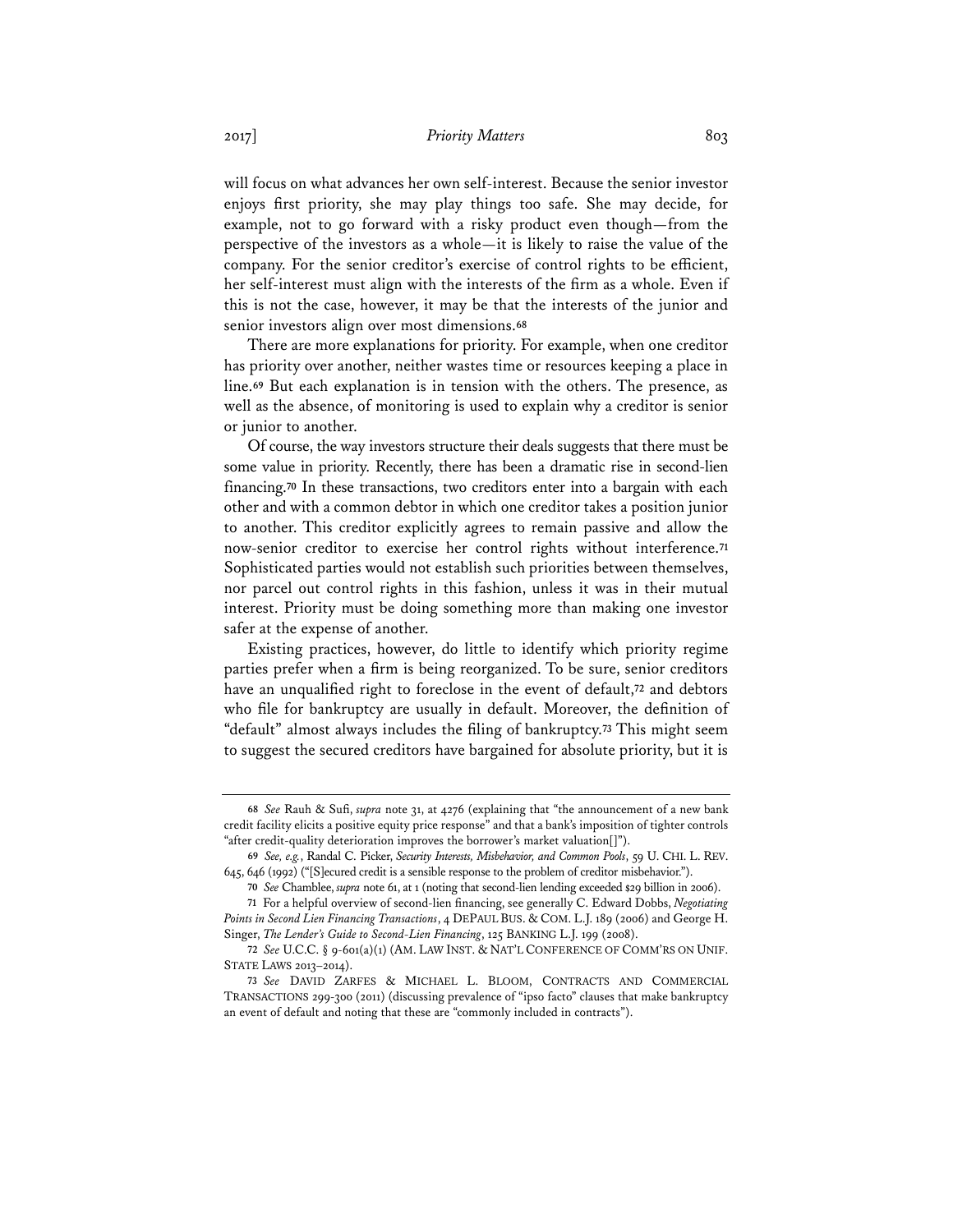will focus on what advances her own self-interest. Because the senior investor enjoys first priority, she may play things too safe. She may decide, for example, not to go forward with a risky product even though—from the perspective of the investors as a whole—it is likely to raise the value of the company. For the senior creditor's exercise of control rights to be efficient, her self-interest must align with the interests of the firm as a whole. Even if this is not the case, however, it may be that the interests of the junior and senior investors align over most dimensions.[68]

There are more explanations for priority. For example, when one creditor has priority over another, neither wastes time or resources keeping a place in line.[69] But each explanation is in tension with the others. The presence, as well as the absence, of monitoring is used to explain why a creditor is senior or junior to another.

Of course, the way investors structure their deals suggests that there must be some value in priority. Recently, there has been a dramatic rise in second-lien financing.[70] In these transactions, two creditors enter into a bargain with each other and with a common debtor in which one creditor takes a position junior to another. This creditor explicitly agrees to remain passive and allow the now-senior creditor to exercise her control rights without interference.[71] Sophisticated parties would not establish such priorities between themselves, nor parcel out control rights in this fashion, unless it was in their mutual interest. Priority must be doing something more than making one investor safer at the expense of another.

Existing practices, however, do little to identify which priority regime parties prefer when a firm is being reorganized. To be sure, senior creditors have an unqualified right to foreclose in the event of default,[72] and debtors who file for bankruptcy are usually in default. Moreover, the definition of "default" almost always includes the filing of bankruptcy.[73] This might seem to suggest the secured creditors have bargained for absolute priority, but it is

---

68 *See* Rauh & Sufi, *supra* note 31, at 4276 (explaining that "the announcement of a new bank credit facility elicits a positive equity price response" and that a bank's imposition of tighter controls "after credit-quality deterioration improves the borrower's market valuation[]").

69 *See, e.g.*, Randal C. Picker, *Security Interests, Misbehavior, and Common Pools*, 59 U. CHI. L. REV. 645, 646 (1992) ("[S]ecured credit is a sensible response to the problem of creditor misbehavior.").

70 *See* Chamblee, *supra* note 61, at 1 (noting that second-lien lending exceeded $29 billion in 2006).

71 For a helpful overview of second-lien financing, see generally C. Edward Dobbs, *Negotiating Points in Second Lien Financing Transactions*, 4 DEPAUL BUS. & COM. L.J. 189 (2006) and George H. Singer, *The Lender's Guide to Second-Lien Financing*, 125 BANKING L.J. 199 (2008).

72 *See* U.C.C. § 9-601(a)(1) (AM. LAW INST. & NAT'L CONFERENCE OF COMM'RS ON UNIF. STATE LAWS 2013–2014).

73 *See* DAVID ZARFES & MICHAEL L. BLOOM, CONTRACTS AND COMMERCIAL TRANSACTIONS 299-300 (2011) (discussing prevalence of "ipso facto" clauses that make bankruptcy an event of default and noting that these are "commonly included in contracts").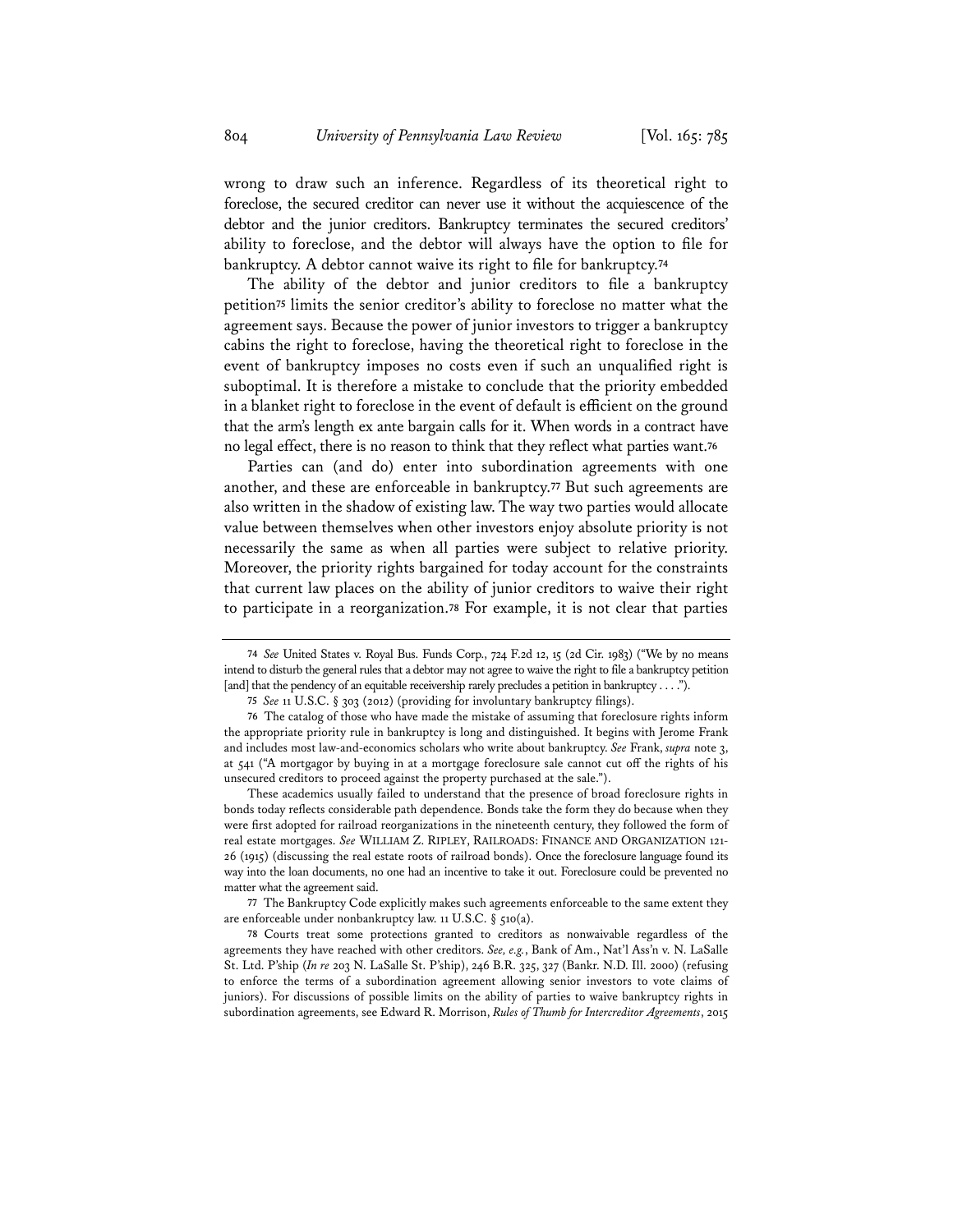wrong to draw such an inference. Regardless of its theoretical right to foreclose, the secured creditor can never use it without the acquiescence of the debtor and the junior creditors. Bankruptcy terminates the secured creditors' ability to foreclose, and the debtor will always have the option to file for bankruptcy. A debtor cannot waive its right to file for bankruptcy.[74]

The ability of the debtor and junior creditors to file a bankruptcy petition[75] limits the senior creditor's ability to foreclose no matter what the agreement says. Because the power of junior investors to trigger a bankruptcy cabins the right to foreclose, having the theoretical right to foreclose in the event of bankruptcy imposes no costs even if such an unqualified right is suboptimal. It is therefore a mistake to conclude that the priority embedded in a blanket right to foreclose in the event of default is efficient on the ground that the arm's length ex ante bargain calls for it. When words in a contract have no legal effect, there is no reason to think that they reflect what parties want.[76]

Parties can (and do) enter into subordination agreements with one another, and these are enforceable in bankruptcy.[77] But such agreements are also written in the shadow of existing law. The way two parties would allocate value between themselves when other investors enjoy absolute priority is not necessarily the same as when all parties were subject to relative priority. Moreover, the priority rights bargained for today account for the constraints that current law places on the ability of junior creditors to waive their right to participate in a reorganization.[78] For example, it is not clear that parties

---

74 *See* United States v. Royal Bus. Funds Corp., 724 F.2d 12, 15 (2d Cir. 1983) ("We by no means intend to disturb the general rules that a debtor may not agree to waive the right to file a bankruptcy petition [and] that the pendency of an equitable receivership rarely precludes a petition in bankruptcy . . . .").

75 *See* 11 U.S.C. § 303 (2012) (providing for involuntary bankruptcy filings).

76 The catalog of those who have made the mistake of assuming that foreclosure rights inform the appropriate priority rule in bankruptcy is long and distinguished. It begins with Jerome Frank and includes most law-and-economics scholars who write about bankruptcy. *See* Frank, *supra* note 3, at 541 ("A mortgagor by buying in at a mortgage foreclosure sale cannot cut off the rights of his unsecured creditors to proceed against the property purchased at the sale.").

These academics usually failed to understand that the presence of broad foreclosure rights in bonds today reflects considerable path dependence. Bonds take the form they do because when they were first adopted for railroad reorganizations in the nineteenth century, they followed the form of real estate mortgages. *See* WILLIAM Z. RIPLEY, RAILROADS: FINANCE AND ORGANIZATION 121-26 (1915) (discussing the real estate roots of railroad bonds). Once the foreclosure language found its way into the loan documents, no one had an incentive to take it out. Foreclosure could be prevented no matter what the agreement said.

77 The Bankruptcy Code explicitly makes such agreements enforceable to the same extent they are enforceable under nonbankruptcy law. 11 U.S.C. § 510(a).

78 Courts treat some protections granted to creditors as nonwaivable regardless of the agreements they have reached with other creditors. *See, e.g.*, Bank of Am., Nat'l Ass'n v. N. LaSalle St. Ltd. P'ship (*In re* 203 N. LaSalle St. P'ship), 246 B.R. 325, 327 (Bankr. N.D. Ill. 2000) (refusing to enforce the terms of a subordination agreement allowing senior investors to vote claims of juniors). For discussions of possible limits on the ability of parties to waive bankruptcy rights in subordination agreements, see Edward R. Morrison, *Rules of Thumb for Intercreditor Agreements*, 2015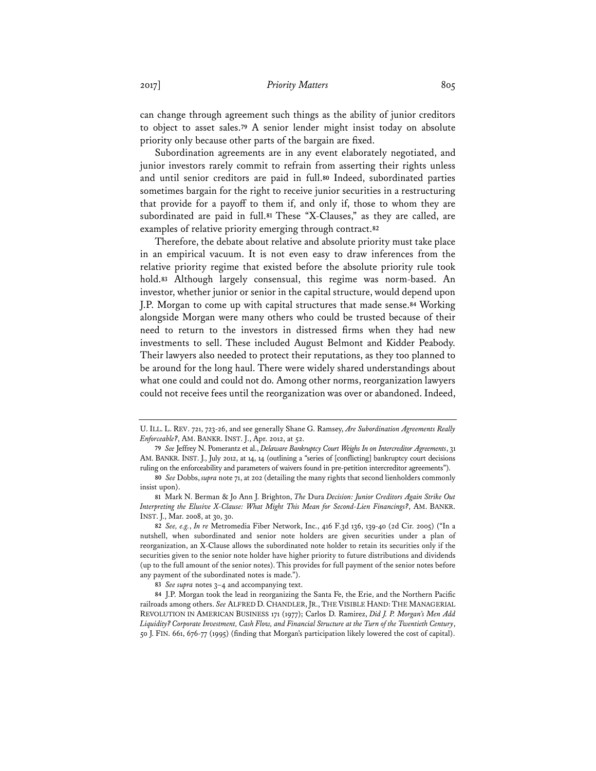can change through agreement such things as the ability of junior creditors to object to asset sales.[79] A senior lender might insist today on absolute priority only because other parts of the bargain are fixed.

Subordination agreements are in any event elaborately negotiated, and junior investors rarely commit to refrain from asserting their rights unless and until senior creditors are paid in full.[80] Indeed, subordinated parties sometimes bargain for the right to receive junior securities in a restructuring that provide for a payoff to them if, and only if, those to whom they are subordinated are paid in full.[81] These "X-Clauses," as they are called, are examples of relative priority emerging through contract.[82]

Therefore, the debate about relative and absolute priority must take place in an empirical vacuum. It is not even easy to draw inferences from the relative priority regime that existed before the absolute priority rule took hold.[83] Although largely consensual, this regime was norm-based. An investor, whether junior or senior in the capital structure, would depend upon J.P. Morgan to come up with capital structures that made sense.[84] Working alongside Morgan were many others who could be trusted because of their need to return to the investors in distressed firms when they had new investments to sell. These included August Belmont and Kidder Peabody. Their lawyers also needed to protect their reputations, as they too planned to be around for the long haul. There were widely shared understandings about what one could and could not do. Among other norms, reorganization lawyers could not receive fees until the reorganization was over or abandoned. Indeed,

---

U. ILL. L. REV. 721, 723-26, and see generally Shane G. Ramsey, *Are Subordination Agreements Really Enforceable?*, AM. BANKR. INST. J., Apr. 2012, at 52.

79 *See* Jeffrey N. Pomerantz et al., *Delaware Bankruptcy Court Weighs In on Intercreditor Agreements*, 31 AM. BANKR. INST. J., July 2012, at 14, 14 (outlining a "series of [conflicting] bankruptcy court decisions ruling on the enforceability and parameters of waivers found in pre-petition intercreditor agreements").

80 *See* Dobbs, *supra* note 71, at 202 (detailing the many rights that second lienholders commonly insist upon).

81 Mark N. Berman & Jo Ann J. Brighton, *The* Dura *Decision: Junior Creditors Again Strike Out Interpreting the Elusive X-Clause: What Might This Mean for Second-Lien Financings?*, AM. BANKR. INST. J., Mar. 2008, at 30, 30.

82 *See, e.g.*, *In re* Metromedia Fiber Network, Inc., 416 F.3d 136, 139-40 (2d Cir. 2005) ("In a nutshell, when subordinated and senior note holders are given securities under a plan of reorganization, an X-Clause allows the subordinated note holder to retain its securities only if the securities given to the senior note holder have higher priority to future distributions and dividends (up to the full amount of the senior notes). This provides for full payment of the senior notes before any payment of the subordinated notes is made.").

83 *See supra* notes 3–4 and accompanying text.

84 J.P. Morgan took the lead in reorganizing the Santa Fe, the Erie, and the Northern Pacific railroads among others. *See* ALFRED D. CHANDLER, JR., THE VISIBLE HAND: THE MANAGERIAL REVOLUTION IN AMERICAN BUSINESS 171 (1977); Carlos D. Ramirez, *Did J. P. Morgan's Men Add Liquidity? Corporate Investment, Cash Flow, and Financial Structure at the Turn of the Twentieth Century*, 50 J. FIN. 661, 676-77 (1995) (finding that Morgan's participation likely lowered the cost of capital).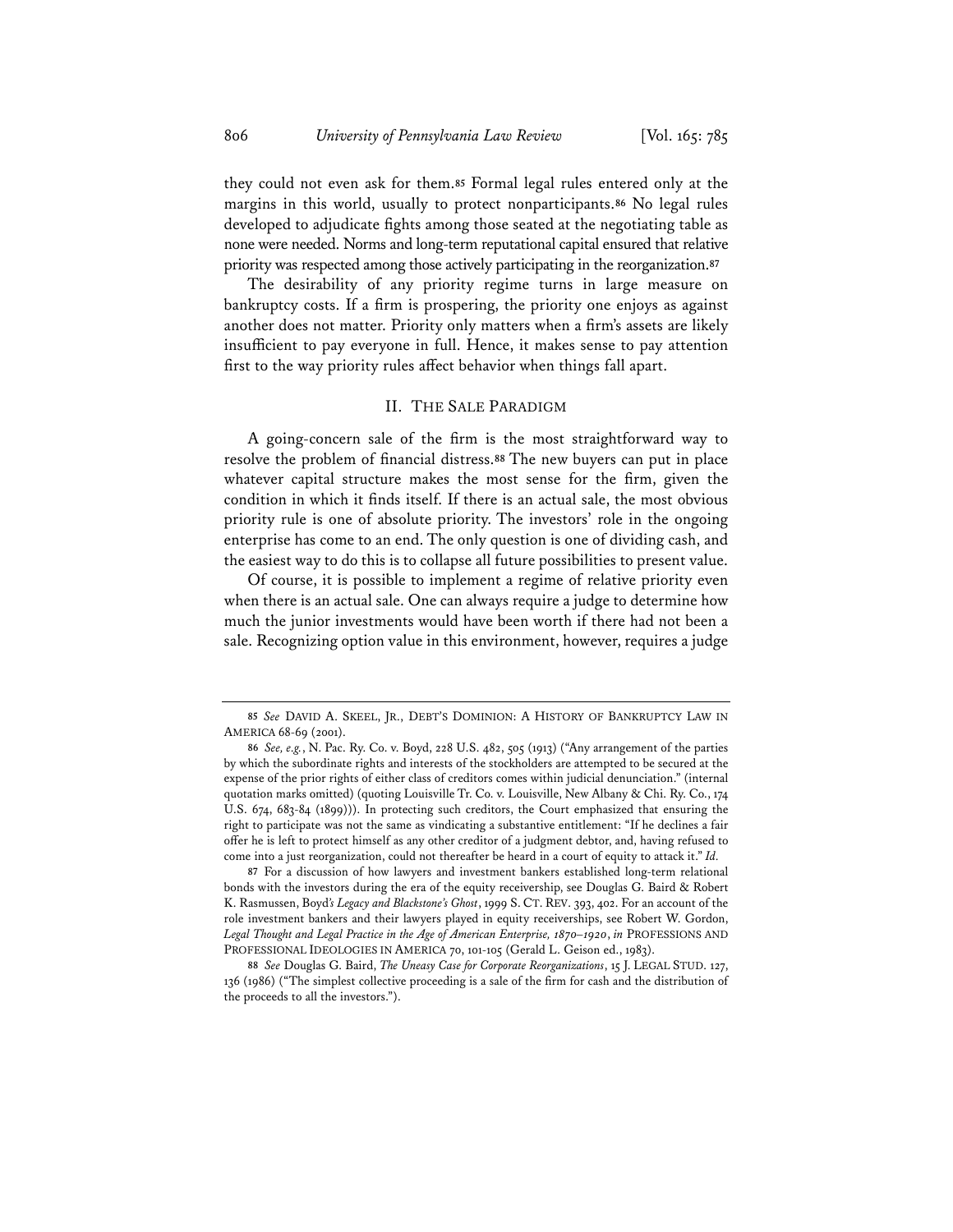they could not even ask for them.[85] Formal legal rules entered only at the margins in this world, usually to protect nonparticipants.[86] No legal rules developed to adjudicate fights among those seated at the negotiating table as none were needed. Norms and long-term reputational capital ensured that relative priority was respected among those actively participating in the reorganization.[87]

The desirability of any priority regime turns in large measure on bankruptcy costs. If a firm is prospering, the priority one enjoys as against another does not matter. Priority only matters when a firm's assets are likely insufficient to pay everyone in full. Hence, it makes sense to pay attention first to the way priority rules affect behavior when things fall apart.

## II. The Sale Paradigm

A going-concern sale of the firm is the most straightforward way to resolve the problem of financial distress.[88] The new buyers can put in place whatever capital structure makes the most sense for the firm, given the condition in which it finds itself. If there is an actual sale, the most obvious priority rule is one of absolute priority. The investors' role in the ongoing enterprise has come to an end. The only question is one of dividing cash, and the easiest way to do this is to collapse all future possibilities to present value.

Of course, it is possible to implement a regime of relative priority even when there is an actual sale. One can always require a judge to determine how much the junior investments would have been worth if there had not been a sale. Recognizing option value in this environment, however, requires a judge

---

85 *See* David A. Skeel, Jr., Debt's Dominion: A History of Bankruptcy Law in America 68-69 (2001).

86 *See, e.g.*, N. Pac. Ry. Co. v. Boyd, 228 U.S. 482, 505 (1913) ("Any arrangement of the parties by which the subordinate rights and interests of the stockholders are attempted to be secured at the expense of the prior rights of either class of creditors comes within judicial denunciation." (internal quotation marks omitted) (quoting Louisville Tr. Co. v. Louisville, New Albany & Chi. Ry. Co., 174 U.S. 674, 683-84 (1899))). In protecting such creditors, the Court emphasized that ensuring the right to participate was not the same as vindicating a substantive entitlement: "If he declines a fair offer he is left to protect himself as any other creditor of a judgment debtor, and, having refused to come into a just reorganization, could not thereafter be heard in a court of equity to attack it." *Id.*

87 For a discussion of how lawyers and investment bankers established long-term relational bonds with the investors during the era of the equity receivership, see Douglas G. Baird & Robert K. Rasmussen, *Boyd's Legacy and Blackstone's Ghost*, 1999 S. Ct. Rev. 393, 402. For an account of the role investment bankers and their lawyers played in equity receiverships, see Robert W. Gordon, *Legal Thought and Legal Practice in the Age of American Enterprise, 1870–1920*, *in* Professions and Professional Ideologies in America 70, 101-105 (Gerald L. Geison ed., 1983).

88 *See* Douglas G. Baird, *The Uneasy Case for Corporate Reorganizations*, 15 J. Legal Stud. 127, 136 (1986) ("The simplest collective proceeding is a sale of the firm for cash and the distribution of the proceeds to all the investors.").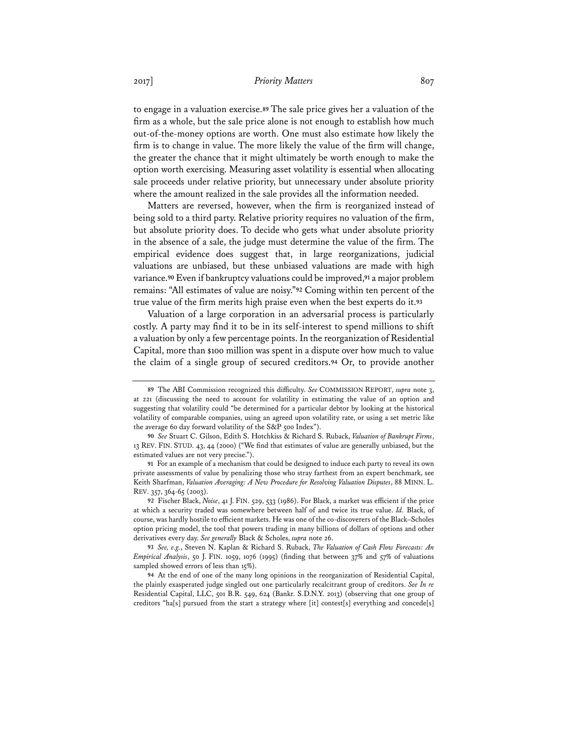to engage in a valuation exercise.[89] The sale price gives her a valuation of the firm as a whole, but the sale price alone is not enough to establish how much out-of-the-money options are worth. One must also estimate how likely the firm is to change in value. The more likely the value of the firm will change, the greater the chance that it might ultimately be worth enough to make the option worth exercising. Measuring asset volatility is essential when allocating sale proceeds under relative priority, but unnecessary under absolute priority where the amount realized in the sale provides all the information needed.

Matters are reversed, however, when the firm is reorganized instead of being sold to a third party. Relative priority requires no valuation of the firm, but absolute priority does. To decide who gets what under absolute priority in the absence of a sale, the judge must determine the value of the firm. The empirical evidence does suggest that, in large reorganizations, judicial valuations are unbiased, but these unbiased valuations are made with high variance.[90] Even if bankruptcy valuations could be improved,[91] a major problem remains: "All estimates of value are noisy."[92] Coming within ten percent of the true value of the firm merits high praise even when the best experts do it.[93]

Valuation of a large corporation in an adversarial process is particularly costly. A party may find it to be in its self-interest to spend millions to shift a valuation by only a few percentage points. In the reorganization of Residential Capital, more than $100 million was spent in a dispute over how much to value the claim of a single group of secured creditors.[94] Or, to provide another

---

89 The ABI Commission recognized this difficulty. *See* COMMISSION REPORT, *supra* note 3, at 221 (discussing the need to account for volatility in estimating the value of an option and suggesting that volatility could "be determined for a particular debtor by looking at the historical volatility of comparable companies, using an agreed upon volatility rate, or using a set metric like the average 60 day forward volatility of the S&P 500 Index").

90 *See* Stuart C. Gilson, Edith S. Hotchkiss & Richard S. Ruback, *Valuation of Bankrupt Firms*, 13 REV. FIN. STUD. 43, 44 (2000) ("We find that estimates of value are generally unbiased, but the estimated values are not very precise.").

91 For an example of a mechanism that could be designed to induce each party to reveal its own private assessments of value by penalizing those who stray farthest from an expert benchmark, see Keith Sharfman, *Valuation Averaging: A New Procedure for Resolving Valuation Disputes*, 88 MINN. L. REV. 357, 364-65 (2003).

92 Fischer Black, *Noise*, 41 J. FIN. 529, 533 (1986). For Black, a market was efficient if the price at which a security traded was somewhere between half of and twice its true value. *Id.* Black, of course, was hardly hostile to efficient markets. He was one of the co-discoverers of the Black–Scholes option pricing model, the tool that powers trading in many billions of dollars of options and other derivatives every day. *See generally* Black & Scholes, *supra* note 26.

93 *See, e.g.*, Steven N. Kaplan & Richard S. Ruback, *The Valuation of Cash Flow Forecasts: An Empirical Analysis*, 50 J. FIN. 1059, 1076 (1995) (finding that between 37% and 57% of valuations sampled showed errors of less than 15%).

94 At the end of one of the many long opinions in the reorganization of Residential Capital, the plainly exasperated judge singled out one particularly recalcitrant group of creditors. *See In re* Residential Capital, LLC, 501 B.R. 549, 624 (Bankr. S.D.N.Y. 2013) (observing that one group of creditors "ha[s] pursued from the start a strategy where [it] contest[s] everything and concede[s]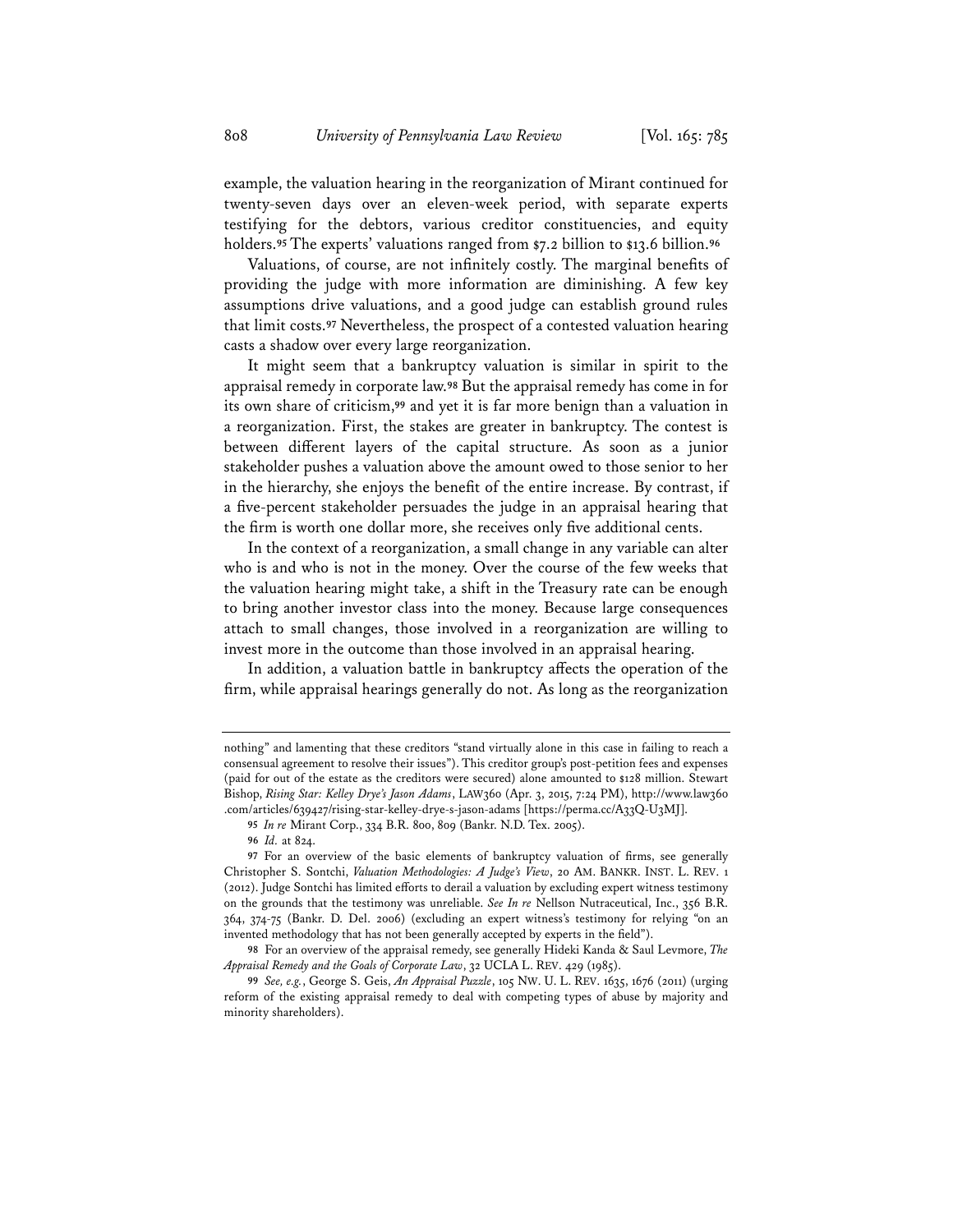example, the valuation hearing in the reorganization of Mirant continued for twenty-seven days over an eleven-week period, with separate experts testifying for the debtors, various creditor constituencies, and equity holders.[95] The experts' valuations ranged from $7.2 billion to $13.6 billion.[96]

Valuations, of course, are not infinitely costly. The marginal benefits of providing the judge with more information are diminishing. A few key assumptions drive valuations, and a good judge can establish ground rules that limit costs.[97] Nevertheless, the prospect of a contested valuation hearing casts a shadow over every large reorganization.

It might seem that a bankruptcy valuation is similar in spirit to the appraisal remedy in corporate law.[98] But the appraisal remedy has come in for its own share of criticism,[99] and yet it is far more benign than a valuation in a reorganization. First, the stakes are greater in bankruptcy. The contest is between different layers of the capital structure. As soon as a junior stakeholder pushes a valuation above the amount owed to those senior to her in the hierarchy, she enjoys the benefit of the entire increase. By contrast, if a five-percent stakeholder persuades the judge in an appraisal hearing that the firm is worth one dollar more, she receives only five additional cents.

In the context of a reorganization, a small change in any variable can alter who is and who is not in the money. Over the course of the few weeks that the valuation hearing might take, a shift in the Treasury rate can be enough to bring another investor class into the money. Because large consequences attach to small changes, those involved in a reorganization are willing to invest more in the outcome than those involved in an appraisal hearing.

In addition, a valuation battle in bankruptcy affects the operation of the firm, while appraisal hearings generally do not. As long as the reorganization

---

nothing" and lamenting that these creditors "stand virtually alone in this case in failing to reach a consensual agreement to resolve their issues"). This creditor group's post-petition fees and expenses (paid for out of the estate as the creditors were secured) alone amounted to $128 million. Stewart Bishop, *Rising Star: Kelley Drye's Jason Adams*, LAW360 (Apr. 3, 2015, 7:24 PM), http://www.law360.com/articles/639427/rising-star-kelley-drye-s-jason-adams [https://perma.cc/A33Q-U3MJ].

[95] *In re* Mirant Corp., 334 B.R. 800, 809 (Bankr. N.D. Tex. 2005).

[96] *Id.* at 824.

[97] For an overview of the basic elements of bankruptcy valuation of firms, see generally Christopher S. Sontchi, *Valuation Methodologies: A Judge's View*, 20 AM. BANKR. INST. L. REV. 1 (2012). Judge Sontchi has limited efforts to derail a valuation by excluding expert witness testimony on the grounds that the testimony was unreliable. *See In re* Nellson Nutraceutical, Inc., 356 B.R. 364, 374-75 (Bankr. D. Del. 2006) (excluding an expert witness's testimony for relying "on an invented methodology that has not been generally accepted by experts in the field").

[98] For an overview of the appraisal remedy, see generally Hideki Kanda & Saul Levmore, *The Appraisal Remedy and the Goals of Corporate Law*, 32 UCLA L. REV. 429 (1985).

[99] *See, e.g.*, George S. Geis, *An Appraisal Puzzle*, 105 NW. U. L. REV. 1635, 1676 (2011) (urging reform of the existing appraisal remedy to deal with competing types of abuse by majority and minority shareholders).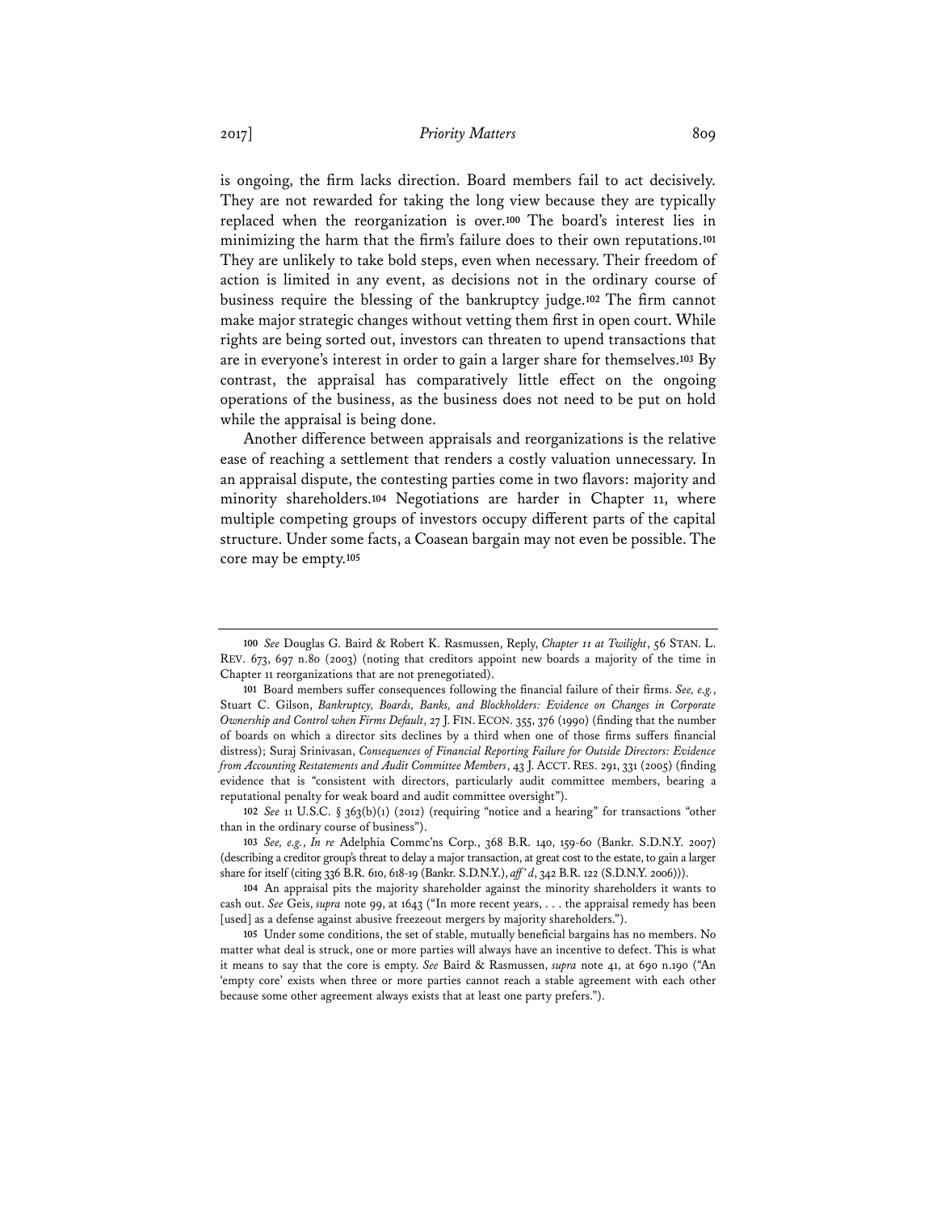is ongoing, the firm lacks direction. Board members fail to act decisively. They are not rewarded for taking the long view because they are typically replaced when the reorganization is over.[100] The board's interest lies in minimizing the harm that the firm's failure does to their own reputations.[101] They are unlikely to take bold steps, even when necessary. Their freedom of action is limited in any event, as decisions not in the ordinary course of business require the blessing of the bankruptcy judge.[102] The firm cannot make major strategic changes without vetting them first in open court. While rights are being sorted out, investors can threaten to upend transactions that are in everyone's interest in order to gain a larger share for themselves.[103] By contrast, the appraisal has comparatively little effect on the ongoing operations of the business, as the business does not need to be put on hold while the appraisal is being done.

Another difference between appraisals and reorganizations is the relative ease of reaching a settlement that renders a costly valuation unnecessary. In an appraisal dispute, the contesting parties come in two flavors: majority and minority shareholders.[104] Negotiations are harder in Chapter 11, where multiple competing groups of investors occupy different parts of the capital structure. Under some facts, a Coasean bargain may not even be possible. The core may be empty.[105]

---

[100] *See* Douglas G. Baird & Robert K. Rasmussen, Reply, *Chapter 11 at Twilight*, 56 STAN. L. REV. 673, 697 n.80 (2003) (noting that creditors appoint new boards a majority of the time in Chapter 11 reorganizations that are not prenegotiated).

[101] Board members suffer consequences following the financial failure of their firms. *See, e.g.*, Stuart C. Gilson, *Bankruptcy, Boards, Banks, and Blockholders: Evidence on Changes in Corporate Ownership and Control when Firms Default*, 27 J. FIN. ECON. 355, 376 (1990) (finding that the number of boards on which a director sits declines by a third when one of those firms suffers financial distress); Suraj Srinivasan, *Consequences of Financial Reporting Failure for Outside Directors: Evidence from Accounting Restatements and Audit Committee Members*, 43 J. ACCT. RES. 291, 331 (2005) (finding evidence that is "consistent with directors, particularly audit committee members, bearing a reputational penalty for weak board and audit committee oversight").

[102] *See* 11 U.S.C. § 363(b)(1) (2012) (requiring "notice and a hearing" for transactions "other than in the ordinary course of business").

[103] *See, e.g.*, *In re* Adelphia Commc'ns Corp., 368 B.R. 140, 159-60 (Bankr. S.D.N.Y. 2007) (describing a creditor group's threat to delay a major transaction, at great cost to the estate, to gain a larger share for itself (citing 336 B.R. 610, 618-19 (Bankr. S.D.N.Y.), *aff'd*, 342 B.R. 122 (S.D.N.Y. 2006))).

[104] An appraisal pits the majority shareholder against the minority shareholders it wants to cash out. *See* Geis, *supra* note 99, at 1643 ("In more recent years, . . . the appraisal remedy has been [used] as a defense against abusive freezeout mergers by majority shareholders.").

[105] Under some conditions, the set of stable, mutually beneficial bargains has no members. No matter what deal is struck, one or more parties will always have an incentive to defect. This is what it means to say that the core is empty. *See* Baird & Rasmussen, *supra* note 41, at 690 n.190 ("An 'empty core' exists when three or more parties cannot reach a stable agreement with each other because some other agreement always exists that at least one party prefers.").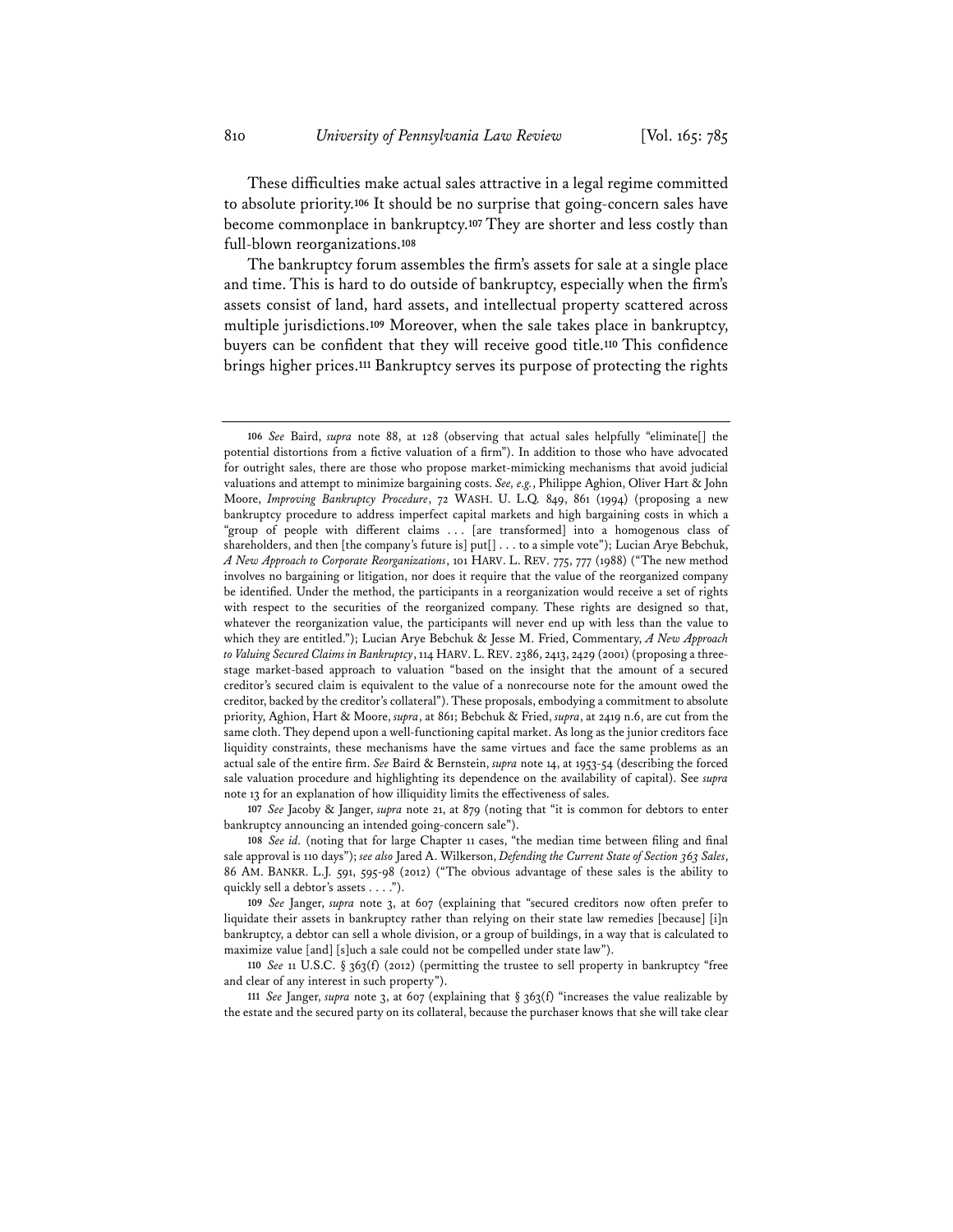These difficulties make actual sales attractive in a legal regime committed to absolute priority.[106] It should be no surprise that going-concern sales have become commonplace in bankruptcy.[107] They are shorter and less costly than full-blown reorganizations.[108]

The bankruptcy forum assembles the firm's assets for sale at a single place and time. This is hard to do outside of bankruptcy, especially when the firm's assets consist of land, hard assets, and intellectual property scattered across multiple jurisdictions.[109] Moreover, when the sale takes place in bankruptcy, buyers can be confident that they will receive good title.[110] This confidence brings higher prices.[111] Bankruptcy serves its purpose of protecting the rights

---

[106] *See* Baird, *supra* note 88, at 128 (observing that actual sales helpfully "eliminate[] the potential distortions from a fictive valuation of a firm"). In addition to those who have advocated for outright sales, there are those who propose market-mimicking mechanisms that avoid judicial valuations and attempt to minimize bargaining costs. *See, e.g.*, Philippe Aghion, Oliver Hart & John Moore, *Improving Bankruptcy Procedure*, 72 WASH. U. L.Q. 849, 861 (1994) (proposing a new bankruptcy procedure to address imperfect capital markets and high bargaining costs in which a "group of people with different claims . . . [are transformed] into a homogenous class of shareholders, and then [the company's future is] put[] . . . to a simple vote"); Lucian Arye Bebchuk, *A New Approach to Corporate Reorganizations*, 101 HARV. L. REV. 775, 777 (1988) ("The new method involves no bargaining or litigation, nor does it require that the value of the reorganized company be identified. Under the method, the participants in a reorganization would receive a set of rights with respect to the securities of the reorganized company. These rights are designed so that, whatever the reorganization value, the participants will never end up with less than the value to which they are entitled."); Lucian Arye Bebchuk & Jesse M. Fried, Commentary, *A New Approach to Valuing Secured Claims in Bankruptcy*, 114 HARV. L. REV. 2386, 2413, 2429 (2001) (proposing a three-stage market-based approach to valuation "based on the insight that the amount of a secured creditor's secured claim is equivalent to the value of a nonrecourse note for the amount owed the creditor, backed by the creditor's collateral"). These proposals, embodying a commitment to absolute priority, Aghion, Hart & Moore, *supra*, at 861; Bebchuk & Fried, *supra*, at 2419 n.6, are cut from the same cloth. They depend upon a well-functioning capital market. As long as the junior creditors face liquidity constraints, these mechanisms have the same virtues and face the same problems as an actual sale of the entire firm. *See* Baird & Bernstein, *supra* note 14, at 1953-54 (describing the forced sale valuation procedure and highlighting its dependence on the availability of capital). See *supra* note 13 for an explanation of how illiquidity limits the effectiveness of sales.

[107] *See* Jacoby & Janger, *supra* note 21, at 879 (noting that "it is common for debtors to enter bankruptcy announcing an intended going-concern sale").

[108] *See id.* (noting that for large Chapter 11 cases, "the median time between filing and final sale approval is 110 days"); *see also* Jared A. Wilkerson, *Defending the Current State of Section 363 Sales*, 86 AM. BANKR. L.J. 591, 595-98 (2012) ("The obvious advantage of these sales is the ability to quickly sell a debtor's assets . . . .").

[109] *See* Janger, *supra* note 3, at 607 (explaining that "secured creditors now often prefer to liquidate their assets in bankruptcy rather than relying on their state law remedies [because] [i]n bankruptcy, a debtor can sell a whole division, or a group of buildings, in a way that is calculated to maximize value [and] [s]uch a sale could not be compelled under state law").

[110] *See* 11 U.S.C. § 363(f) (2012) (permitting the trustee to sell property in bankruptcy "free and clear of any interest in such property").

[111] *See* Janger, *supra* note 3, at 607 (explaining that § 363(f) "increases the value realizable by the estate and the secured party on its collateral, because the purchaser knows that she will take clear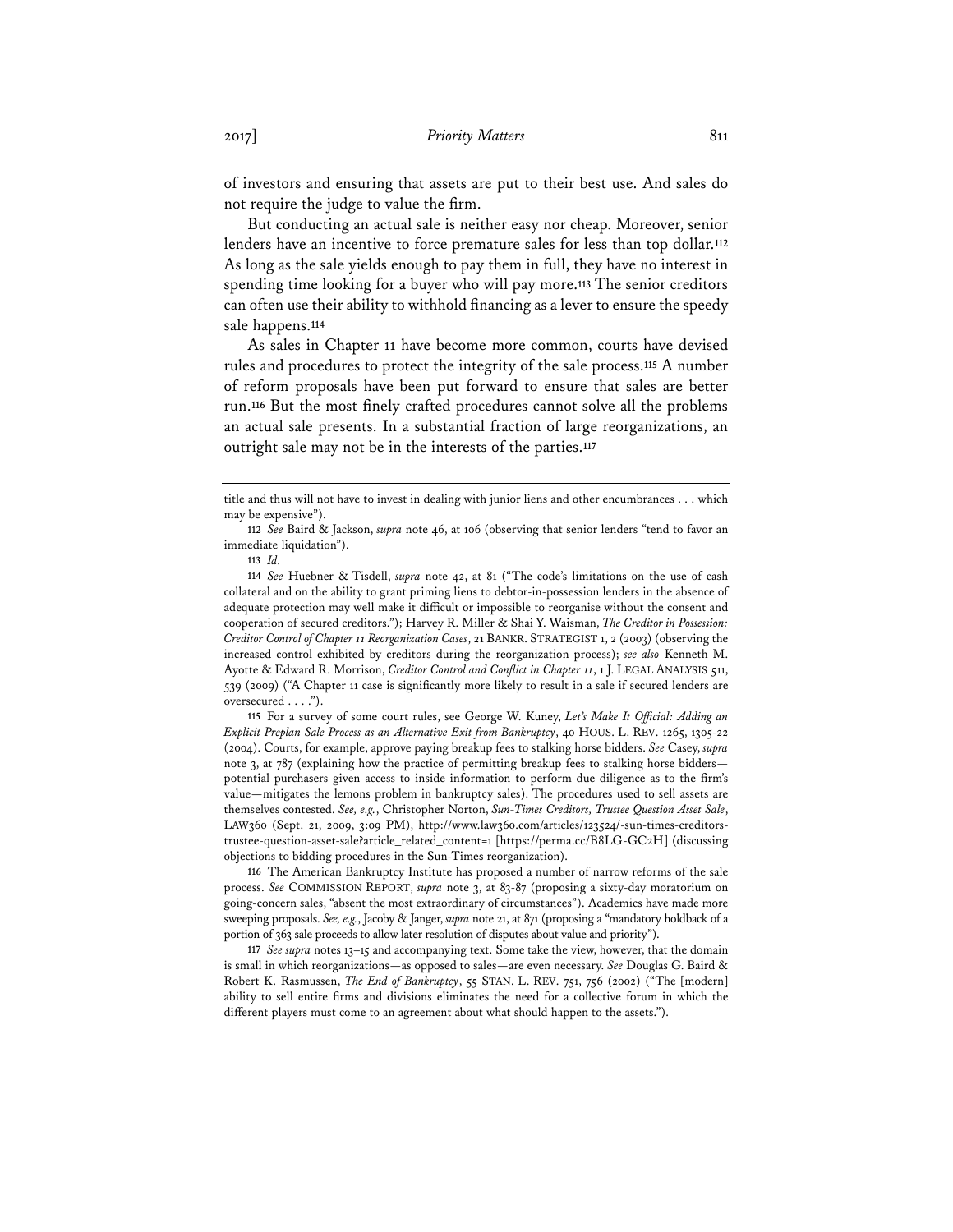of investors and ensuring that assets are put to their best use. And sales do not require the judge to value the firm.

But conducting an actual sale is neither easy nor cheap. Moreover, senior lenders have an incentive to force premature sales for less than top dollar.[112] As long as the sale yields enough to pay them in full, they have no interest in spending time looking for a buyer who will pay more.[113] The senior creditors can often use their ability to withhold financing as a lever to ensure the speedy sale happens.[114]

As sales in Chapter 11 have become more common, courts have devised rules and procedures to protect the integrity of the sale process.[115] A number of reform proposals have been put forward to ensure that sales are better run.[116] But the most finely crafted procedures cannot solve all the problems an actual sale presents. In a substantial fraction of large reorganizations, an outright sale may not be in the interests of the parties.[117]

---

title and thus will not have to invest in dealing with junior liens and other encumbrances . . . which may be expensive").

112 *See* Baird & Jackson, *supra* note 46, at 106 (observing that senior lenders "tend to favor an immediate liquidation").

113 *Id.*

114 *See* Huebner & Tisdell, *supra* note 42, at 81 ("The code's limitations on the use of cash collateral and on the ability to grant priming liens to debtor-in-possession lenders in the absence of adequate protection may well make it difficult or impossible to reorganise without the consent and cooperation of secured creditors."); Harvey R. Miller & Shai Y. Waisman, *The Creditor in Possession: Creditor Control of Chapter 11 Reorganization Cases*, 21 BANKR. STRATEGIST 1, 2 (2003) (observing the increased control exhibited by creditors during the reorganization process); *see also* Kenneth M. Ayotte & Edward R. Morrison, *Creditor Control and Conflict in Chapter 11*, 1 J. LEGAL ANALYSIS 511, 539 (2009) ("A Chapter 11 case is significantly more likely to result in a sale if secured lenders are oversecured . . . .").

115 For a survey of some court rules, see George W. Kuney, *Let's Make It Official: Adding an Explicit Preplan Sale Process as an Alternative Exit from Bankruptcy*, 40 HOUS. L. REV. 1265, 1305-22 (2004). Courts, for example, approve paying breakup fees to stalking horse bidders. *See* Casey, *supra* note 3, at 787 (explaining how the practice of permitting breakup fees to stalking horse bidders—potential purchasers given access to inside information to perform due diligence as to the firm's value—mitigates the lemons problem in bankruptcy sales). The procedures used to sell assets are themselves contested. *See, e.g.*, Christopher Norton, *Sun-Times Creditors, Trustee Question Asset Sale*, LAW360 (Sept. 21, 2009, 3:09 PM), http://www.law360.com/articles/123524/-sun-times-creditors-trustee-question-asset-sale?article_related_content=1 [https://perma.cc/B8LG-GC2H] (discussing objections to bidding procedures in the Sun-Times reorganization).

116 The American Bankruptcy Institute has proposed a number of narrow reforms of the sale process. *See* COMMISSION REPORT, *supra* note 3, at 83-87 (proposing a sixty-day moratorium on going-concern sales, "absent the most extraordinary of circumstances"). Academics have made more sweeping proposals. *See, e.g.*, Jacoby & Janger, *supra* note 21, at 871 (proposing a "mandatory holdback of a portion of 363 sale proceeds to allow later resolution of disputes about value and priority").

117 *See supra* notes 13–15 and accompanying text. Some take the view, however, that the domain is small in which reorganizations—as opposed to sales—are even necessary. *See* Douglas G. Baird & Robert K. Rasmussen, *The End of Bankruptcy*, 55 STAN. L. REV. 751, 756 (2002) ("The [modern] ability to sell entire firms and divisions eliminates the need for a collective forum in which the different players must come to an agreement about what should happen to the assets.").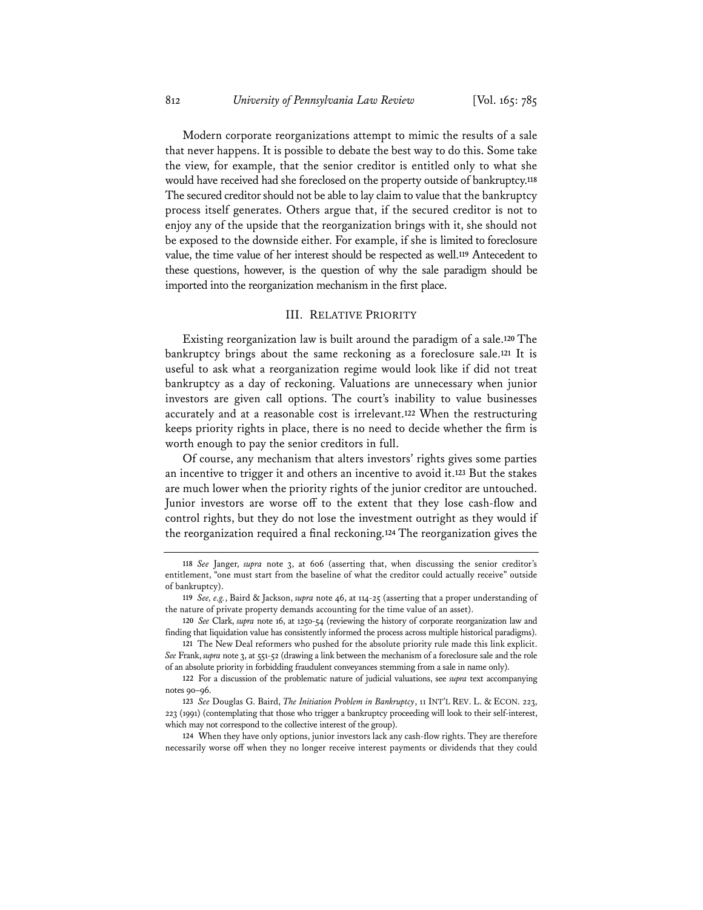Modern corporate reorganizations attempt to mimic the results of a sale that never happens. It is possible to debate the best way to do this. Some take the view, for example, that the senior creditor is entitled only to what she would have received had she foreclosed on the property outside of bankruptcy.[118] The secured creditor should not be able to lay claim to value that the bankruptcy process itself generates. Others argue that, if the secured creditor is not to enjoy any of the upside that the reorganization brings with it, she should not be exposed to the downside either. For example, if she is limited to foreclosure value, the time value of her interest should be respected as well.[119] Antecedent to these questions, however, is the question of why the sale paradigm should be imported into the reorganization mechanism in the first place.

## III. Relative Priority

Existing reorganization law is built around the paradigm of a sale.[120] The bankruptcy brings about the same reckoning as a foreclosure sale.[121] It is useful to ask what a reorganization regime would look like if did not treat bankruptcy as a day of reckoning. Valuations are unnecessary when junior investors are given call options. The court's inability to value businesses accurately and at a reasonable cost is irrelevant.[122] When the restructuring keeps priority rights in place, there is no need to decide whether the firm is worth enough to pay the senior creditors in full.

Of course, any mechanism that alters investors' rights gives some parties an incentive to trigger it and others an incentive to avoid it.[123] But the stakes are much lower when the priority rights of the junior creditor are untouched. Junior investors are worse off to the extent that they lose cash-flow and control rights, but they do not lose the investment outright as they would if the reorganization required a final reckoning.[124] The reorganization gives the

---

118 *See* Janger, *supra* note 3, at 606 (asserting that, when discussing the senior creditor's entitlement, "one must start from the baseline of what the creditor could actually receive" outside of bankruptcy).

119 *See, e.g.*, Baird & Jackson, *supra* note 46, at 114-25 (asserting that a proper understanding of the nature of private property demands accounting for the time value of an asset).

120 *See* Clark, *supra* note 16, at 1250-54 (reviewing the history of corporate reorganization law and finding that liquidation value has consistently informed the process across multiple historical paradigms).

121 The New Deal reformers who pushed for the absolute priority rule made this link explicit. *See* Frank, *supra* note 3, at 551-52 (drawing a link between the mechanism of a foreclosure sale and the role of an absolute priority in forbidding fraudulent conveyances stemming from a sale in name only).

122 For a discussion of the problematic nature of judicial valuations, see *supra* text accompanying notes 90–96.

123 *See* Douglas G. Baird, *The Initiation Problem in Bankruptcy*, 11 INT'L REV. L. & ECON. 223, 223 (1991) (contemplating that those who trigger a bankruptcy proceeding will look to their self-interest, which may not correspond to the collective interest of the group).

124 When they have only options, junior investors lack any cash-flow rights. They are therefore necessarily worse off when they no longer receive interest payments or dividends that they could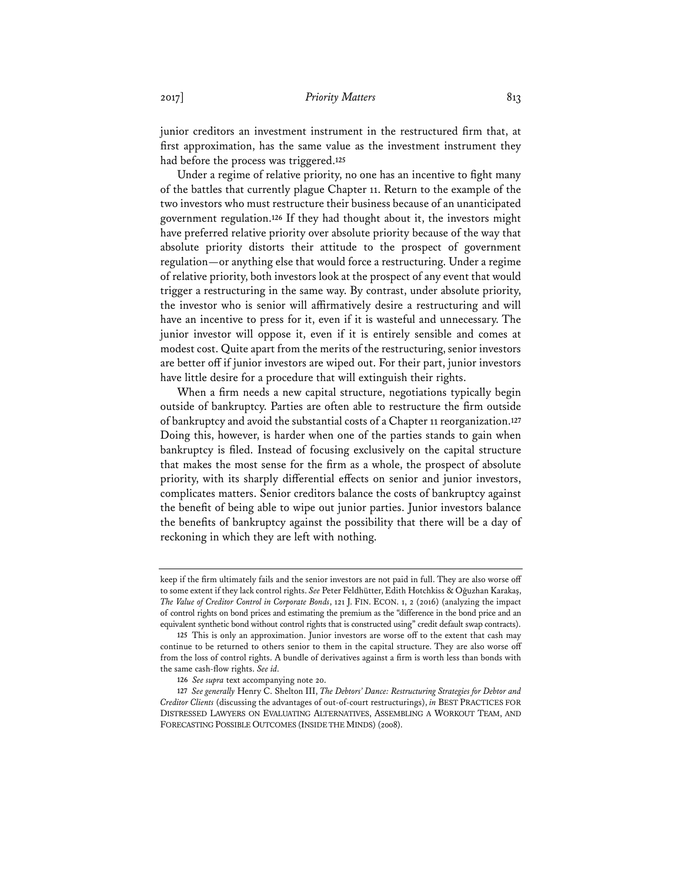junior creditors an investment instrument in the restructured firm that, at first approximation, has the same value as the investment instrument they had before the process was triggered.[125]

Under a regime of relative priority, no one has an incentive to fight many of the battles that currently plague Chapter 11. Return to the example of the two investors who must restructure their business because of an unanticipated government regulation.[126] If they had thought about it, the investors might have preferred relative priority over absolute priority because of the way that absolute priority distorts their attitude to the prospect of government regulation—or anything else that would force a restructuring. Under a regime of relative priority, both investors look at the prospect of any event that would trigger a restructuring in the same way. By contrast, under absolute priority, the investor who is senior will affirmatively desire a restructuring and will have an incentive to press for it, even if it is wasteful and unnecessary. The junior investor will oppose it, even if it is entirely sensible and comes at modest cost. Quite apart from the merits of the restructuring, senior investors are better off if junior investors are wiped out. For their part, junior investors have little desire for a procedure that will extinguish their rights.

When a firm needs a new capital structure, negotiations typically begin outside of bankruptcy. Parties are often able to restructure the firm outside of bankruptcy and avoid the substantial costs of a Chapter 11 reorganization.[127] Doing this, however, is harder when one of the parties stands to gain when bankruptcy is filed. Instead of focusing exclusively on the capital structure that makes the most sense for the firm as a whole, the prospect of absolute priority, with its sharply differential effects on senior and junior investors, complicates matters. Senior creditors balance the costs of bankruptcy against the benefit of being able to wipe out junior parties. Junior investors balance the benefits of bankruptcy against the possibility that there will be a day of reckoning in which they are left with nothing.

---

keep if the firm ultimately fails and the senior investors are not paid in full. They are also worse off to some extent if they lack control rights. *See* Peter Feldhütter, Edith Hotchkiss & Oğuzhan Karakaş, *The Value of Creditor Control in Corporate Bonds*, 121 J. FIN. ECON. 1, 2 (2016) (analyzing the impact of control rights on bond prices and estimating the premium as the "difference in the bond price and an equivalent synthetic bond without control rights that is constructed using" credit default swap contracts).

125 This is only an approximation. Junior investors are worse off to the extent that cash may continue to be returned to others senior to them in the capital structure. They are also worse off from the loss of control rights. A bundle of derivatives against a firm is worth less than bonds with the same cash-flow rights. *See id.*

126 *See supra* text accompanying note 20.

127 *See generally* Henry C. Shelton III, *The Debtors' Dance: Restructuring Strategies for Debtor and Creditor Clients* (discussing the advantages of out-of-court restructurings), *in* BEST PRACTICES FOR DISTRESSED LAWYERS ON EVALUATING ALTERNATIVES, ASSEMBLING A WORKOUT TEAM, AND FORECASTING POSSIBLE OUTCOMES (INSIDE THE MINDS) (2008).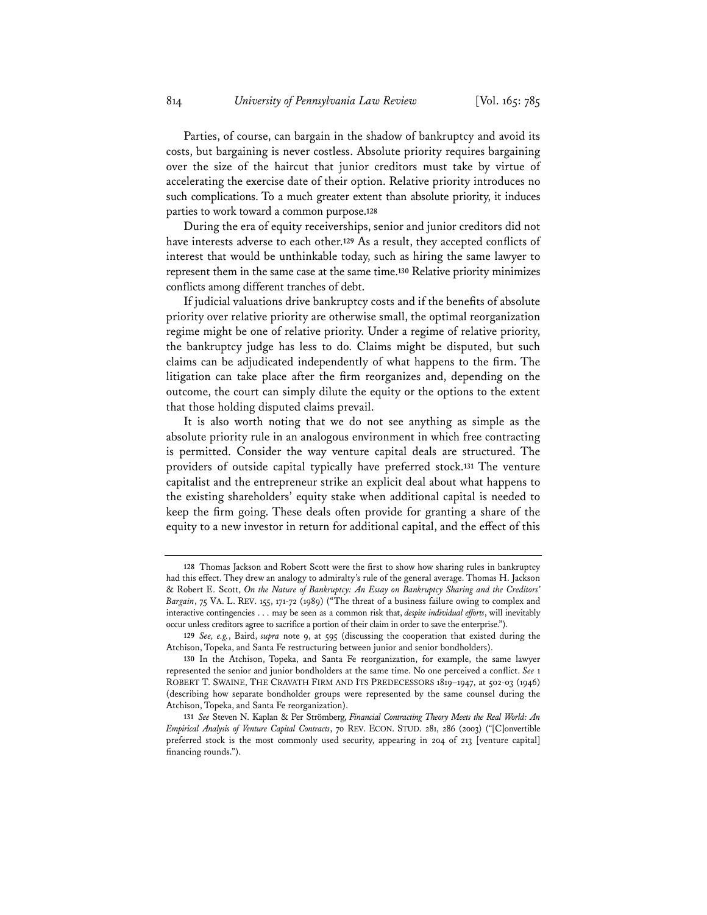Parties, of course, can bargain in the shadow of bankruptcy and avoid its costs, but bargaining is never costless. Absolute priority requires bargaining over the size of the haircut that junior creditors must take by virtue of accelerating the exercise date of their option. Relative priority introduces no such complications. To a much greater extent than absolute priority, it induces parties to work toward a common purpose.[128]

During the era of equity receiverships, senior and junior creditors did not have interests adverse to each other.[129] As a result, they accepted conflicts of interest that would be unthinkable today, such as hiring the same lawyer to represent them in the same case at the same time.[130] Relative priority minimizes conflicts among different tranches of debt.

If judicial valuations drive bankruptcy costs and if the benefits of absolute priority over relative priority are otherwise small, the optimal reorganization regime might be one of relative priority. Under a regime of relative priority, the bankruptcy judge has less to do. Claims might be disputed, but such claims can be adjudicated independently of what happens to the firm. The litigation can take place after the firm reorganizes and, depending on the outcome, the court can simply dilute the equity or the options to the extent that those holding disputed claims prevail.

It is also worth noting that we do not see anything as simple as the absolute priority rule in an analogous environment in which free contracting is permitted. Consider the way venture capital deals are structured. The providers of outside capital typically have preferred stock.[131] The venture capitalist and the entrepreneur strike an explicit deal about what happens to the existing shareholders' equity stake when additional capital is needed to keep the firm going. These deals often provide for granting a share of the equity to a new investor in return for additional capital, and the effect of this

---

128 Thomas Jackson and Robert Scott were the first to show how sharing rules in bankruptcy had this effect. They drew an analogy to admiralty's rule of the general average. Thomas H. Jackson & Robert E. Scott, *On the Nature of Bankruptcy: An Essay on Bankruptcy Sharing and the Creditors' Bargain*, 75 VA. L. REV. 155, 171-72 (1989) ("The threat of a business failure owing to complex and interactive contingencies . . . may be seen as a common risk that, *despite individual efforts*, will inevitably occur unless creditors agree to sacrifice a portion of their claim in order to save the enterprise.").

129 *See, e.g.*, Baird, *supra* note 9, at 595 (discussing the cooperation that existed during the Atchison, Topeka, and Santa Fe restructuring between junior and senior bondholders).

130 In the Atchison, Topeka, and Santa Fe reorganization, for example, the same lawyer represented the senior and junior bondholders at the same time. No one perceived a conflict. *See* 1 ROBERT T. SWAINE, THE CRAVATH FIRM AND ITS PREDECESSORS 1819–1947, at 502-03 (1946) (describing how separate bondholder groups were represented by the same counsel during the Atchison, Topeka, and Santa Fe reorganization).

131 *See* Steven N. Kaplan & Per Strömberg, *Financial Contracting Theory Meets the Real World: An Empirical Analysis of Venture Capital Contracts*, 70 REV. ECON. STUD. 281, 286 (2003) ("[C]onvertible preferred stock is the most commonly used security, appearing in 204 of 213 [venture capital] financing rounds.").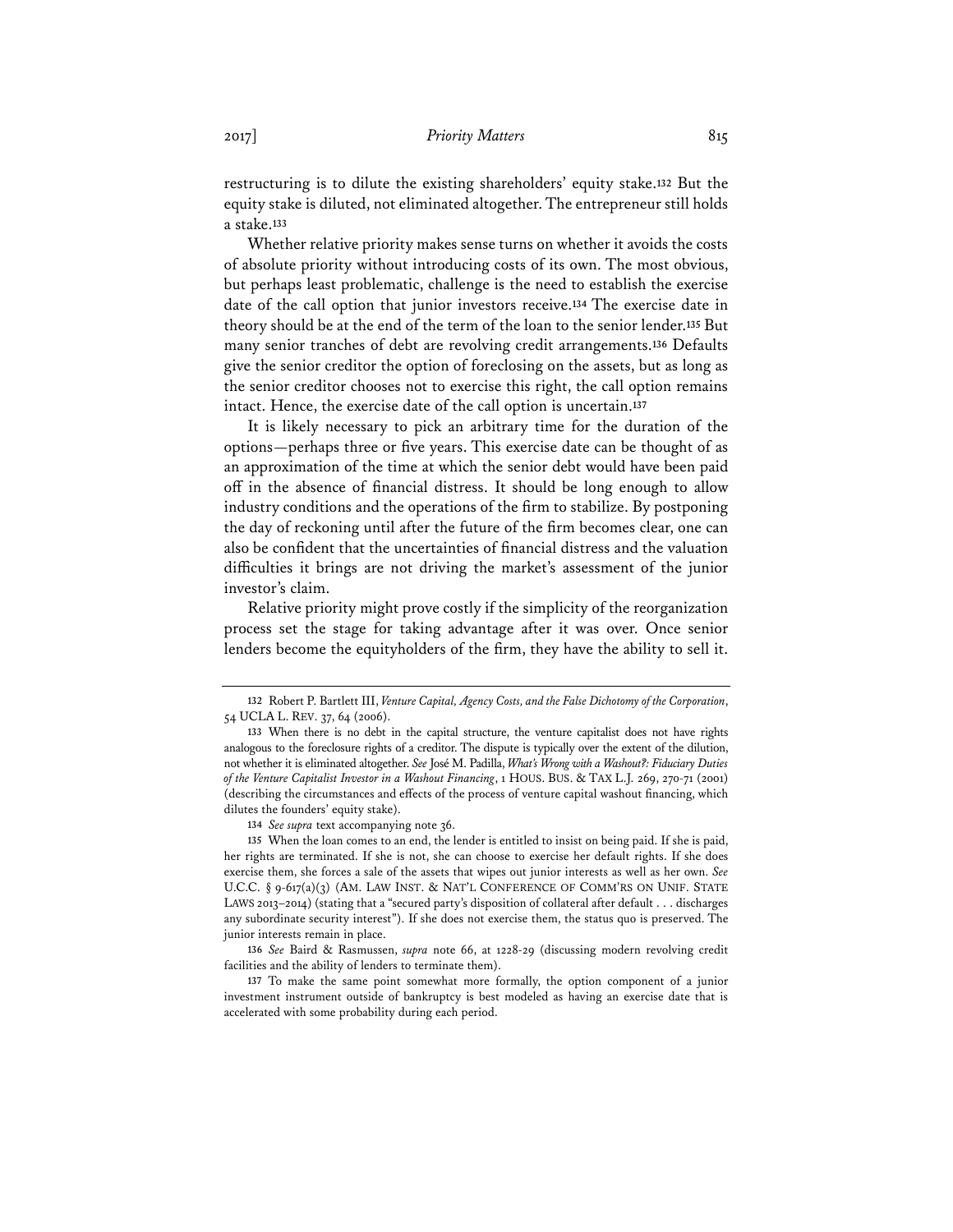restructuring is to dilute the existing shareholders' equity stake.[132] But the equity stake is diluted, not eliminated altogether. The entrepreneur still holds a stake.[133]

Whether relative priority makes sense turns on whether it avoids the costs of absolute priority without introducing costs of its own. The most obvious, but perhaps least problematic, challenge is the need to establish the exercise date of the call option that junior investors receive.[134] The exercise date in theory should be at the end of the term of the loan to the senior lender.[135] But many senior tranches of debt are revolving credit arrangements.[136] Defaults give the senior creditor the option of foreclosing on the assets, but as long as the senior creditor chooses not to exercise this right, the call option remains intact. Hence, the exercise date of the call option is uncertain.[137]

It is likely necessary to pick an arbitrary time for the duration of the options—perhaps three or five years. This exercise date can be thought of as an approximation of the time at which the senior debt would have been paid off in the absence of financial distress. It should be long enough to allow industry conditions and the operations of the firm to stabilize. By postponing the day of reckoning until after the future of the firm becomes clear, one can also be confident that the uncertainties of financial distress and the valuation difficulties it brings are not driving the market's assessment of the junior investor's claim.

Relative priority might prove costly if the simplicity of the reorganization process set the stage for taking advantage after it was over. Once senior lenders become the equityholders of the firm, they have the ability to sell it.

---

[132] Robert P. Bartlett III, *Venture Capital, Agency Costs, and the False Dichotomy of the Corporation*, 54 UCLA L. REV. 37, 64 (2006).

[133] When there is no debt in the capital structure, the venture capitalist does not have rights analogous to the foreclosure rights of a creditor. The dispute is typically over the extent of the dilution, not whether it is eliminated altogether. *See* José M. Padilla, *What's Wrong with a Washout?: Fiduciary Duties of the Venture Capitalist Investor in a Washout Financing*, 1 HOUS. BUS. & TAX L.J. 269, 270-71 (2001) (describing the circumstances and effects of the process of venture capital washout financing, which dilutes the founders' equity stake).

[134] *See supra* text accompanying note 36.

[135] When the loan comes to an end, the lender is entitled to insist on being paid. If she is paid, her rights are terminated. If she is not, she can choose to exercise her default rights. If she does exercise them, she forces a sale of the assets that wipes out junior interests as well as her own. *See* U.C.C. § 9-617(a)(3) (AM. LAW INST. & NAT'L CONFERENCE OF COMM'RS ON UNIF. STATE LAWS 2013–2014) (stating that a "secured party's disposition of collateral after default . . . discharges any subordinate security interest"). If she does not exercise them, the status quo is preserved. The junior interests remain in place.

[136] *See* Baird & Rasmussen, *supra* note 66, at 1228-29 (discussing modern revolving credit facilities and the ability of lenders to terminate them).

[137] To make the same point somewhat more formally, the option component of a junior investment instrument outside of bankruptcy is best modeled as having an exercise date that is accelerated with some probability during each period.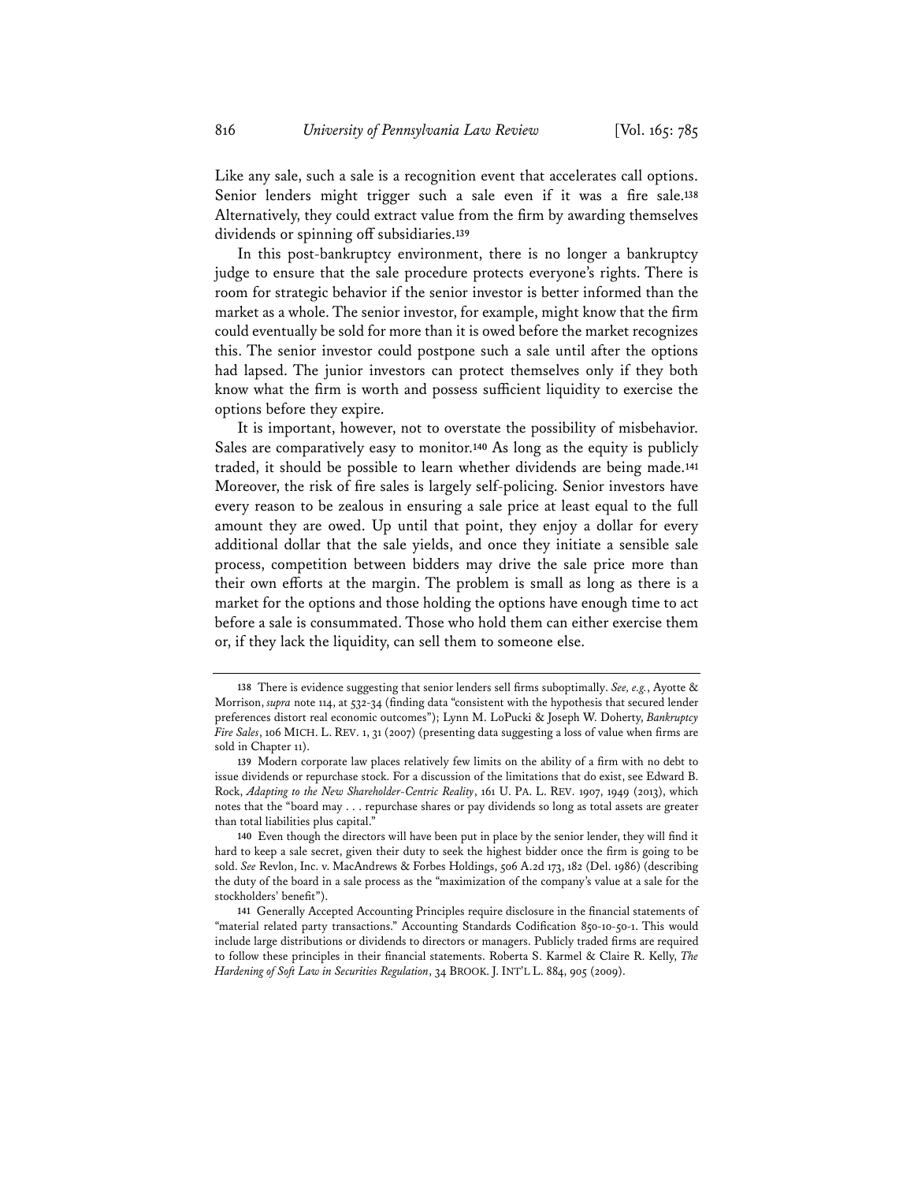Like any sale, such a sale is a recognition event that accelerates call options. Senior lenders might trigger such a sale even if it was a fire sale.[138] Alternatively, they could extract value from the firm by awarding themselves dividends or spinning off subsidiaries.[139]

In this post-bankruptcy environment, there is no longer a bankruptcy judge to ensure that the sale procedure protects everyone's rights. There is room for strategic behavior if the senior investor is better informed than the market as a whole. The senior investor, for example, might know that the firm could eventually be sold for more than it is owed before the market recognizes this. The senior investor could postpone such a sale until after the options had lapsed. The junior investors can protect themselves only if they both know what the firm is worth and possess sufficient liquidity to exercise the options before they expire.

It is important, however, not to overstate the possibility of misbehavior. Sales are comparatively easy to monitor.[140] As long as the equity is publicly traded, it should be possible to learn whether dividends are being made.[141] Moreover, the risk of fire sales is largely self-policing. Senior investors have every reason to be zealous in ensuring a sale price at least equal to the full amount they are owed. Up until that point, they enjoy a dollar for every additional dollar that the sale yields, and once they initiate a sensible sale process, competition between bidders may drive the sale price more than their own efforts at the margin. The problem is small as long as there is a market for the options and those holding the options have enough time to act before a sale is consummated. Those who hold them can either exercise them or, if they lack the liquidity, can sell them to someone else.

---

138 There is evidence suggesting that senior lenders sell firms suboptimally. *See, e.g.*, Ayotte & Morrison, *supra* note 114, at 532-34 (finding data "consistent with the hypothesis that secured lender preferences distort real economic outcomes"); Lynn M. LoPucki & Joseph W. Doherty, *Bankruptcy Fire Sales*, 106 MICH. L. REV. 1, 31 (2007) (presenting data suggesting a loss of value when firms are sold in Chapter 11).

139 Modern corporate law places relatively few limits on the ability of a firm with no debt to issue dividends or repurchase stock. For a discussion of the limitations that do exist, see Edward B. Rock, *Adapting to the New Shareholder-Centric Reality*, 161 U. PA. L. REV. 1907, 1949 (2013), which notes that the "board may . . . repurchase shares or pay dividends so long as total assets are greater than total liabilities plus capital."

140 Even though the directors will have been put in place by the senior lender, they will find it hard to keep a sale secret, given their duty to seek the highest bidder once the firm is going to be sold. *See* Revlon, Inc. v. MacAndrews & Forbes Holdings, 506 A.2d 173, 182 (Del. 1986) (describing the duty of the board in a sale process as the "maximization of the company's value at a sale for the stockholders' benefit").

141 Generally Accepted Accounting Principles require disclosure in the financial statements of "material related party transactions." Accounting Standards Codification 850-10-50-1. This would include large distributions or dividends to directors or managers. Publicly traded firms are required to follow these principles in their financial statements. Roberta S. Karmel & Claire R. Kelly, *The Hardening of Soft Law in Securities Regulation*, 34 BROOK. J. INT'L L. 884, 905 (2009).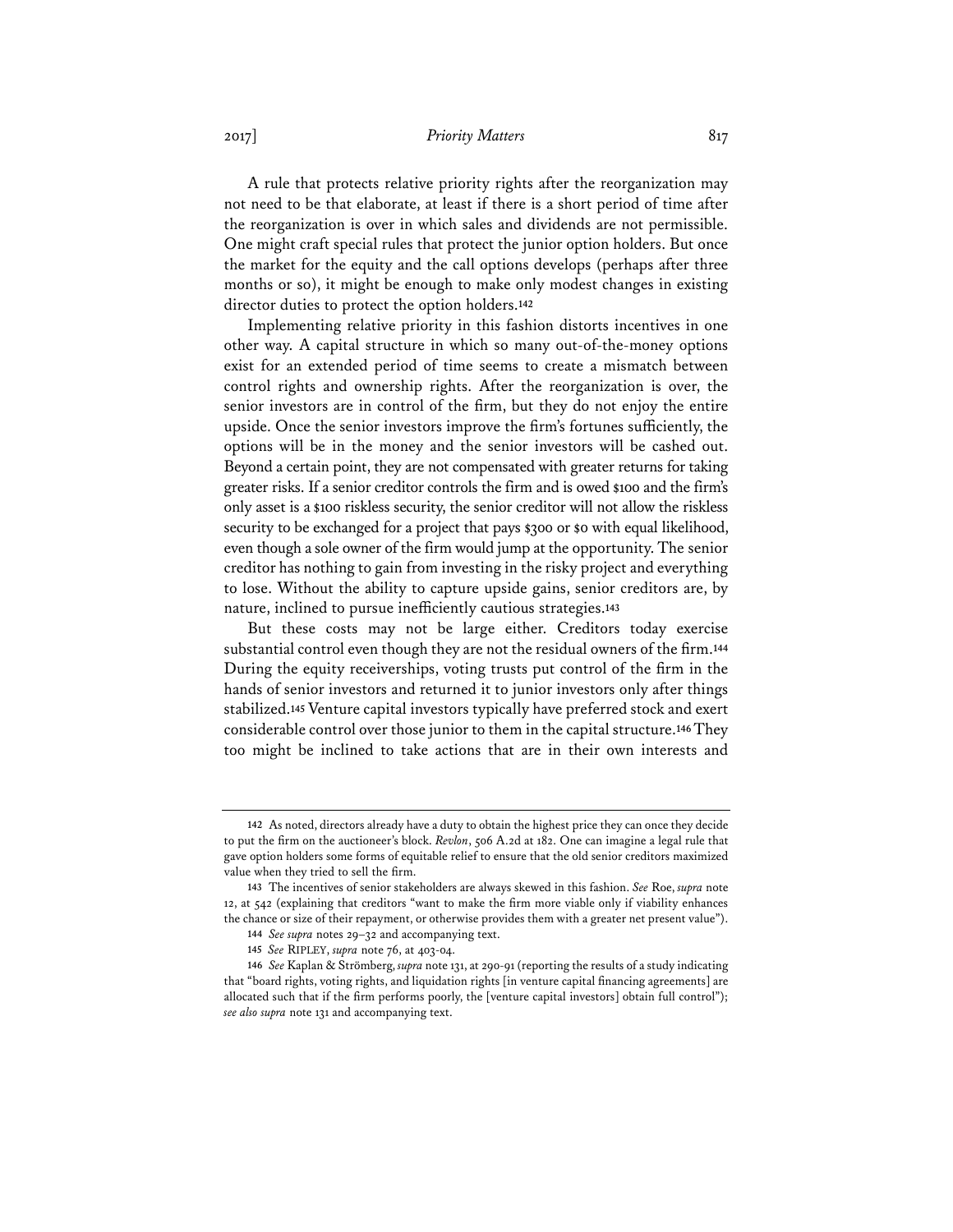A rule that protects relative priority rights after the reorganization may not need to be that elaborate, at least if there is a short period of time after the reorganization is over in which sales and dividends are not permissible. One might craft special rules that protect the junior option holders. But once the market for the equity and the call options develops (perhaps after three months or so), it might be enough to make only modest changes in existing director duties to protect the option holders.[142]

Implementing relative priority in this fashion distorts incentives in one other way. A capital structure in which so many out-of-the-money options exist for an extended period of time seems to create a mismatch between control rights and ownership rights. After the reorganization is over, the senior investors are in control of the firm, but they do not enjoy the entire upside. Once the senior investors improve the firm's fortunes sufficiently, the options will be in the money and the senior investors will be cashed out. Beyond a certain point, they are not compensated with greater returns for taking greater risks. If a senior creditor controls the firm and is owed $100 and the firm's only asset is a $100 riskless security, the senior creditor will not allow the riskless security to be exchanged for a project that pays $300 or $0 with equal likelihood, even though a sole owner of the firm would jump at the opportunity. The senior creditor has nothing to gain from investing in the risky project and everything to lose. Without the ability to capture upside gains, senior creditors are, by nature, inclined to pursue inefficiently cautious strategies.[143]

But these costs may not be large either. Creditors today exercise substantial control even though they are not the residual owners of the firm.[144] During the equity receiverships, voting trusts put control of the firm in the hands of senior investors and returned it to junior investors only after things stabilized.[145] Venture capital investors typically have preferred stock and exert considerable control over those junior to them in the capital structure.[146] They too might be inclined to take actions that are in their own interests and

---

142 As noted, directors already have a duty to obtain the highest price they can once they decide to put the firm on the auctioneer's block. *Revlon*, 506 A.2d at 182. One can imagine a legal rule that gave option holders some forms of equitable relief to ensure that the old senior creditors maximized value when they tried to sell the firm.

143 The incentives of senior stakeholders are always skewed in this fashion. *See* Roe, *supra* note 12, at 542 (explaining that creditors "want to make the firm more viable only if viability enhances the chance or size of their repayment, or otherwise provides them with a greater net present value").

144 *See supra* notes 29–32 and accompanying text.

145 *See* RIPLEY, *supra* note 76, at 403-04.

146 *See* Kaplan & Strömberg, *supra* note 131, at 290-91 (reporting the results of a study indicating that "board rights, voting rights, and liquidation rights [in venture capital financing agreements] are allocated such that if the firm performs poorly, the [venture capital investors] obtain full control"); *see also supra* note 131 and accompanying text.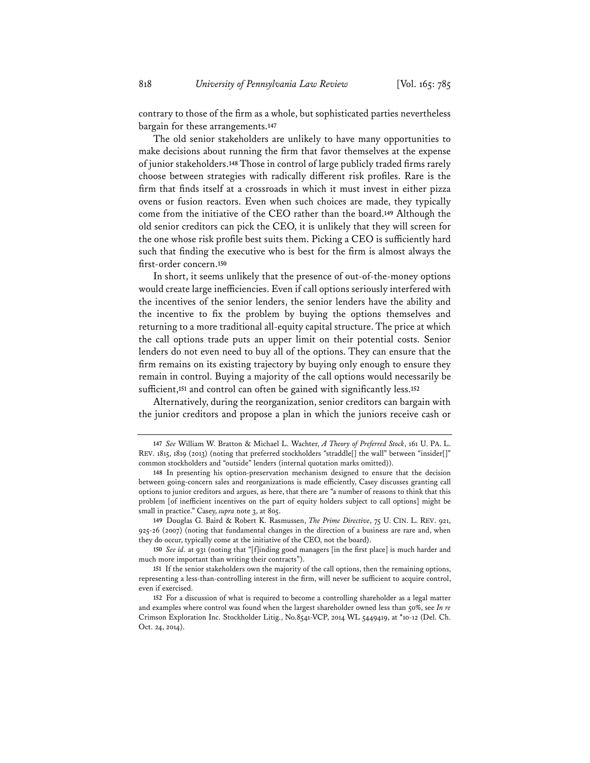contrary to those of the firm as a whole, but sophisticated parties nevertheless bargain for these arrangements.[147]

The old senior stakeholders are unlikely to have many opportunities to make decisions about running the firm that favor themselves at the expense of junior stakeholders.[148] Those in control of large publicly traded firms rarely choose between strategies with radically different risk profiles. Rare is the firm that finds itself at a crossroads in which it must invest in either pizza ovens or fusion reactors. Even when such choices are made, they typically come from the initiative of the CEO rather than the board.[149] Although the old senior creditors can pick the CEO, it is unlikely that they will screen for the one whose risk profile best suits them. Picking a CEO is sufficiently hard such that finding the executive who is best for the firm is almost always the first-order concern.[150]

In short, it seems unlikely that the presence of out-of-the-money options would create large inefficiencies. Even if call options seriously interfered with the incentives of the senior lenders, the senior lenders have the ability and the incentive to fix the problem by buying the options themselves and returning to a more traditional all-equity capital structure. The price at which the call options trade puts an upper limit on their potential costs. Senior lenders do not even need to buy all of the options. They can ensure that the firm remains on its existing trajectory by buying only enough to ensure they remain in control. Buying a majority of the call options would necessarily be sufficient,[151] and control can often be gained with significantly less.[152]

Alternatively, during the reorganization, senior creditors can bargain with the junior creditors and propose a plan in which the juniors receive cash or

---

147 *See* William W. Bratton & Michael L. Wachter, *A Theory of Preferred Stock*, 161 U. PA. L. REV. 1815, 1819 (2013) (noting that preferred stockholders "straddle[] the wall" between "insider[]" common stockholders and "outside" lenders (internal quotation marks omitted)).

148 In presenting his option-preservation mechanism designed to ensure that the decision between going-concern sales and reorganizations is made efficiently, Casey discusses granting call options to junior creditors and argues, as here, that there are "a number of reasons to think that this problem [of inefficient incentives on the part of equity holders subject to call options] might be small in practice." Casey, *supra* note 3, at 805.

149 Douglas G. Baird & Robert K. Rasmussen, *The Prime Directive*, 75 U. CIN. L. REV. 921, 925-26 (2007) (noting that fundamental changes in the direction of a business are rare and, when they do occur, typically come at the initiative of the CEO, not the board).

150 *See id.* at 931 (noting that "[f]inding good managers [in the first place] is much harder and much more important than writing their contracts").

151 If the senior stakeholders own the majority of the call options, then the remaining options, representing a less-than-controlling interest in the firm, will never be sufficient to acquire control, even if exercised.

152 For a discussion of what is required to become a controlling shareholder as a legal matter and examples where control was found when the largest shareholder owned less than 50%, see *In re* Crimson Exploration Inc. Stockholder Litig., No.8541-VCP, 2014 WL 5449419, at *10-12 (Del. Ch. Oct. 24, 2014).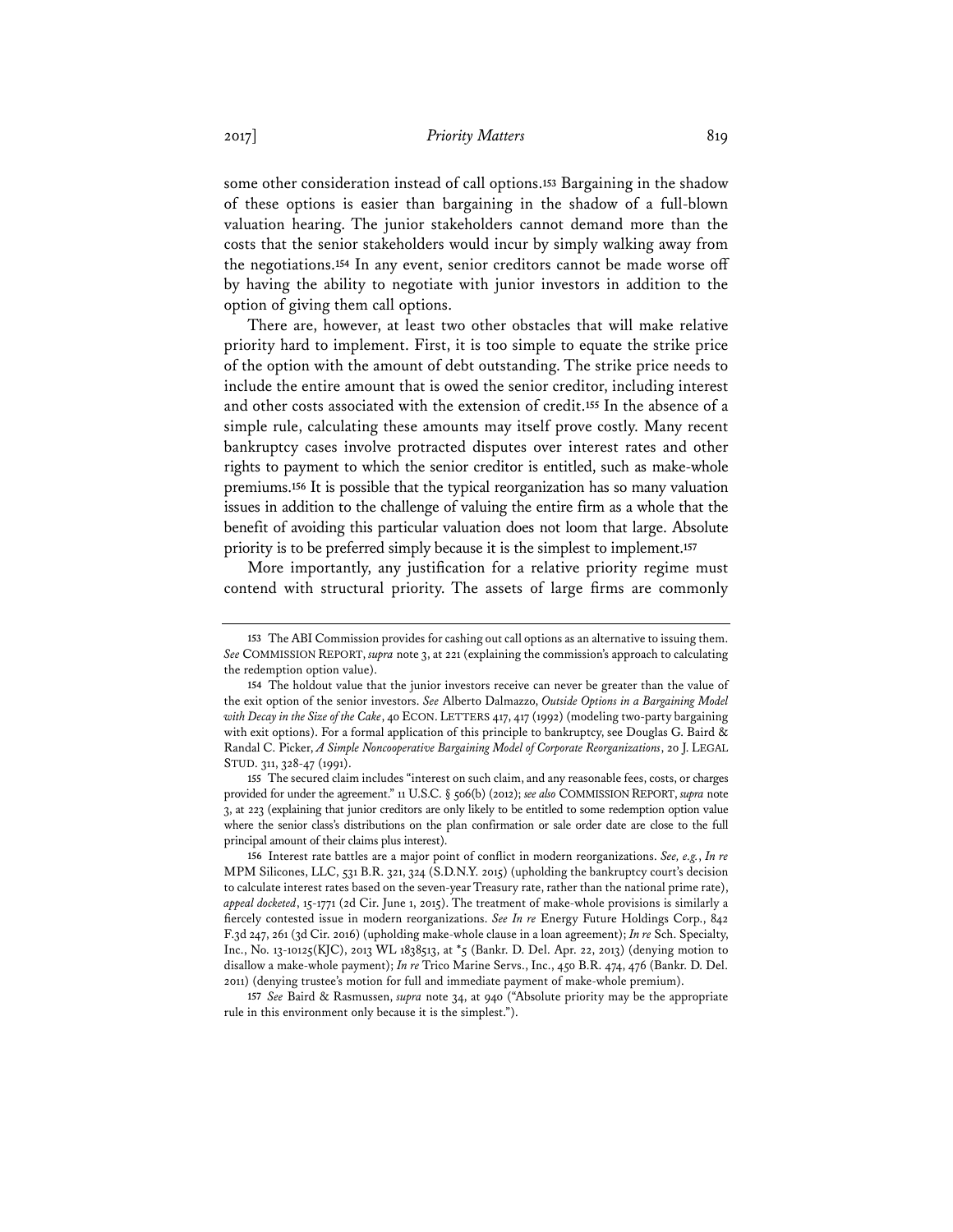some other consideration instead of call options.[153] Bargaining in the shadow of these options is easier than bargaining in the shadow of a full-blown valuation hearing. The junior stakeholders cannot demand more than the costs that the senior stakeholders would incur by simply walking away from the negotiations.[154] In any event, senior creditors cannot be made worse off by having the ability to negotiate with junior investors in addition to the option of giving them call options.

There are, however, at least two other obstacles that will make relative priority hard to implement. First, it is too simple to equate the strike price of the option with the amount of debt outstanding. The strike price needs to include the entire amount that is owed the senior creditor, including interest and other costs associated with the extension of credit.[155] In the absence of a simple rule, calculating these amounts may itself prove costly. Many recent bankruptcy cases involve protracted disputes over interest rates and other rights to payment to which the senior creditor is entitled, such as make-whole premiums.[156] It is possible that the typical reorganization has so many valuation issues in addition to the challenge of valuing the entire firm as a whole that the benefit of avoiding this particular valuation does not loom that large. Absolute priority is to be preferred simply because it is the simplest to implement.[157]

More importantly, any justification for a relative priority regime must contend with structural priority. The assets of large firms are commonly

---

153 The ABI Commission provides for cashing out call options as an alternative to issuing them. *See* COMMISSION REPORT, *supra* note 3, at 221 (explaining the commission's approach to calculating the redemption option value).

154 The holdout value that the junior investors receive can never be greater than the value of the exit option of the senior investors. *See* Alberto Dalmazzo, *Outside Options in a Bargaining Model with Decay in the Size of the Cake*, 40 ECON. LETTERS 417, 417 (1992) (modeling two-party bargaining with exit options). For a formal application of this principle to bankruptcy, see Douglas G. Baird & Randal C. Picker, *A Simple Noncooperative Bargaining Model of Corporate Reorganizations*, 20 J. LEGAL STUD. 311, 328-47 (1991).

155 The secured claim includes "interest on such claim, and any reasonable fees, costs, or charges provided for under the agreement." 11 U.S.C. § 506(b) (2012); *see also* COMMISSION REPORT, *supra* note 3, at 223 (explaining that junior creditors are only likely to be entitled to some redemption option value where the senior class's distributions on the plan confirmation or sale order date are close to the full principal amount of their claims plus interest).

156 Interest rate battles are a major point of conflict in modern reorganizations. *See, e.g.*, *In re* MPM Silicones, LLC, 531 B.R. 321, 324 (S.D.N.Y. 2015) (upholding the bankruptcy court's decision to calculate interest rates based on the seven-year Treasury rate, rather than the national prime rate), *appeal docketed*, 15-1771 (2d Cir. June 1, 2015). The treatment of make-whole provisions is similarly a fiercely contested issue in modern reorganizations. *See In re* Energy Future Holdings Corp., 842 F.3d 247, 261 (3d Cir. 2016) (upholding make-whole clause in a loan agreement); *In re* Sch. Specialty, Inc., No. 13-10125(KJC), 2013 WL 1838513, at *5 (Bankr. D. Del. Apr. 22, 2013) (denying motion to disallow a make-whole payment); *In re* Trico Marine Servs., Inc., 450 B.R. 474, 476 (Bankr. D. Del. 2011) (denying trustee's motion for full and immediate payment of make-whole premium).

157 *See* Baird & Rasmussen, *supra* note 34, at 940 ("Absolute priority may be the appropriate rule in this environment only because it is the simplest.").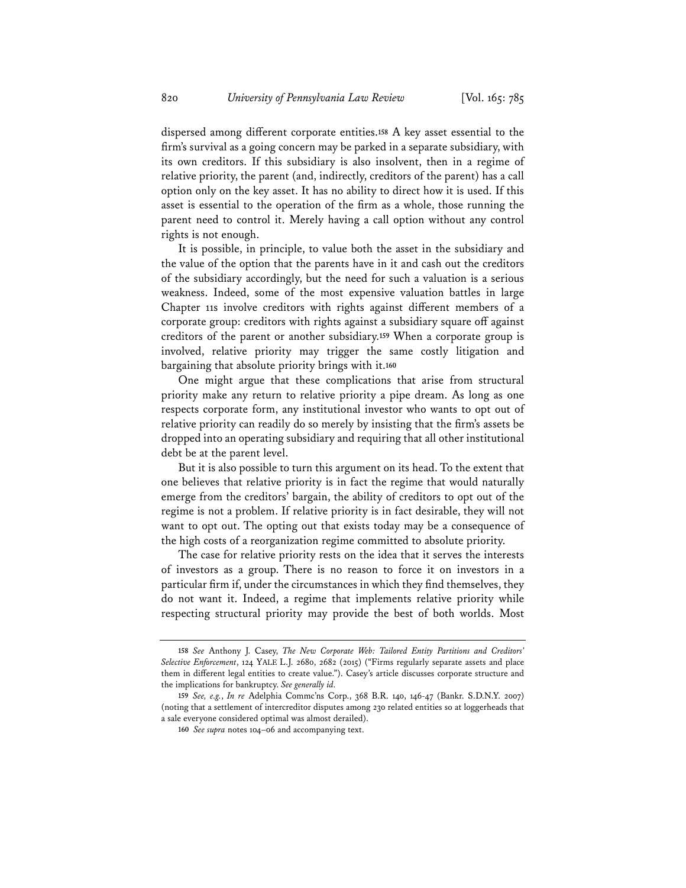dispersed among different corporate entities.[158] A key asset essential to the firm's survival as a going concern may be parked in a separate subsidiary, with its own creditors. If this subsidiary is also insolvent, then in a regime of relative priority, the parent (and, indirectly, creditors of the parent) has a call option only on the key asset. It has no ability to direct how it is used. If this asset is essential to the operation of the firm as a whole, those running the parent need to control it. Merely having a call option without any control rights is not enough.

It is possible, in principle, to value both the asset in the subsidiary and the value of the option that the parents have in it and cash out the creditors of the subsidiary accordingly, but the need for such a valuation is a serious weakness. Indeed, some of the most expensive valuation battles in large Chapter 11s involve creditors with rights against different members of a corporate group: creditors with rights against a subsidiary square off against creditors of the parent or another subsidiary.[159] When a corporate group is involved, relative priority may trigger the same costly litigation and bargaining that absolute priority brings with it.[160]

One might argue that these complications that arise from structural priority make any return to relative priority a pipe dream. As long as one respects corporate form, any institutional investor who wants to opt out of relative priority can readily do so merely by insisting that the firm's assets be dropped into an operating subsidiary and requiring that all other institutional debt be at the parent level.

But it is also possible to turn this argument on its head. To the extent that one believes that relative priority is in fact the regime that would naturally emerge from the creditors' bargain, the ability of creditors to opt out of the regime is not a problem. If relative priority is in fact desirable, they will not want to opt out. The opting out that exists today may be a consequence of the high costs of a reorganization regime committed to absolute priority.

The case for relative priority rests on the idea that it serves the interests of investors as a group. There is no reason to force it on investors in a particular firm if, under the circumstances in which they find themselves, they do not want it. Indeed, a regime that implements relative priority while respecting structural priority may provide the best of both worlds. Most

---

158 *See* Anthony J. Casey, *The New Corporate Web: Tailored Entity Partitions and Creditors' Selective Enforcement*, 124 YALE L.J. 2680, 2682 (2015) ("Firms regularly separate assets and place them in different legal entities to create value."). Casey's article discusses corporate structure and the implications for bankruptcy. *See generally id.*

159 *See, e.g.*, *In re* Adelphia Commc'ns Corp., 368 B.R. 140, 146-47 (Bankr. S.D.N.Y. 2007) (noting that a settlement of intercreditor disputes among 230 related entities so at loggerheads that a sale everyone considered optimal was almost derailed).

160 *See supra* notes 104–06 and accompanying text.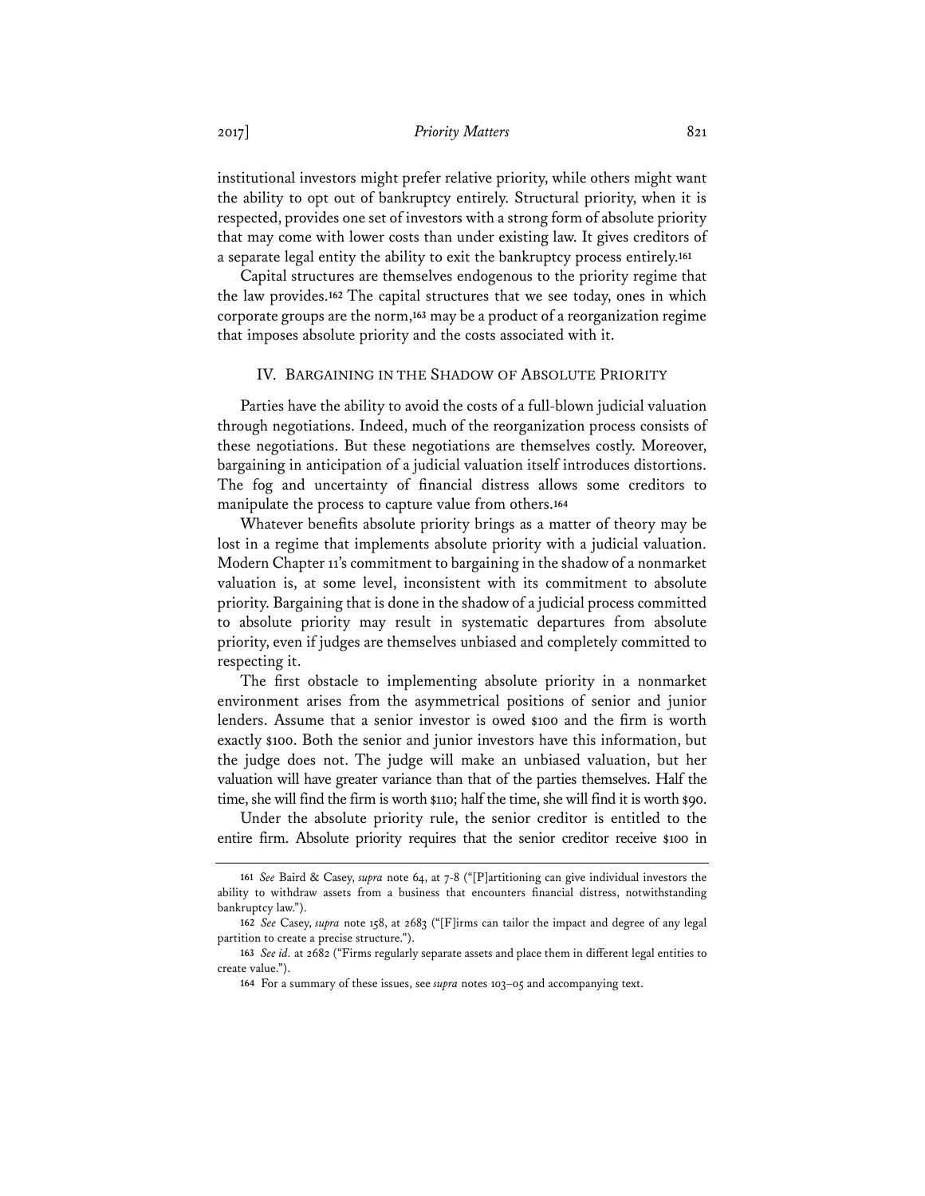institutional investors might prefer relative priority, while others might want the ability to opt out of bankruptcy entirely. Structural priority, when it is respected, provides one set of investors with a strong form of absolute priority that may come with lower costs than under existing law. It gives creditors of a separate legal entity the ability to exit the bankruptcy process entirely.[161]

Capital structures are themselves endogenous to the priority regime that the law provides.[162] The capital structures that we see today, ones in which corporate groups are the norm,[163] may be a product of a reorganization regime that imposes absolute priority and the costs associated with it.

## IV. BARGAINING IN THE SHADOW OF ABSOLUTE PRIORITY

Parties have the ability to avoid the costs of a full-blown judicial valuation through negotiations. Indeed, much of the reorganization process consists of these negotiations. But these negotiations are themselves costly. Moreover, bargaining in anticipation of a judicial valuation itself introduces distortions. The fog and uncertainty of financial distress allows some creditors to manipulate the process to capture value from others.[164]

Whatever benefits absolute priority brings as a matter of theory may be lost in a regime that implements absolute priority with a judicial valuation. Modern Chapter 11's commitment to bargaining in the shadow of a nonmarket valuation is, at some level, inconsistent with its commitment to absolute priority. Bargaining that is done in the shadow of a judicial process committed to absolute priority may result in systematic departures from absolute priority, even if judges are themselves unbiased and completely committed to respecting it.

The first obstacle to implementing absolute priority in a nonmarket environment arises from the asymmetrical positions of senior and junior lenders. Assume that a senior investor is owed \$100 and the firm is worth exactly \$100. Both the senior and junior investors have this information, but the judge does not. The judge will make an unbiased valuation, but her valuation will have greater variance than that of the parties themselves. Half the time, she will find the firm is worth \$110; half the time, she will find it is worth \$90.

Under the absolute priority rule, the senior creditor is entitled to the entire firm. Absolute priority requires that the senior creditor receive \$100 in

---

161 *See* Baird & Casey, *supra* note 64, at 7-8 ("[P]artitioning can give individual investors the ability to withdraw assets from a business that encounters financial distress, notwithstanding bankruptcy law.").

162 *See* Casey, *supra* note 158, at 2683 ("[F]irms can tailor the impact and degree of any legal partition to create a precise structure.").

163 *See id.* at 2682 ("Firms regularly separate assets and place them in different legal entities to create value.").

164 For a summary of these issues, see *supra* notes 103–05 and accompanying text.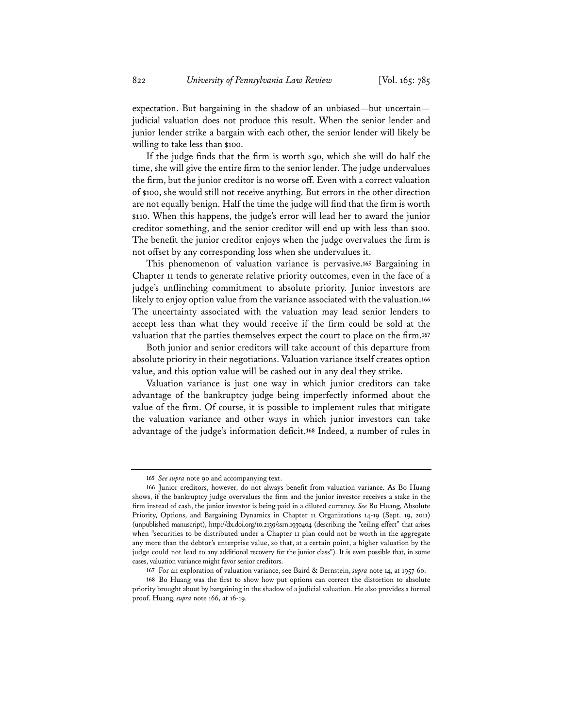expectation. But bargaining in the shadow of an unbiased—but uncertain—judicial valuation does not produce this result. When the senior lender and junior lender strike a bargain with each other, the senior lender will likely be willing to take less than $100.

If the judge finds that the firm is worth $90, which she will do half the time, she will give the entire firm to the senior lender. The judge undervalues the firm, but the junior creditor is no worse off. Even with a correct valuation of $100, she would still not receive anything. But errors in the other direction are not equally benign. Half the time the judge will find that the firm is worth $110. When this happens, the judge's error will lead her to award the junior creditor something, and the senior creditor will end up with less than $100. The benefit the junior creditor enjoys when the judge overvalues the firm is not offset by any corresponding loss when she undervalues it.

This phenomenon of valuation variance is pervasive.[165] Bargaining in Chapter 11 tends to generate relative priority outcomes, even in the face of a judge's unflinching commitment to absolute priority. Junior investors are likely to enjoy option value from the variance associated with the valuation.[166] The uncertainty associated with the valuation may lead senior lenders to accept less than what they would receive if the firm could be sold at the valuation that the parties themselves expect the court to place on the firm.[167]

Both junior and senior creditors will take account of this departure from absolute priority in their negotiations. Valuation variance itself creates option value, and this option value will be cashed out in any deal they strike.

Valuation variance is just one way in which junior creditors can take advantage of the bankruptcy judge being imperfectly informed about the value of the firm. Of course, it is possible to implement rules that mitigate the valuation variance and other ways in which junior investors can take advantage of the judge's information deficit.[168] Indeed, a number of rules in

---

165 *See supra* note 90 and accompanying text.

166 Junior creditors, however, do not always benefit from valuation variance. As Bo Huang shows, if the bankruptcy judge overvalues the firm and the junior investor receives a stake in the firm instead of cash, the junior investor is being paid in a diluted currency. *See* Bo Huang, Absolute Priority, Options, and Bargaining Dynamics in Chapter 11 Organizations 14-19 (Sept. 19, 2011) (unpublished manuscript), http://dx.doi.org/10.2139/ssrn.1930404 (describing the "ceiling effect" that arises when "securities to be distributed under a Chapter 11 plan could not be worth in the aggregate any more than the debtor's enterprise value, so that, at a certain point, a higher valuation by the judge could not lead to any additional recovery for the junior class"). It is even possible that, in some cases, valuation variance might favor senior creditors.

167 For an exploration of valuation variance, see Baird & Bernstein, *supra* note 14, at 1957-60.

168 Bo Huang was the first to show how put options can correct the distortion to absolute priority brought about by bargaining in the shadow of a judicial valuation. He also provides a formal proof. Huang, *supra* note 166, at 16-19.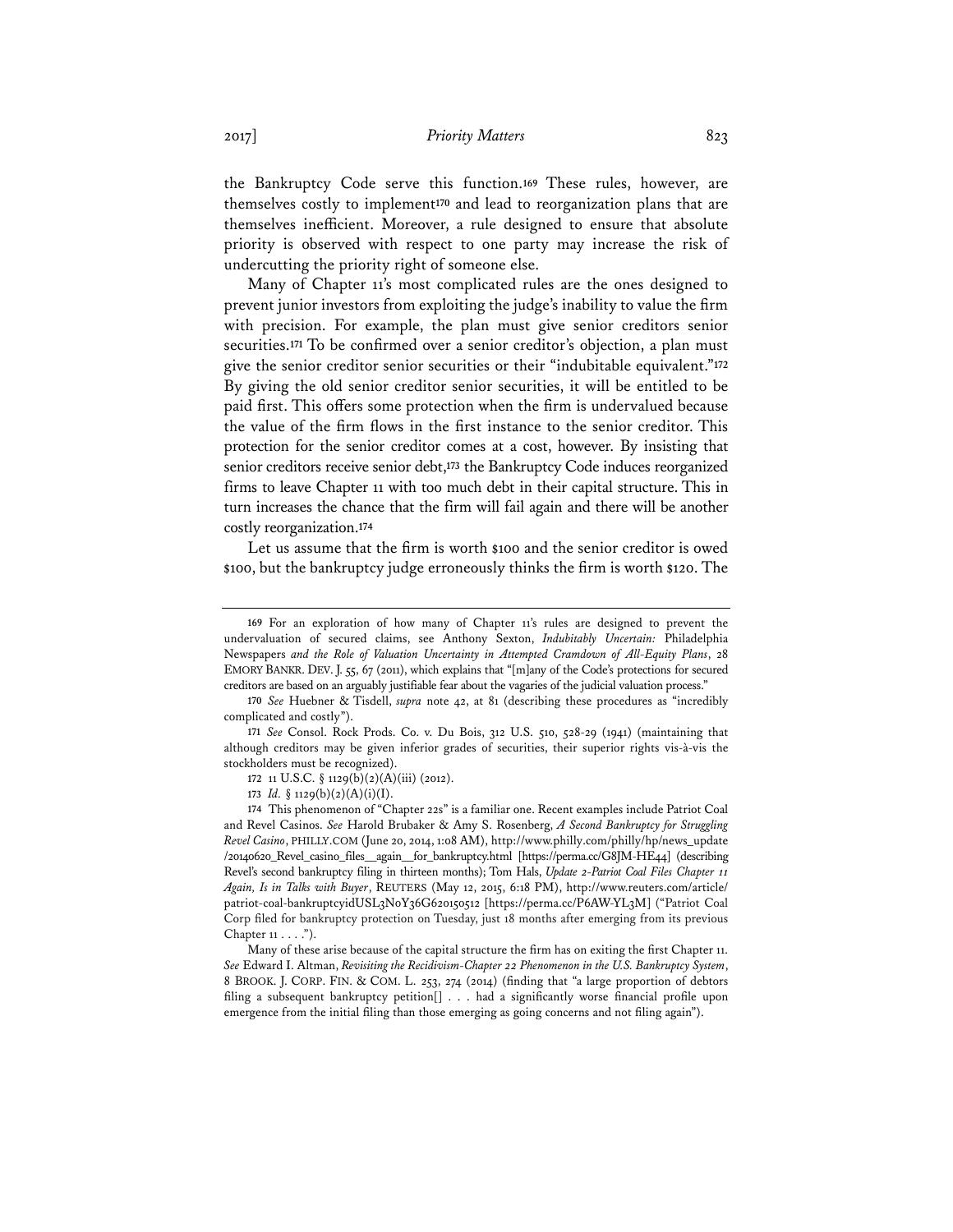the Bankruptcy Code serve this function.[169] These rules, however, are themselves costly to implement[170] and lead to reorganization plans that are themselves inefficient. Moreover, a rule designed to ensure that absolute priority is observed with respect to one party may increase the risk of undercutting the priority right of someone else.

Many of Chapter 11's most complicated rules are the ones designed to prevent junior investors from exploiting the judge's inability to value the firm with precision. For example, the plan must give senior creditors senior securities.[171] To be confirmed over a senior creditor's objection, a plan must give the senior creditor senior securities or their "indubitable equivalent."[172] By giving the old senior creditor senior securities, it will be entitled to be paid first. This offers some protection when the firm is undervalued because the value of the firm flows in the first instance to the senior creditor. This protection for the senior creditor comes at a cost, however. By insisting that senior creditors receive senior debt,[173] the Bankruptcy Code induces reorganized firms to leave Chapter 11 with too much debt in their capital structure. This in turn increases the chance that the firm will fail again and there will be another costly reorganization.[174]

Let us assume that the firm is worth $100 and the senior creditor is owed $100, but the bankruptcy judge erroneously thinks the firm is worth $120. The

---

169 For an exploration of how many of Chapter 11's rules are designed to prevent the undervaluation of secured claims, see Anthony Sexton, *Indubitably Uncertain:* Philadelphia Newspapers *and the Role of Valuation Uncertainty in Attempted Cramdown of All-Equity Plans*, 28 EMORY BANKR. DEV. J. 55, 67 (2011), which explains that "[m]any of the Code's protections for secured creditors are based on an arguably justifiable fear about the vagaries of the judicial valuation process."

170 *See* Huebner & Tisdell, *supra* note 42, at 81 (describing these procedures as "incredibly complicated and costly").

171 *See* Consol. Rock Prods. Co. v. Du Bois, 312 U.S. 510, 528-29 (1941) (maintaining that although creditors may be given inferior grades of securities, their superior rights vis-à-vis the stockholders must be recognized).

172 11 U.S.C. § 1129(b)(2)(A)(iii) (2012).

173 *Id.* § 1129(b)(2)(A)(i)(I).

174 This phenomenon of "Chapter 22s" is a familiar one. Recent examples include Patriot Coal and Revel Casinos. *See* Harold Brubaker & Amy S. Rosenberg, *A Second Bankruptcy for Struggling Revel Casino*, PHILLY.COM (June 20, 2014, 1:08 AM), http://www.philly.com/philly/hp/news_update/20140620_Revel_casino_files__again__for_bankruptcy.html [https://perma.cc/G8JM-HE44] (describing Revel's second bankruptcy filing in thirteen months); Tom Hals, *Update 2-Patriot Coal Files Chapter 11 Again, Is in Talks with Buyer*, REUTERS (May 12, 2015, 6:18 PM), http://www.reuters.com/article/patriot-coal-bankruptcyidUSL3N0Y36G620150512 [https://perma.cc/P6AW-YL3M] ("Patriot Coal Corp filed for bankruptcy protection on Tuesday, just 18 months after emerging from its previous Chapter 11 . . . .").

Many of these arise because of the capital structure the firm has on exiting the first Chapter 11. *See* Edward I. Altman, *Revisiting the Recidivism-Chapter 22 Phenomenon in the U.S. Bankruptcy System*, 8 BROOK. J. CORP. FIN. & COM. L. 253, 274 (2014) (finding that "a large proportion of debtors filing a subsequent bankruptcy petition[] . . . had a significantly worse financial profile upon emergence from the initial filing than those emerging as going concerns and not filing again").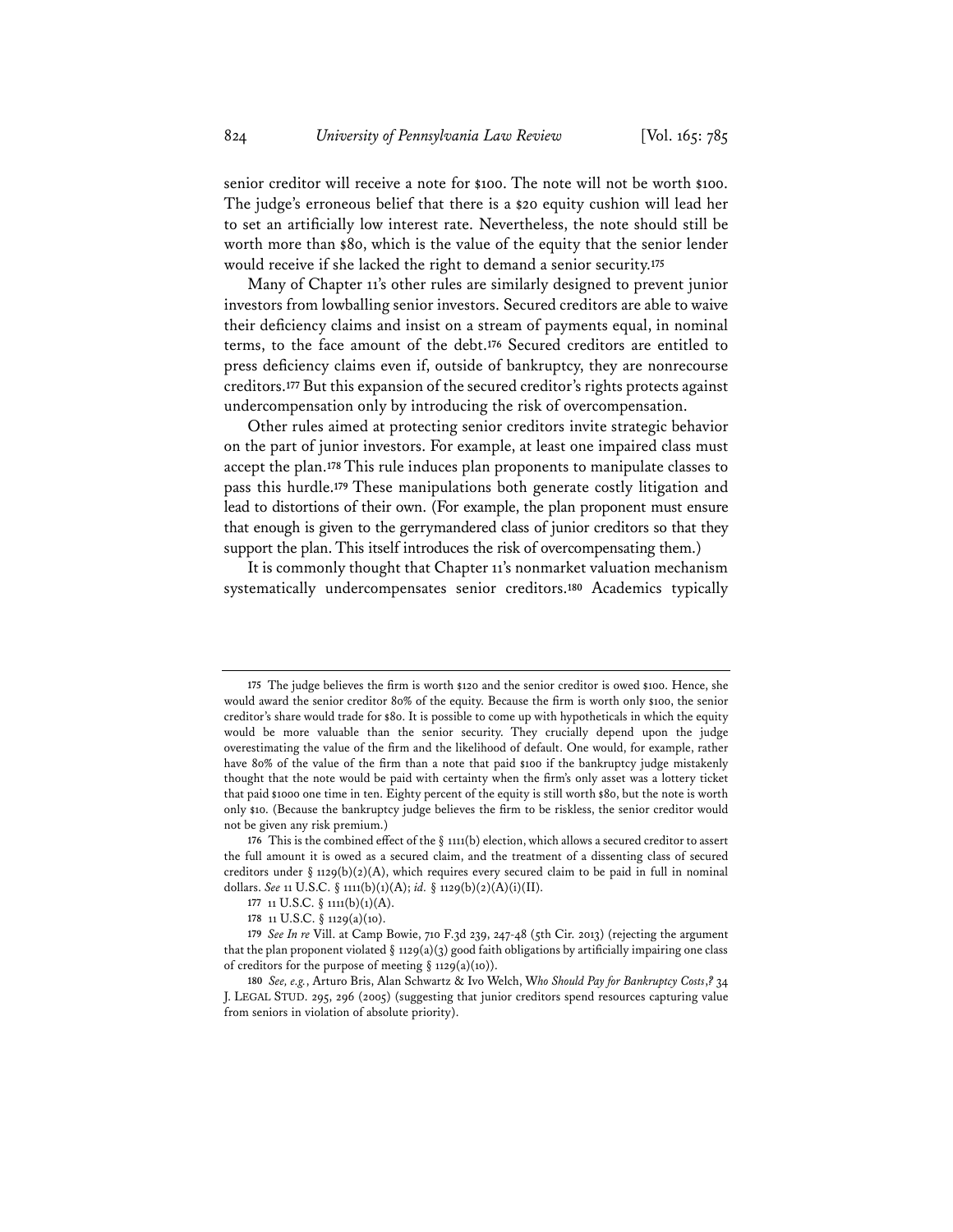senior creditor will receive a note for $100. The note will not be worth $100. The judge's erroneous belief that there is a $20 equity cushion will lead her to set an artificially low interest rate. Nevertheless, the note should still be worth more than $80, which is the value of the equity that the senior lender would receive if she lacked the right to demand a senior security.[175]

Many of Chapter 11's other rules are similarly designed to prevent junior investors from lowballing senior investors. Secured creditors are able to waive their deficiency claims and insist on a stream of payments equal, in nominal terms, to the face amount of the debt.[176] Secured creditors are entitled to press deficiency claims even if, outside of bankruptcy, they are nonrecourse creditors.[177] But this expansion of the secured creditor's rights protects against undercompensation only by introducing the risk of overcompensation.

Other rules aimed at protecting senior creditors invite strategic behavior on the part of junior investors. For example, at least one impaired class must accept the plan.[178] This rule induces plan proponents to manipulate classes to pass this hurdle.[179] These manipulations both generate costly litigation and lead to distortions of their own. (For example, the plan proponent must ensure that enough is given to the gerrymandered class of junior creditors so that they support the plan. This itself introduces the risk of overcompensating them.)

It is commonly thought that Chapter 11's nonmarket valuation mechanism systematically undercompensates senior creditors.[180] Academics typically

---

175 The judge believes the firm is worth $120 and the senior creditor is owed $100. Hence, she would award the senior creditor 80% of the equity. Because the firm is worth only $100, the senior creditor's share would trade for $80. It is possible to come up with hypotheticals in which the equity would be more valuable than the senior security. They crucially depend upon the judge overestimating the value of the firm and the likelihood of default. One would, for example, rather have 80% of the value of the firm than a note that paid $100 if the bankruptcy judge mistakenly thought that the note would be paid with certainty when the firm's only asset was a lottery ticket that paid $1000 one time in ten. Eighty percent of the equity is still worth $80, but the note is worth only $10. (Because the bankruptcy judge believes the firm to be riskless, the senior creditor would not be given any risk premium.)

176 This is the combined effect of the § 1111(b) election, which allows a secured creditor to assert the full amount it is owed as a secured claim, and the treatment of a dissenting class of secured creditors under § 1129(b)(2)(A), which requires every secured claim to be paid in full in nominal dollars. *See* 11 U.S.C. § 1111(b)(1)(A); *id.* § 1129(b)(2)(A)(i)(II).

177 11 U.S.C. § 1111(b)(1)(A).

178 11 U.S.C. § 1129(a)(10).

179 *See In re* Vill. at Camp Bowie, 710 F.3d 239, 247-48 (5th Cir. 2013) (rejecting the argument that the plan proponent violated § 1129(a)(3) good faith obligations by artificially impairing one class of creditors for the purpose of meeting § 1129(a)(10)).

180 *See, e.g.*, Arturo Bris, Alan Schwartz & Ivo Welch, *Who Should Pay for Bankruptcy Costs?*, 34 J. LEGAL STUD. 295, 296 (2005) (suggesting that junior creditors spend resources capturing value from seniors in violation of absolute priority).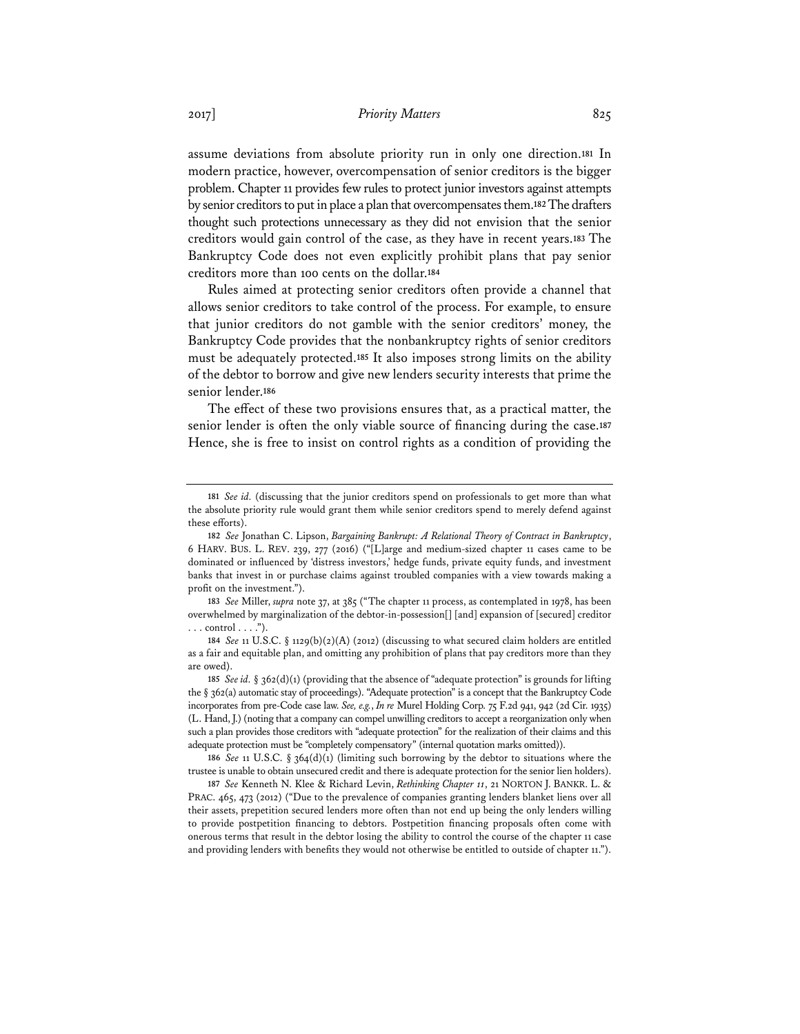assume deviations from absolute priority run in only one direction.[181] In modern practice, however, overcompensation of senior creditors is the bigger problem. Chapter 11 provides few rules to protect junior investors against attempts by senior creditors to put in place a plan that overcompensates them.[182] The drafters thought such protections unnecessary as they did not envision that the senior creditors would gain control of the case, as they have in recent years.[183] The Bankruptcy Code does not even explicitly prohibit plans that pay senior creditors more than 100 cents on the dollar.[184]

Rules aimed at protecting senior creditors often provide a channel that allows senior creditors to take control of the process. For example, to ensure that junior creditors do not gamble with the senior creditors' money, the Bankruptcy Code provides that the nonbankruptcy rights of senior creditors must be adequately protected.[185] It also imposes strong limits on the ability of the debtor to borrow and give new lenders security interests that prime the senior lender.[186]

The effect of these two provisions ensures that, as a practical matter, the senior lender is often the only viable source of financing during the case.[187] Hence, she is free to insist on control rights as a condition of providing the

---

181 *See id.* (discussing that the junior creditors spend on professionals to get more than what the absolute priority rule would grant them while senior creditors spend to merely defend against these efforts).

182 *See* Jonathan C. Lipson, *Bargaining Bankrupt: A Relational Theory of Contract in Bankruptcy*, 6 HARV. BUS. L. REV. 239, 277 (2016) ("[L]arge and medium-sized chapter 11 cases came to be dominated or influenced by 'distress investors,' hedge funds, private equity funds, and investment banks that invest in or purchase claims against troubled companies with a view towards making a profit on the investment.").

183 *See* Miller, *supra* note 37, at 385 ("The chapter 11 process, as contemplated in 1978, has been overwhelmed by marginalization of the debtor-in-possession[] [and] expansion of [secured] creditor . . . control . . . .").

184 *See* 11 U.S.C. § 1129(b)(2)(A) (2012) (discussing to what secured claim holders are entitled as a fair and equitable plan, and omitting any prohibition of plans that pay creditors more than they are owed).

185 *See id.* § 362(d)(1) (providing that the absence of "adequate protection" is grounds for lifting the § 362(a) automatic stay of proceedings). "Adequate protection" is a concept that the Bankruptcy Code incorporates from pre-Code case law. *See, e.g.*, *In re* Murel Holding Corp. 75 F.2d 941, 942 (2d Cir. 1935) (L. Hand, J.) (noting that a company can compel unwilling creditors to accept a reorganization only when such a plan provides those creditors with "adequate protection" for the realization of their claims and this adequate protection must be "completely compensatory" (internal quotation marks omitted)).

186 *See* 11 U.S.C. § 364(d)(1) (limiting such borrowing by the debtor to situations where the trustee is unable to obtain unsecured credit and there is adequate protection for the senior lien holders).

187 *See* Kenneth N. Klee & Richard Levin, *Rethinking Chapter 11*, 21 NORTON J. BANKR. L. & PRAC. 465, 473 (2012) ("Due to the prevalence of companies granting lenders blanket liens over all their assets, prepetition secured lenders more often than not end up being the only lenders willing to provide postpetition financing to debtors. Postpetition financing proposals often come with onerous terms that result in the debtor losing the ability to control the course of the chapter 11 case and providing lenders with benefits they would not otherwise be entitled to outside of chapter 11.").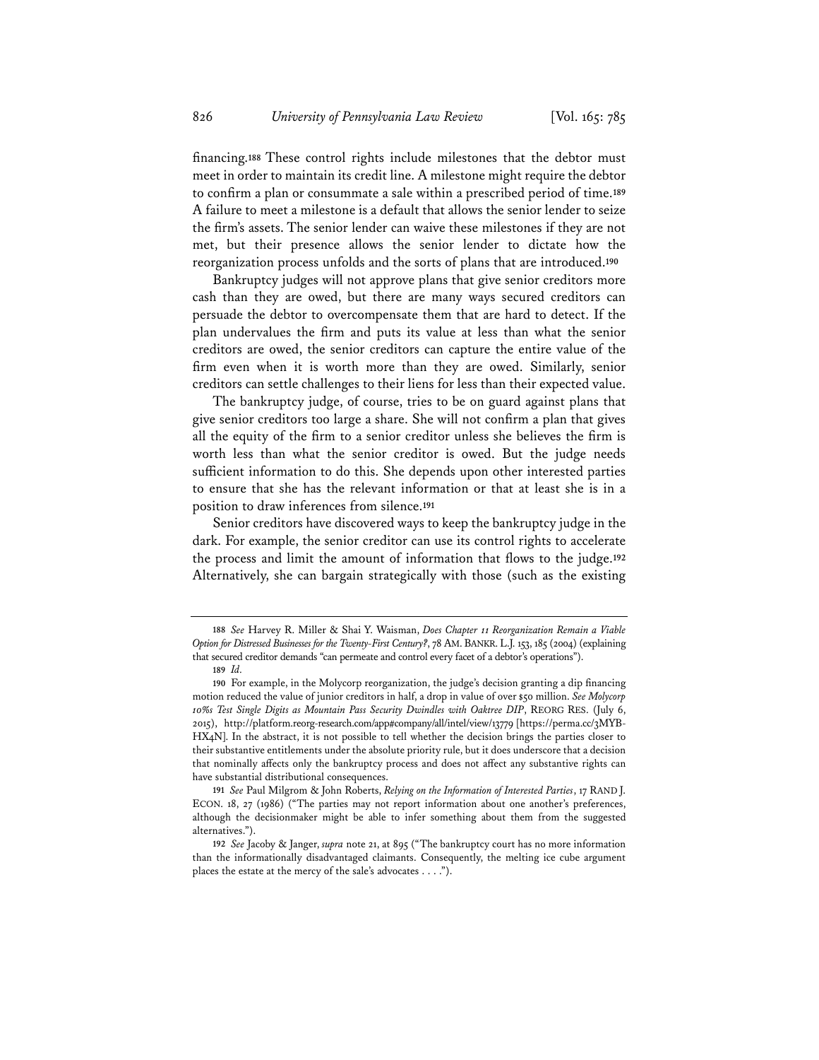financing.[188] These control rights include milestones that the debtor must meet in order to maintain its credit line. A milestone might require the debtor to confirm a plan or consummate a sale within a prescribed period of time.[189] A failure to meet a milestone is a default that allows the senior lender to seize the firm's assets. The senior lender can waive these milestones if they are not met, but their presence allows the senior lender to dictate how the reorganization process unfolds and the sorts of plans that are introduced.[190]

Bankruptcy judges will not approve plans that give senior creditors more cash than they are owed, but there are many ways secured creditors can persuade the debtor to overcompensate them that are hard to detect. If the plan undervalues the firm and puts its value at less than what the senior creditors are owed, the senior creditors can capture the entire value of the firm even when it is worth more than they are owed. Similarly, senior creditors can settle challenges to their liens for less than their expected value.

The bankruptcy judge, of course, tries to be on guard against plans that give senior creditors too large a share. She will not confirm a plan that gives all the equity of the firm to a senior creditor unless she believes the firm is worth less than what the senior creditor is owed. But the judge needs sufficient information to do this. She depends upon other interested parties to ensure that she has the relevant information or that at least she is in a position to draw inferences from silence.[191]

Senior creditors have discovered ways to keep the bankruptcy judge in the dark. For example, the senior creditor can use its control rights to accelerate the process and limit the amount of information that flows to the judge.[192] Alternatively, she can bargain strategically with those (such as the existing

---

[188] *See* Harvey R. Miller & Shai Y. Waisman, *Does Chapter 11 Reorganization Remain a Viable Option for Distressed Businesses for the Twenty-First Century?*, 78 AM. BANKR. L.J. 153, 185 (2004) (explaining that secured creditor demands "can permeate and control every facet of a debtor's operations").

[189] *Id.*

[190] For example, in the Molycorp reorganization, the judge's decision granting a dip financing motion reduced the value of junior creditors in half, a drop in value of over $50 million. *See Molycorp 10%s Test Single Digits as Mountain Pass Security Dwindles with Oaktree DIP*, REORG RES. (July 6, 2015), http://platform.reorg-research.com/app#company/all/intel/view/13779 [https://perma.cc/3MYB-HX4N]. In the abstract, it is not possible to tell whether the decision brings the parties closer to their substantive entitlements under the absolute priority rule, but it does underscore that a decision that nominally affects only the bankruptcy process and does not affect any substantive rights can have substantial distributional consequences.

[191] *See* Paul Milgrom & John Roberts, *Relying on the Information of Interested Parties*, 17 RAND J. ECON. 18, 27 (1986) ("The parties may not report information about one another's preferences, although the decisionmaker might be able to infer something about them from the suggested alternatives.").

[192] *See* Jacoby & Janger, *supra* note 21, at 895 ("The bankruptcy court has no more information than the informationally disadvantaged claimants. Consequently, the melting ice cube argument places the estate at the mercy of the sale's advocates . . . .").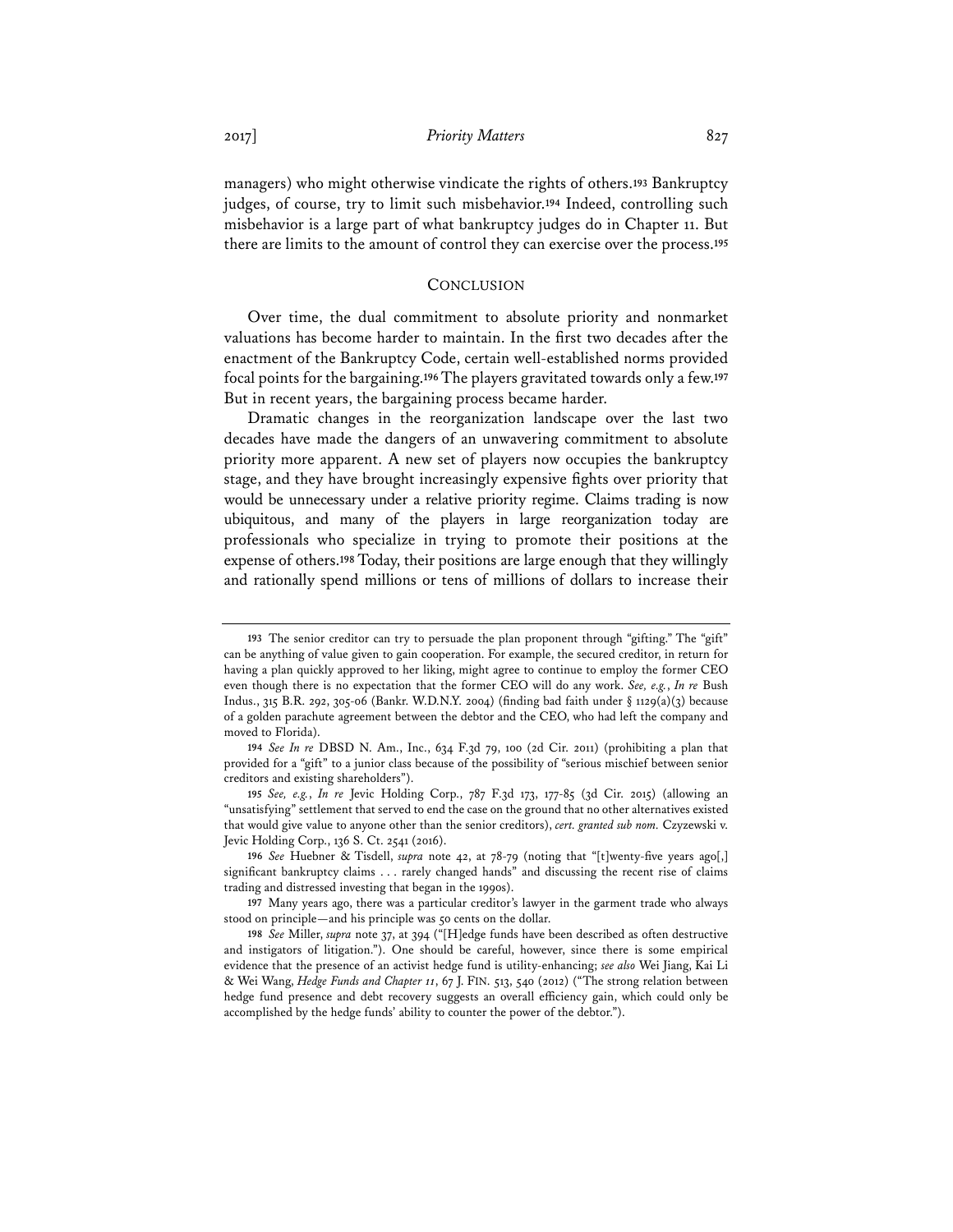managers) who might otherwise vindicate the rights of others.[193] Bankruptcy judges, of course, try to limit such misbehavior.[194] Indeed, controlling such misbehavior is a large part of what bankruptcy judges do in Chapter 11. But there are limits to the amount of control they can exercise over the process.[195]

## CONCLUSION

Over time, the dual commitment to absolute priority and nonmarket valuations has become harder to maintain. In the first two decades after the enactment of the Bankruptcy Code, certain well-established norms provided focal points for the bargaining.[196] The players gravitated towards only a few.[197] But in recent years, the bargaining process became harder.

Dramatic changes in the reorganization landscape over the last two decades have made the dangers of an unwavering commitment to absolute priority more apparent. A new set of players now occupies the bankruptcy stage, and they have brought increasingly expensive fights over priority that would be unnecessary under a relative priority regime. Claims trading is now ubiquitous, and many of the players in large reorganization today are professionals who specialize in trying to promote their positions at the expense of others.[198] Today, their positions are large enough that they willingly and rationally spend millions or tens of millions of dollars to increase their

---

193 The senior creditor can try to persuade the plan proponent through "gifting." The "gift" can be anything of value given to gain cooperation. For example, the secured creditor, in return for having a plan quickly approved to her liking, might agree to continue to employ the former CEO even though there is no expectation that the former CEO will do any work. *See, e.g.*, *In re* Bush Indus., 315 B.R. 292, 305-06 (Bankr. W.D.N.Y. 2004) (finding bad faith under § 1129(a)(3) because of a golden parachute agreement between the debtor and the CEO, who had left the company and moved to Florida).

194 *See In re* DBSD N. Am., Inc., 634 F.3d 79, 100 (2d Cir. 2011) (prohibiting a plan that provided for a "gift" to a junior class because of the possibility of "serious mischief between senior creditors and existing shareholders").

195 *See, e.g.*, *In re* Jevic Holding Corp., 787 F.3d 173, 177-85 (3d Cir. 2015) (allowing an "unsatisfying" settlement that served to end the case on the ground that no other alternatives existed that would give value to anyone other than the senior creditors), *cert. granted sub nom.* Czyzewski v. Jevic Holding Corp., 136 S. Ct. 2541 (2016).

196 *See* Huebner & Tisdell, *supra* note 42, at 78-79 (noting that "[t]wenty-five years ago[,] significant bankruptcy claims . . . rarely changed hands" and discussing the recent rise of claims trading and distressed investing that began in the 1990s).

197 Many years ago, there was a particular creditor's lawyer in the garment trade who always stood on principle—and his principle was 50 cents on the dollar.

198 *See* Miller, *supra* note 37, at 394 ("[H]edge funds have been described as often destructive and instigators of litigation."). One should be careful, however, since there is some empirical evidence that the presence of an activist hedge fund is utility-enhancing; *see also* Wei Jiang, Kai Li & Wei Wang, *Hedge Funds and Chapter 11*, 67 J. FIN. 513, 540 (2012) ("The strong relation between hedge fund presence and debt recovery suggests an overall efficiency gain, which could only be accomplished by the hedge funds' ability to counter the power of the debtor.").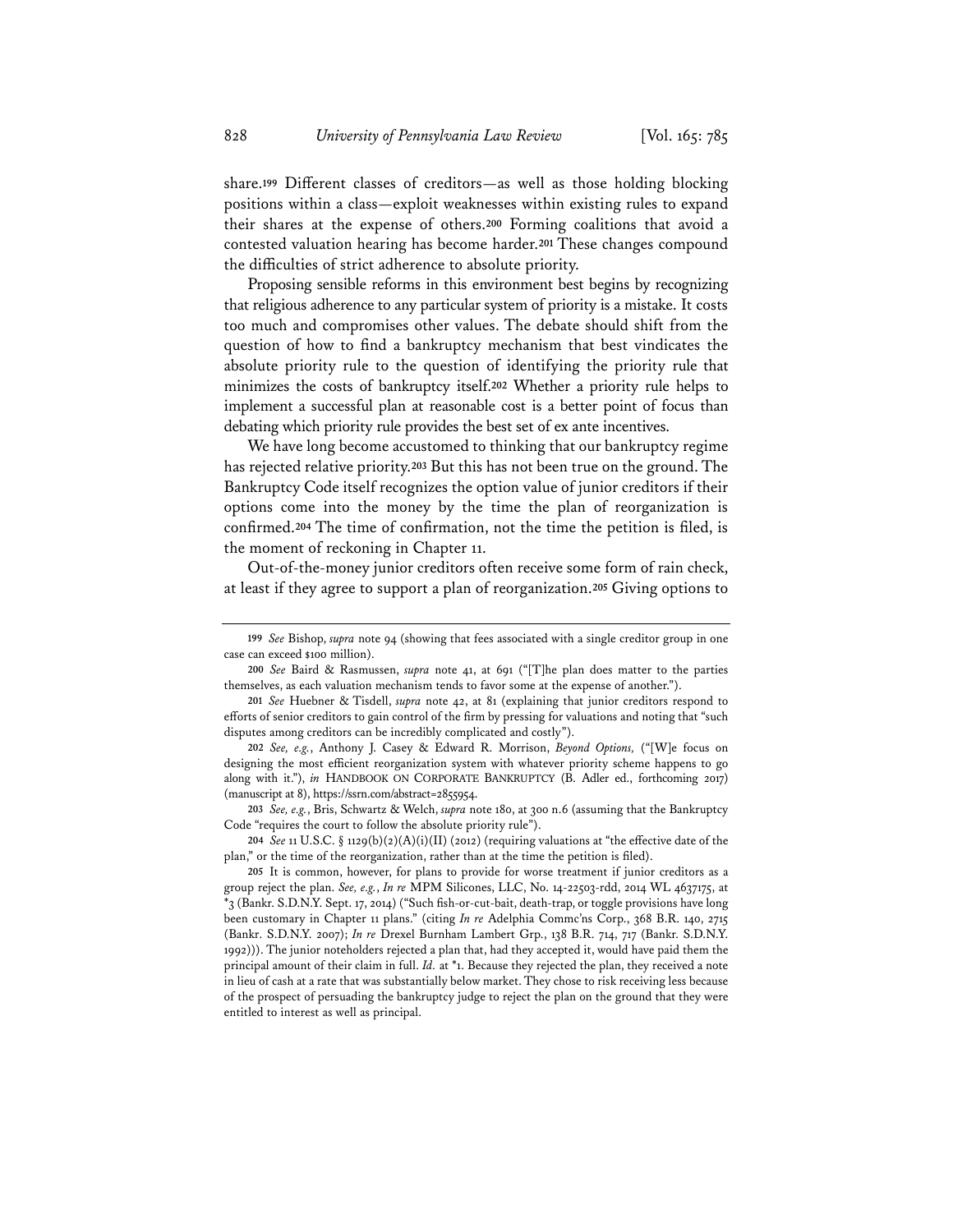share.[199] Different classes of creditors—as well as those holding blocking positions within a class—exploit weaknesses within existing rules to expand their shares at the expense of others.[200] Forming coalitions that avoid a contested valuation hearing has become harder.[201] These changes compound the difficulties of strict adherence to absolute priority.

Proposing sensible reforms in this environment best begins by recognizing that religious adherence to any particular system of priority is a mistake. It costs too much and compromises other values. The debate should shift from the question of how to find a bankruptcy mechanism that best vindicates the absolute priority rule to the question of identifying the priority rule that minimizes the costs of bankruptcy itself.[202] Whether a priority rule helps to implement a successful plan at reasonable cost is a better point of focus than debating which priority rule provides the best set of ex ante incentives.

We have long become accustomed to thinking that our bankruptcy regime has rejected relative priority.[203] But this has not been true on the ground. The Bankruptcy Code itself recognizes the option value of junior creditors if their options come into the money by the time the plan of reorganization is confirmed.[204] The time of confirmation, not the time the petition is filed, is the moment of reckoning in Chapter 11.

Out-of-the-money junior creditors often receive some form of rain check, at least if they agree to support a plan of reorganization.[205] Giving options to

---

199 *See* Bishop, *supra* note 94 (showing that fees associated with a single creditor group in one case can exceed $100 million).

200 *See* Baird & Rasmussen, *supra* note 41, at 691 ("[T]he plan does matter to the parties themselves, as each valuation mechanism tends to favor some at the expense of another.").

201 *See* Huebner & Tisdell, *supra* note 42, at 81 (explaining that junior creditors respond to efforts of senior creditors to gain control of the firm by pressing for valuations and noting that "such disputes among creditors can be incredibly complicated and costly").

202 *See, e.g.*, Anthony J. Casey & Edward R. Morrison, *Beyond Options*, ("[W]e focus on designing the most efficient reorganization system with whatever priority scheme happens to go along with it."), *in* HANDBOOK ON CORPORATE BANKRUPTCY (B. Adler ed., forthcoming 2017) (manuscript at 8), https://ssrn.com/abstract=2855954.

203 *See, e.g.*, Bris, Schwartz & Welch, *supra* note 180, at 300 n.6 (assuming that the Bankruptcy Code "requires the court to follow the absolute priority rule").

204 *See* 11 U.S.C. § 1129(b)(2)(A)(i)(II) (2012) (requiring valuations at "the effective date of the plan," or the time of the reorganization, rather than at the time the petition is filed).

205 It is common, however, for plans to provide for worse treatment if junior creditors as a group reject the plan. *See, e.g.*, *In re* MPM Silicones, LLC, No. 14-22503-rdd, 2014 WL 4637175, at *3 (Bankr. S.D.N.Y. Sept. 17, 2014) ("Such fish-or-cut-bait, death-trap, or toggle provisions have long been customary in Chapter 11 plans." (citing *In re* Adelphia Commc'ns Corp., 368 B.R. 140, 2715 (Bankr. S.D.N.Y. 2007); *In re* Drexel Burnham Lambert Grp., 138 B.R. 714, 717 (Bankr. S.D.N.Y. 1992))). The junior noteholders rejected a plan that, had they accepted it, would have paid them the principal amount of their claim in full. *Id.* at *1. Because they rejected the plan, they received a note in lieu of cash at a rate that was substantially below market. They chose to risk receiving less because of the prospect of persuading the bankruptcy judge to reject the plan on the ground that they were entitled to interest as well as principal.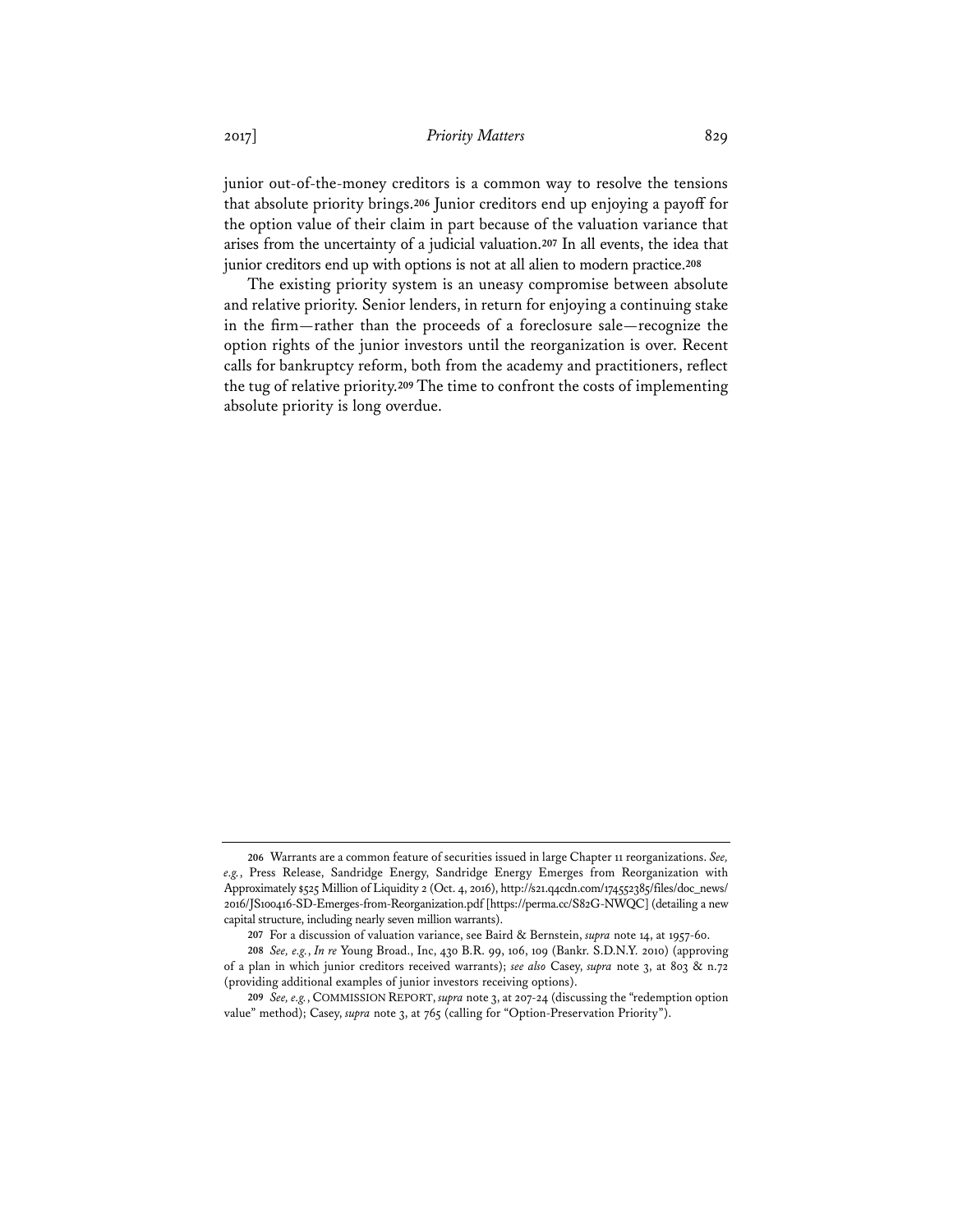junior out-of-the-money creditors is a common way to resolve the tensions that absolute priority brings.[206] Junior creditors end up enjoying a payoff for the option value of their claim in part because of the valuation variance that arises from the uncertainty of a judicial valuation.[207] In all events, the idea that junior creditors end up with options is not at all alien to modern practice.[208]

The existing priority system is an uneasy compromise between absolute and relative priority. Senior lenders, in return for enjoying a continuing stake in the firm—rather than the proceeds of a foreclosure sale—recognize the option rights of the junior investors until the reorganization is over. Recent calls for bankruptcy reform, both from the academy and practitioners, reflect the tug of relative priority.[209] The time to confront the costs of implementing absolute priority is long overdue.

---

**206** Warrants are a common feature of securities issued in large Chapter 11 reorganizations. *See, e.g.*, Press Release, Sandridge Energy, Sandridge Energy Emerges from Reorganization with Approximately $525 Million of Liquidity 2 (Oct. 4, 2016), http://s21.q4cdn.com/174552385/files/doc_news/2016/JS100416-SD-Emerges-from-Reorganization.pdf [https://perma.cc/S82G-NWQC] (detailing a new capital structure, including nearly seven million warrants).

**207** For a discussion of valuation variance, see Baird & Bernstein, *supra* note 14, at 1957-60.

**208** *See, e.g.*, *In re* Young Broad., Inc, 430 B.R. 99, 106, 109 (Bankr. S.D.N.Y. 2010) (approving of a plan in which junior creditors received warrants); *see also* Casey, *supra* note 3, at 803 & n.72 (providing additional examples of junior investors receiving options).

**209** *See, e.g.*, COMMISSION REPORT, *supra* note 3, at 207-24 (discussing the "redemption option value" method); Casey, *supra* note 3, at 765 (calling for "Option-Preservation Priority").